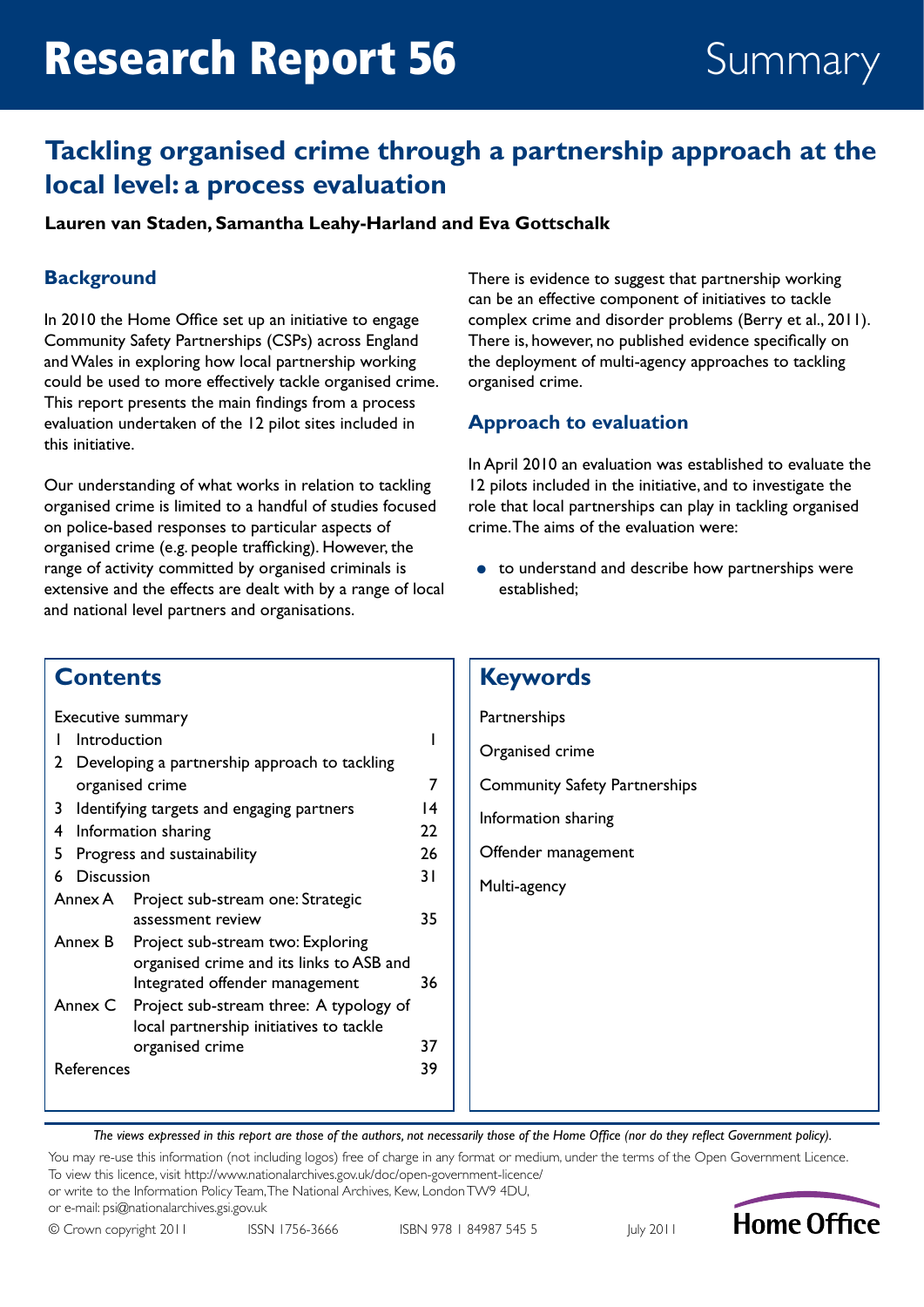# Research Report 56 — Summary

## Tackling organised crime through a partnership approach at the local level: a process evaluation

**Lauren van Staden, Samantha Leahy-Harland and Eva Gottschalk**

### Background

In 2010 the Home Office set up an initiative to engage Community Safety Partnerships (CSPs) across England and Wales in exploring how local partnership working could be used to more effectively tackle organised crime. This report presents the main findings from a process evaluation undertaken of the 12 pilot sites included in this initiative.

Our understanding of what works in relation to tackling organised crime is limited to a handful of studies focused on police-based responses to particular aspects of organised crime (e.g. people trafficking). However, the range of activity committed by organised criminals is extensive and the effects are dealt with by a range of local and national level partners and organisations.

There is evidence to suggest that partnership working can be an effective component of initiatives to tackle complex crime and disorder problems (Berry et al., 2011). There is, however, no published evidence specifically on the deployment of multi-agency approaches to tackling organised crime.

### Approach to evaluation

In April 2010 an evaluation was established to evaluate the 12 pilots included in the initiative, and to investigate the role that local partnerships can play in tackling organised crime. The aims of the evaluation were:

- to understand and describe how partnerships were established;

### Contents

| | | |
|---|---|---|
| Executive summary | | |
| 1 | Introduction | 1 |
| 2 | Developing a partnership approach to tackling organised crime | 7 |
| 3 | Identifying targets and engaging partners | 14 |
| 4 | Information sharing | 22 |
| 5 | Progress and sustainability | 26 |
| 6 | Discussion | 31 |
| Annex A | Project sub-stream one: Strategic assessment review | 35 |
| Annex B | Project sub-stream two: Exploring organised crime and its links to ASB and Integrated offender management | 36 |
| Annex C | Project sub-stream three: A typology of local partnership initiatives to tackle organised crime | 37 |
| References | | 39 |

### Keywords

Partnerships

Organised crime

Community Safety Partnerships

Information sharing

Offender management

Multi-agency

*The views expressed in this report are those of the authors, not necessarily those of the Home Office (nor do they reflect Government policy).*

You may re-use this information (not including logos) free of charge in any format or medium, under the terms of the Open Government Licence. To view this licence, visit http://www.nationalarchives.gov.uk/doc/open-government-licence/ or write to the Information Policy Team, The National Archives, Kew, London TW9 4DU, or e-mail: psi@nationalarchives.gsi.gov.uk

© Crown copyright 2011 ISSN 1756-3666 ISBN 978 1 84987 545 5 July 2011

Home Office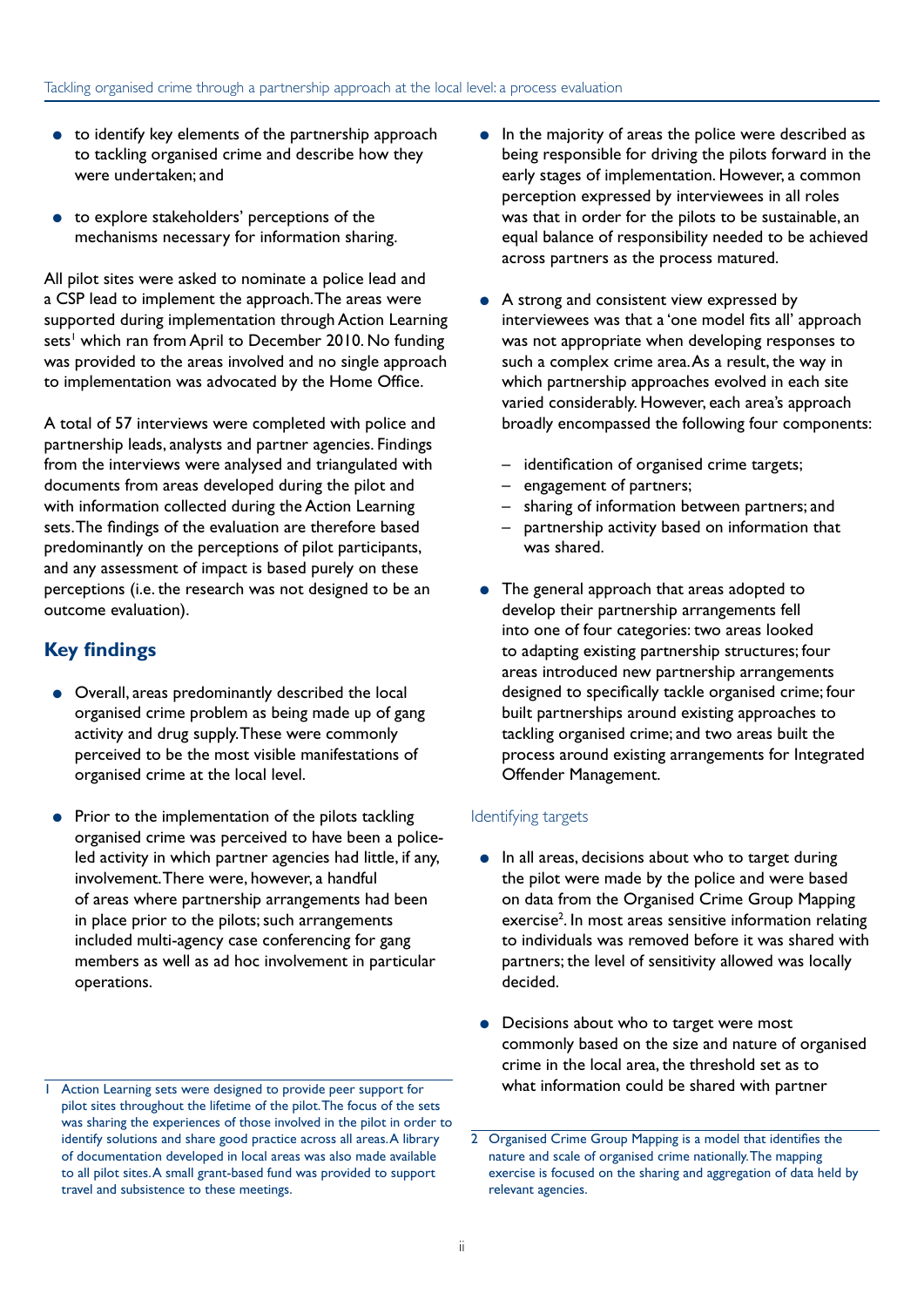- to identify key elements of the partnership approach to tackling organised crime and describe how they were undertaken; and
- to explore stakeholders' perceptions of the mechanisms necessary for information sharing.

All pilot sites were asked to nominate a police lead and a CSP lead to implement the approach. The areas were supported during implementation through Action Learning sets[1] which ran from April to December 2010. No funding was provided to the areas involved and no single approach to implementation was advocated by the Home Office.

A total of 57 interviews were completed with police and partnership leads, analysts and partner agencies. Findings from the interviews were analysed and triangulated with documents from areas developed during the pilot and with information collected during the Action Learning sets. The findings of the evaluation are therefore based predominantly on the perceptions of pilot participants, and any assessment of impact is based purely on these perceptions (i.e. the research was not designed to be an outcome evaluation).

## Key findings

- Overall, areas predominantly described the local organised crime problem as being made up of gang activity and drug supply. These were commonly perceived to be the most visible manifestations of organised crime at the local level.
- Prior to the implementation of the pilots tackling organised crime was perceived to have been a police-led activity in which partner agencies had little, if any, involvement. There were, however, a handful of areas where partnership arrangements had been in place prior to the pilots; such arrangements included multi-agency case conferencing for gang members as well as ad hoc involvement in particular operations.
- In the majority of areas the police were described as being responsible for driving the pilots forward in the early stages of implementation. However, a common perception expressed by interviewees in all roles was that in order for the pilots to be sustainable, an equal balance of responsibility needed to be achieved across partners as the process matured.
- A strong and consistent view expressed by interviewees was that a 'one model fits all' approach was not appropriate when developing responses to such a complex crime area. As a result, the way in which partnership approaches evolved in each site varied considerably. However, each area's approach broadly encompassed the following four components:
  - identification of organised crime targets;
  - engagement of partners;
  - sharing of information between partners; and
  - partnership activity based on information that was shared.
- The general approach that areas adopted to develop their partnership arrangements fell into one of four categories: two areas looked to adapting existing partnership structures; four areas introduced new partnership arrangements designed to specifically tackle organised crime; four built partnerships around existing approaches to tackling organised crime; and two areas built the process around existing arrangements for Integrated Offender Management.

### Identifying targets

- In all areas, decisions about who to target during the pilot were made by the police and were based on data from the Organised Crime Group Mapping exercise[2]. In most areas sensitive information relating to individuals was removed before it was shared with partners; the level of sensitivity allowed was locally decided.
- Decisions about who to target were most commonly based on the size and nature of organised crime in the local area, the threshold set as to what information could be shared with partner

---

1 Action Learning sets were designed to provide peer support for pilot sites throughout the lifetime of the pilot. The focus of the sets was sharing the experiences of those involved in the pilot in order to identify solutions and share good practice across all areas. A library of documentation developed in local areas was also made available to all pilot sites. A small grant-based fund was provided to support travel and subsistence to these meetings.

2 Organised Crime Group Mapping is a model that identifies the nature and scale of organised crime nationally. The mapping exercise is focused on the sharing and aggregation of data held by relevant agencies.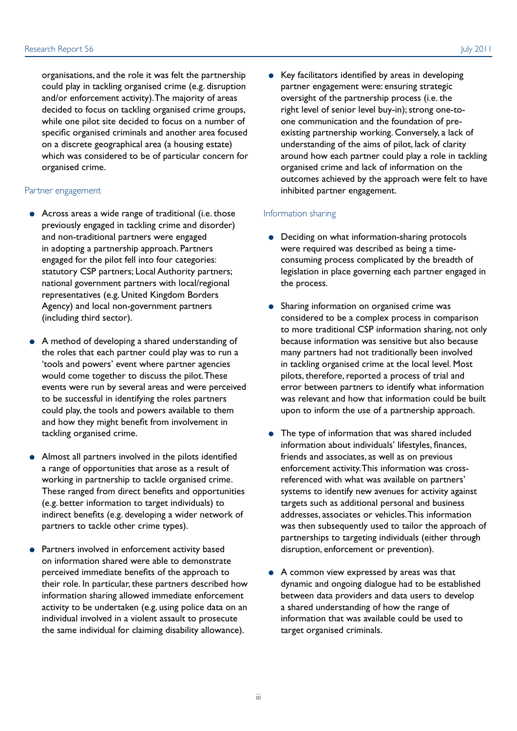organisations, and the role it was felt the partnership could play in tackling organised crime (e.g. disruption and/or enforcement activity). The majority of areas decided to focus on tackling organised crime groups, while one pilot site decided to focus on a number of specific organised criminals and another area focused on a discrete geographical area (a housing estate) which was considered to be of particular concern for organised crime.

### Partner engagement

- Across areas a wide range of traditional (i.e. those previously engaged in tackling crime and disorder) and non-traditional partners were engaged in adopting a partnership approach. Partners engaged for the pilot fell into four categories: statutory CSP partners; Local Authority partners; national government partners with local/regional representatives (e.g. United Kingdom Borders Agency) and local non-government partners (including third sector).

- A method of developing a shared understanding of the roles that each partner could play was to run a 'tools and powers' event where partner agencies would come together to discuss the pilot. These events were run by several areas and were perceived to be successful in identifying the roles partners could play, the tools and powers available to them and how they might benefit from involvement in tackling organised crime.

- Almost all partners involved in the pilots identified a range of opportunities that arose as a result of working in partnership to tackle organised crime. These ranged from direct benefits and opportunities (e.g. better information to target individuals) to indirect benefits (e.g. developing a wider network of partners to tackle other crime types).

- Partners involved in enforcement activity based on information shared were able to demonstrate perceived immediate benefits of the approach to their role. In particular, these partners described how information sharing allowed immediate enforcement activity to be undertaken (e.g. using police data on an individual involved in a violent assault to prosecute the same individual for claiming disability allowance).

- Key facilitators identified by areas in developing partner engagement were: ensuring strategic oversight of the partnership process (i.e. the right level of senior level buy-in); strong one-to-one communication and the foundation of pre-existing partnership working. Conversely, a lack of understanding of the aims of pilot, lack of clarity around how each partner could play a role in tackling organised crime and lack of information on the outcomes achieved by the approach were felt to have inhibited partner engagement.

### Information sharing

- Deciding on what information-sharing protocols were required was described as being a time-consuming process complicated by the breadth of legislation in place governing each partner engaged in the process.

- Sharing information on organised crime was considered to be a complex process in comparison to more traditional CSP information sharing, not only because information was sensitive but also because many partners had not traditionally been involved in tackling organised crime at the local level. Most pilots, therefore, reported a process of trial and error between partners to identify what information was relevant and how that information could be built upon to inform the use of a partnership approach.

- The type of information that was shared included information about individuals' lifestyles, finances, friends and associates, as well as on previous enforcement activity. This information was cross-referenced with what was available on partners' systems to identify new avenues for activity against targets such as additional personal and business addresses, associates or vehicles. This information was then subsequently used to tailor the approach of partnerships to targeting individuals (either through disruption, enforcement or prevention).

- A common view expressed by areas was that dynamic and ongoing dialogue had to be established between data providers and data users to develop a shared understanding of how the range of information that was available could be used to target organised criminals.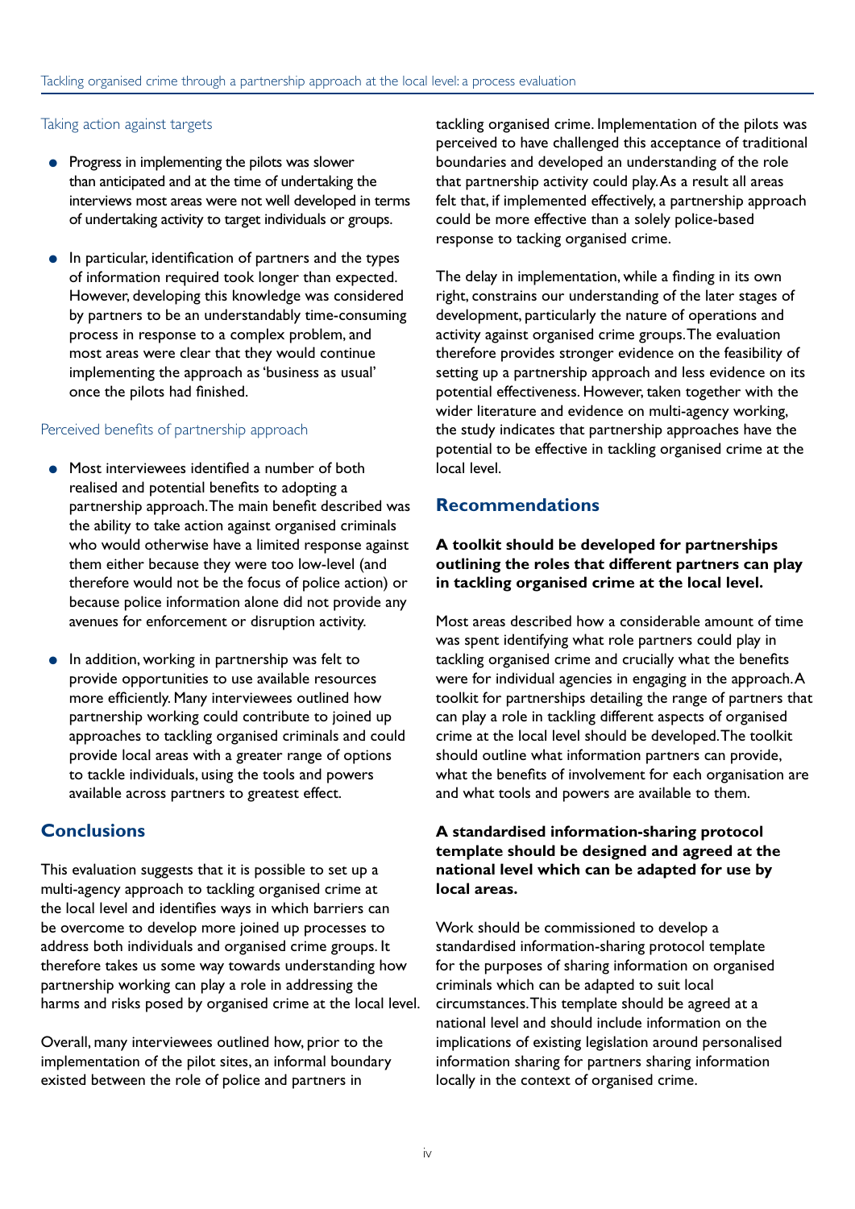### Taking action against targets

- Progress in implementing the pilots was slower than anticipated and at the time of undertaking the interviews most areas were not well developed in terms of undertaking activity to target individuals or groups.
- In particular, identification of partners and the types of information required took longer than expected. However, developing this knowledge was considered by partners to be an understandably time-consuming process in response to a complex problem, and most areas were clear that they would continue implementing the approach as 'business as usual' once the pilots had finished.

### Perceived benefits of partnership approach

- Most interviewees identified a number of both realised and potential benefits to adopting a partnership approach. The main benefit described was the ability to take action against organised criminals who would otherwise have a limited response against them either because they were too low-level (and therefore would not be the focus of police action) or because police information alone did not provide any avenues for enforcement or disruption activity.
- In addition, working in partnership was felt to provide opportunities to use available resources more efficiently. Many interviewees outlined how partnership working could contribute to joined up approaches to tackling organised criminals and could provide local areas with a greater range of options to tackle individuals, using the tools and powers available across partners to greatest effect.

## Conclusions

This evaluation suggests that it is possible to set up a multi-agency approach to tackling organised crime at the local level and identifies ways in which barriers can be overcome to develop more joined up processes to address both individuals and organised crime groups. It therefore takes us some way towards understanding how partnership working can play a role in addressing the harms and risks posed by organised crime at the local level.

Overall, many interviewees outlined how, prior to the implementation of the pilot sites, an informal boundary existed between the role of police and partners in tackling organised crime. Implementation of the pilots was perceived to have challenged this acceptance of traditional boundaries and developed an understanding of the role that partnership activity could play. As a result all areas felt that, if implemented effectively, a partnership approach could be more effective than a solely police-based response to tacking organised crime.

The delay in implementation, while a finding in its own right, constrains our understanding of the later stages of development, particularly the nature of operations and activity against organised crime groups. The evaluation therefore provides stronger evidence on the feasibility of setting up a partnership approach and less evidence on its potential effectiveness. However, taken together with the wider literature and evidence on multi-agency working, the study indicates that partnership approaches have the potential to be effective in tackling organised crime at the local level.

## Recommendations

**A toolkit should be developed for partnerships outlining the roles that different partners can play in tackling organised crime at the local level.**

Most areas described how a considerable amount of time was spent identifying what role partners could play in tackling organised crime and crucially what the benefits were for individual agencies in engaging in the approach. A toolkit for partnerships detailing the range of partners that can play a role in tackling different aspects of organised crime at the local level should be developed. The toolkit should outline what information partners can provide, what the benefits of involvement for each organisation are and what tools and powers are available to them.

**A standardised information-sharing protocol template should be designed and agreed at the national level which can be adapted for use by local areas.**

Work should be commissioned to develop a standardised information-sharing protocol template for the purposes of sharing information on organised criminals which can be adapted to suit local circumstances. This template should be agreed at a national level and should include information on the implications of existing legislation around personalised information sharing for partners sharing information locally in the context of organised crime.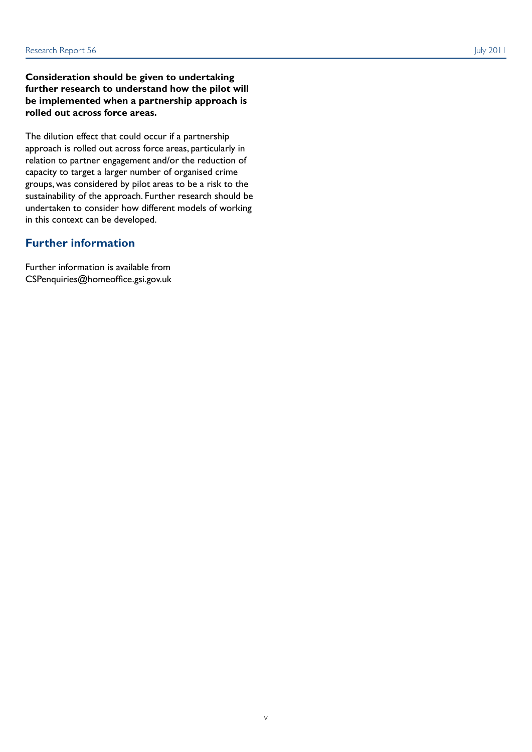**Consideration should be given to undertaking further research to understand how the pilot will be implemented when a partnership approach is rolled out across force areas.**

The dilution effect that could occur if a partnership approach is rolled out across force areas, particularly in relation to partner engagement and/or the reduction of capacity to target a larger number of organised crime groups, was considered by pilot areas to be a risk to the sustainability of the approach. Further research should be undertaken to consider how different models of working in this context can be developed.

## Further information

Further information is available from CSPenquiries@homeoffice.gsi.gov.uk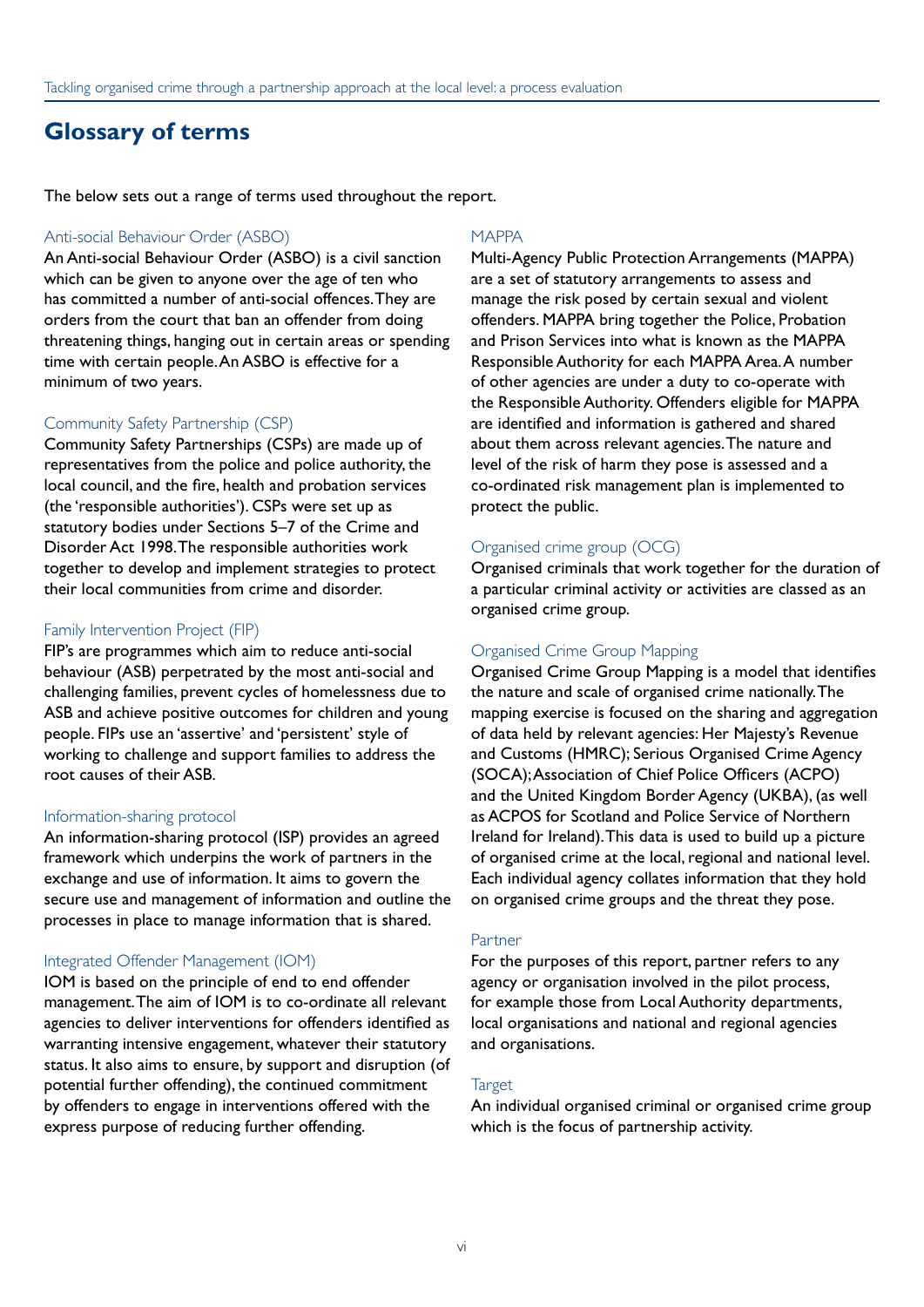## Glossary of terms

The below sets out a range of terms used throughout the report.

### Anti-social Behaviour Order (ASBO)

An Anti-social Behaviour Order (ASBO) is a civil sanction which can be given to anyone over the age of ten who has committed a number of anti-social offences. They are orders from the court that ban an offender from doing threatening things, hanging out in certain areas or spending time with certain people. An ASBO is effective for a minimum of two years.

### Community Safety Partnership (CSP)

Community Safety Partnerships (CSPs) are made up of representatives from the police and police authority, the local council, and the fire, health and probation services (the 'responsible authorities'). CSPs were set up as statutory bodies under Sections 5–7 of the Crime and Disorder Act 1998. The responsible authorities work together to develop and implement strategies to protect their local communities from crime and disorder.

### Family Intervention Project (FIP)

FIP's are programmes which aim to reduce anti-social behaviour (ASB) perpetrated by the most anti-social and challenging families, prevent cycles of homelessness due to ASB and achieve positive outcomes for children and young people. FIPs use an 'assertive' and 'persistent' style of working to challenge and support families to address the root causes of their ASB.

### Information-sharing protocol

An information-sharing protocol (ISP) provides an agreed framework which underpins the work of partners in the exchange and use of information. It aims to govern the secure use and management of information and outline the processes in place to manage information that is shared.

### Integrated Offender Management (IOM)

IOM is based on the principle of end to end offender management. The aim of IOM is to co-ordinate all relevant agencies to deliver interventions for offenders identified as warranting intensive engagement, whatever their statutory status. It also aims to ensure, by support and disruption (of potential further offending), the continued commitment by offenders to engage in interventions offered with the express purpose of reducing further offending.

### MAPPA

Multi-Agency Public Protection Arrangements (MAPPA) are a set of statutory arrangements to assess and manage the risk posed by certain sexual and violent offenders. MAPPA bring together the Police, Probation and Prison Services into what is known as the MAPPA Responsible Authority for each MAPPA Area. A number of other agencies are under a duty to co-operate with the Responsible Authority. Offenders eligible for MAPPA are identified and information is gathered and shared about them across relevant agencies. The nature and level of the risk of harm they pose is assessed and a co-ordinated risk management plan is implemented to protect the public.

### Organised crime group (OCG)

Organised criminals that work together for the duration of a particular criminal activity or activities are classed as an organised crime group.

### Organised Crime Group Mapping

Organised Crime Group Mapping is a model that identifies the nature and scale of organised crime nationally. The mapping exercise is focused on the sharing and aggregation of data held by relevant agencies: Her Majesty's Revenue and Customs (HMRC); Serious Organised Crime Agency (SOCA); Association of Chief Police Officers (ACPO) and the United Kingdom Border Agency (UKBA), (as well as ACPOS for Scotland and Police Service of Northern Ireland for Ireland). This data is used to build up a picture of organised crime at the local, regional and national level. Each individual agency collates information that they hold on organised crime groups and the threat they pose.

### Partner

For the purposes of this report, partner refers to any agency or organisation involved in the pilot process, for example those from Local Authority departments, local organisations and national and regional agencies and organisations.

### Target

An individual organised criminal or organised crime group which is the focus of partnership activity.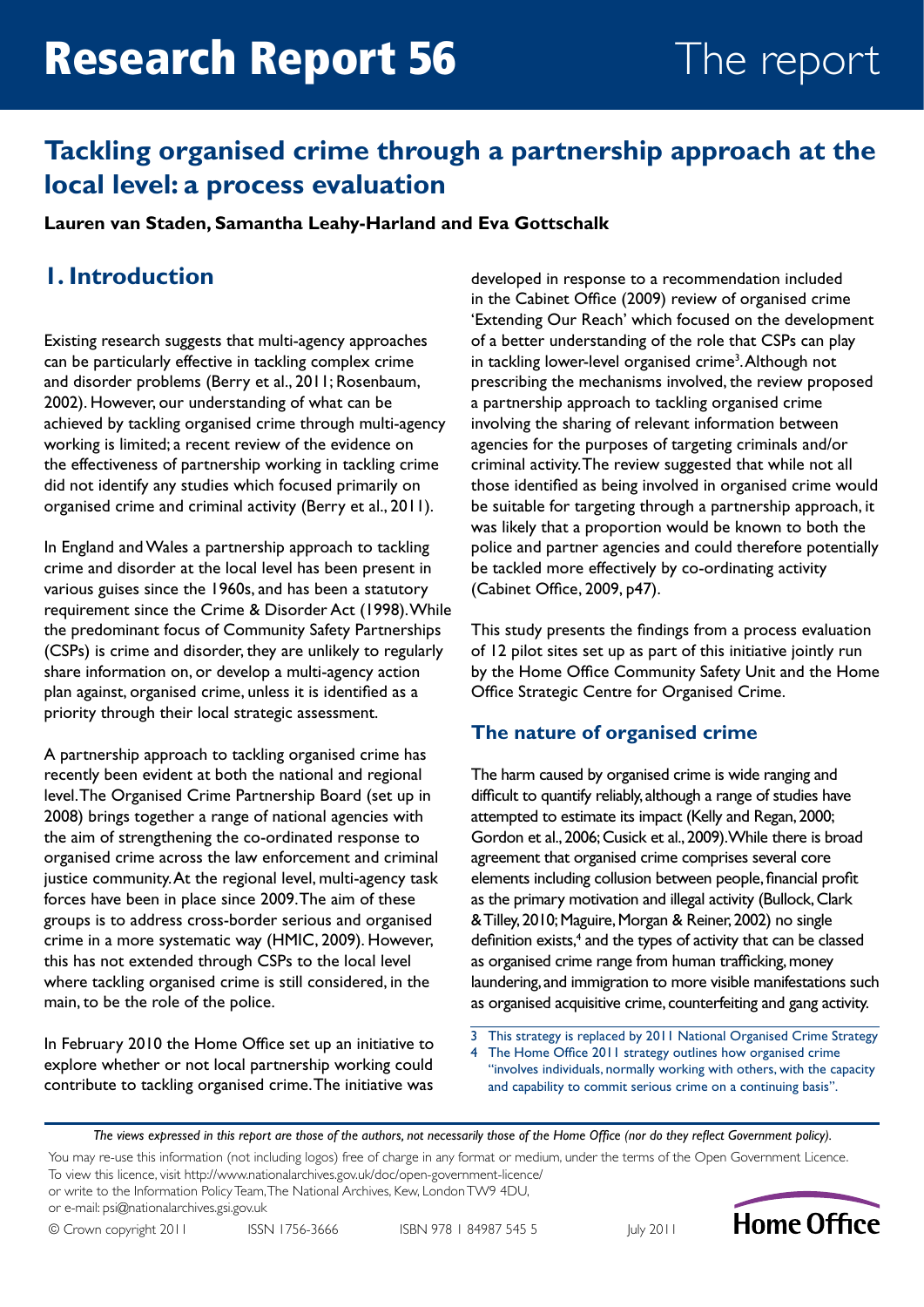# Research Report 56

The report

## Tackling organised crime through a partnership approach at the local level: a process evaluation

**Lauren van Staden, Samantha Leahy-Harland and Eva Gottschalk**

## 1. Introduction

Existing research suggests that multi-agency approaches can be particularly effective in tackling complex crime and disorder problems (Berry et al., 2011; Rosenbaum, 2002). However, our understanding of what can be achieved by tackling organised crime through multi-agency working is limited; a recent review of the evidence on the effectiveness of partnership working in tackling crime did not identify any studies which focused primarily on organised crime and criminal activity (Berry et al., 2011).

In England and Wales a partnership approach to tackling crime and disorder at the local level has been present in various guises since the 1960s, and has been a statutory requirement since the Crime & Disorder Act (1998). While the predominant focus of Community Safety Partnerships (CSPs) is crime and disorder, they are unlikely to regularly share information on, or develop a multi-agency action plan against, organised crime, unless it is identified as a priority through their local strategic assessment.

A partnership approach to tackling organised crime has recently been evident at both the national and regional level. The Organised Crime Partnership Board (set up in 2008) brings together a range of national agencies with the aim of strengthening the co-ordinated response to organised crime across the law enforcement and criminal justice community. At the regional level, multi-agency task forces have been in place since 2009. The aim of these groups is to address cross-border serious and organised crime in a more systematic way (HMIC, 2009). However, this has not extended through CSPs to the local level where tackling organised crime is still considered, in the main, to be the role of the police.

In February 2010 the Home Office set up an initiative to explore whether or not local partnership working could contribute to tackling organised crime. The initiative was developed in response to a recommendation included in the Cabinet Office (2009) review of organised crime 'Extending Our Reach' which focused on the development of a better understanding of the role that CSPs can play in tackling lower-level organised crime[3]. Although not prescribing the mechanisms involved, the review proposed a partnership approach to tackling organised crime involving the sharing of relevant information between agencies for the purposes of targeting criminals and/or criminal activity. The review suggested that while not all those identified as being involved in organised crime would be suitable for targeting through a partnership approach, it was likely that a proportion would be known to both the police and partner agencies and could therefore potentially be tackled more effectively by co-ordinating activity (Cabinet Office, 2009, p47).

This study presents the findings from a process evaluation of 12 pilot sites set up as part of this initiative jointly run by the Home Office Community Safety Unit and the Home Office Strategic Centre for Organised Crime.

### The nature of organised crime

The harm caused by organised crime is wide ranging and difficult to quantify reliably, although a range of studies have attempted to estimate its impact (Kelly and Regan, 2000; Gordon et al., 2006; Cusick et al., 2009). While there is broad agreement that organised crime comprises several core elements including collusion between people, financial profit as the primary motivation and illegal activity (Bullock, Clark & Tilley, 2010; Maguire, Morgan & Reiner, 2002) no single definition exists,[4] and the types of activity that can be classed as organised crime range from human trafficking, money laundering, and immigration to more visible manifestations such as organised acquisitive crime, counterfeiting and gang activity.

3 This strategy is replaced by 2011 National Organised Crime Strategy

4 The Home Office 2011 strategy outlines how organised crime "involves individuals, normally working with others, with the capacity and capability to commit serious crime on a continuing basis".

*The views expressed in this report are those of the authors, not necessarily those of the Home Office (nor do they reflect Government policy).*

You may re-use this information (not including logos) free of charge in any format or medium, under the terms of the Open Government Licence. To view this licence, visit http://www.nationalarchives.gov.uk/doc/open-government-licence/ or write to the Information Policy Team, The National Archives, Kew, London TW9 4DU, or e-mail: psi@nationalarchives.gsi.gov.uk

© Crown copyright 2011 ISSN 1756-3666 ISBN 978 1 84987 545 5 July 2011

Home Office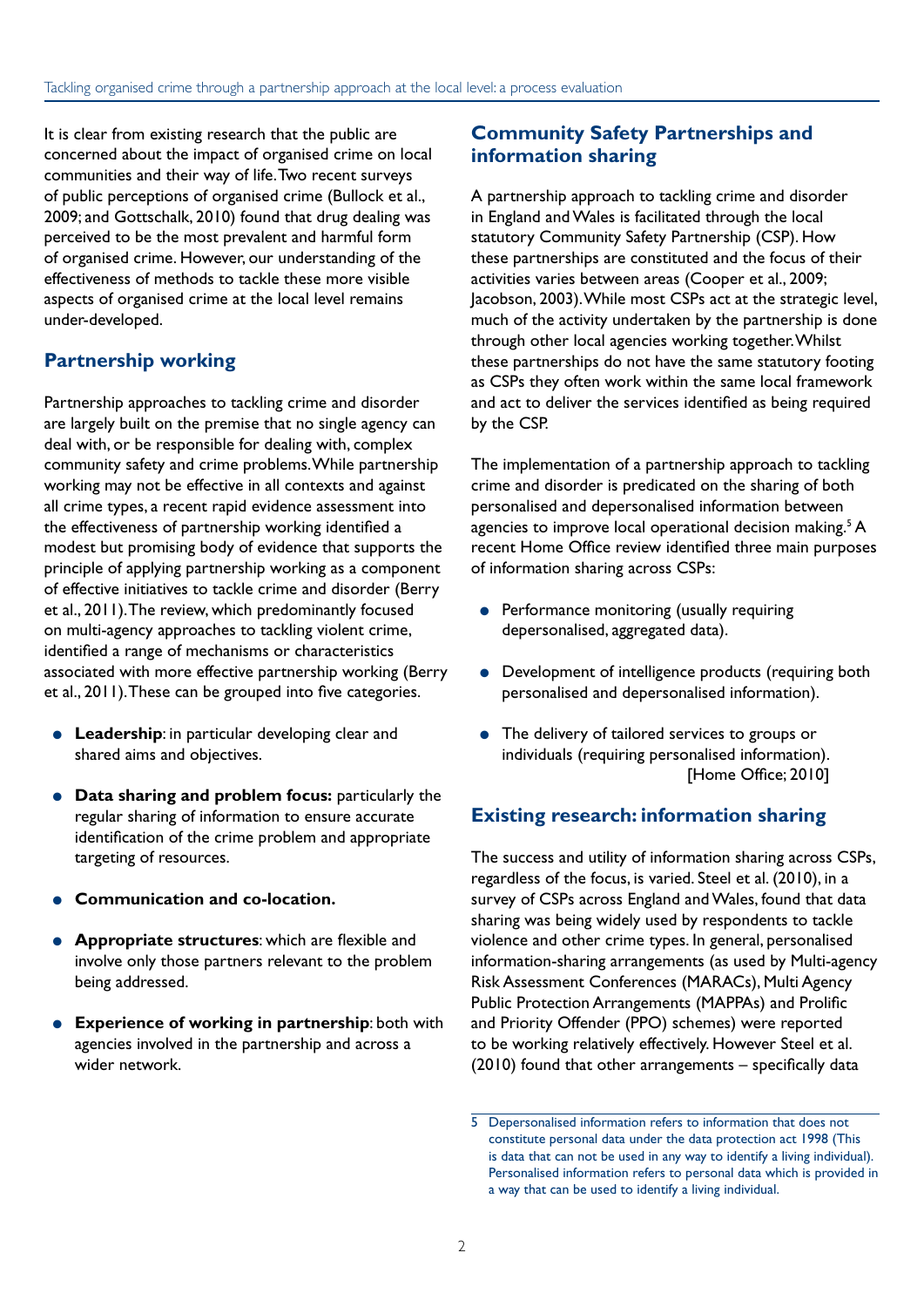It is clear from existing research that the public are concerned about the impact of organised crime on local communities and their way of life. Two recent surveys of public perceptions of organised crime (Bullock et al., 2009; and Gottschalk, 2010) found that drug dealing was perceived to be the most prevalent and harmful form of organised crime. However, our understanding of the effectiveness of methods to tackle these more visible aspects of organised crime at the local level remains under-developed.

## Partnership working

Partnership approaches to tackling crime and disorder are largely built on the premise that no single agency can deal with, or be responsible for dealing with, complex community safety and crime problems. While partnership working may not be effective in all contexts and against all crime types, a recent rapid evidence assessment into the effectiveness of partnership working identified a modest but promising body of evidence that supports the principle of applying partnership working as a component of effective initiatives to tackle crime and disorder (Berry et al., 2011). The review, which predominantly focused on multi-agency approaches to tackling violent crime, identified a range of mechanisms or characteristics associated with more effective partnership working (Berry et al., 2011). These can be grouped into five categories.

- **Leadership**: in particular developing clear and shared aims and objectives.
- **Data sharing and problem focus:** particularly the regular sharing of information to ensure accurate identification of the crime problem and appropriate targeting of resources.
- **Communication and co-location.**
- **Appropriate structures**: which are flexible and involve only those partners relevant to the problem being addressed.
- **Experience of working in partnership**: both with agencies involved in the partnership and across a wider network.

## Community Safety Partnerships and information sharing

A partnership approach to tackling crime and disorder in England and Wales is facilitated through the local statutory Community Safety Partnership (CSP). How these partnerships are constituted and the focus of their activities varies between areas (Cooper et al., 2009; Jacobson, 2003). While most CSPs act at the strategic level, much of the activity undertaken by the partnership is done through other local agencies working together. Whilst these partnerships do not have the same statutory footing as CSPs they often work within the same local framework and act to deliver the services identified as being required by the CSP.

The implementation of a partnership approach to tackling crime and disorder is predicated on the sharing of both personalised and depersonalised information between agencies to improve local operational decision making.[5] A recent Home Office review identified three main purposes of information sharing across CSPs:

- Performance monitoring (usually requiring depersonalised, aggregated data).
- Development of intelligence products (requiring both personalised and depersonalised information).
- The delivery of tailored services to groups or individuals (requiring personalised information). [Home Office; 2010]

## Existing research: information sharing

The success and utility of information sharing across CSPs, regardless of the focus, is varied. Steel et al. (2010), in a survey of CSPs across England and Wales, found that data sharing was being widely used by respondents to tackle violence and other crime types. In general, personalised information-sharing arrangements (as used by Multi-agency Risk Assessment Conferences (MARACs), Multi Agency Public Protection Arrangements (MAPPAs) and Prolific and Priority Offender (PPO) schemes) were reported to be working relatively effectively. However Steel et al. (2010) found that other arrangements – specifically data

5 Depersonalised information refers to information that does not constitute personal data under the data protection act 1998 (This is data that can not be used in any way to identify a living individual). Personalised information refers to personal data which is provided in a way that can be used to identify a living individual.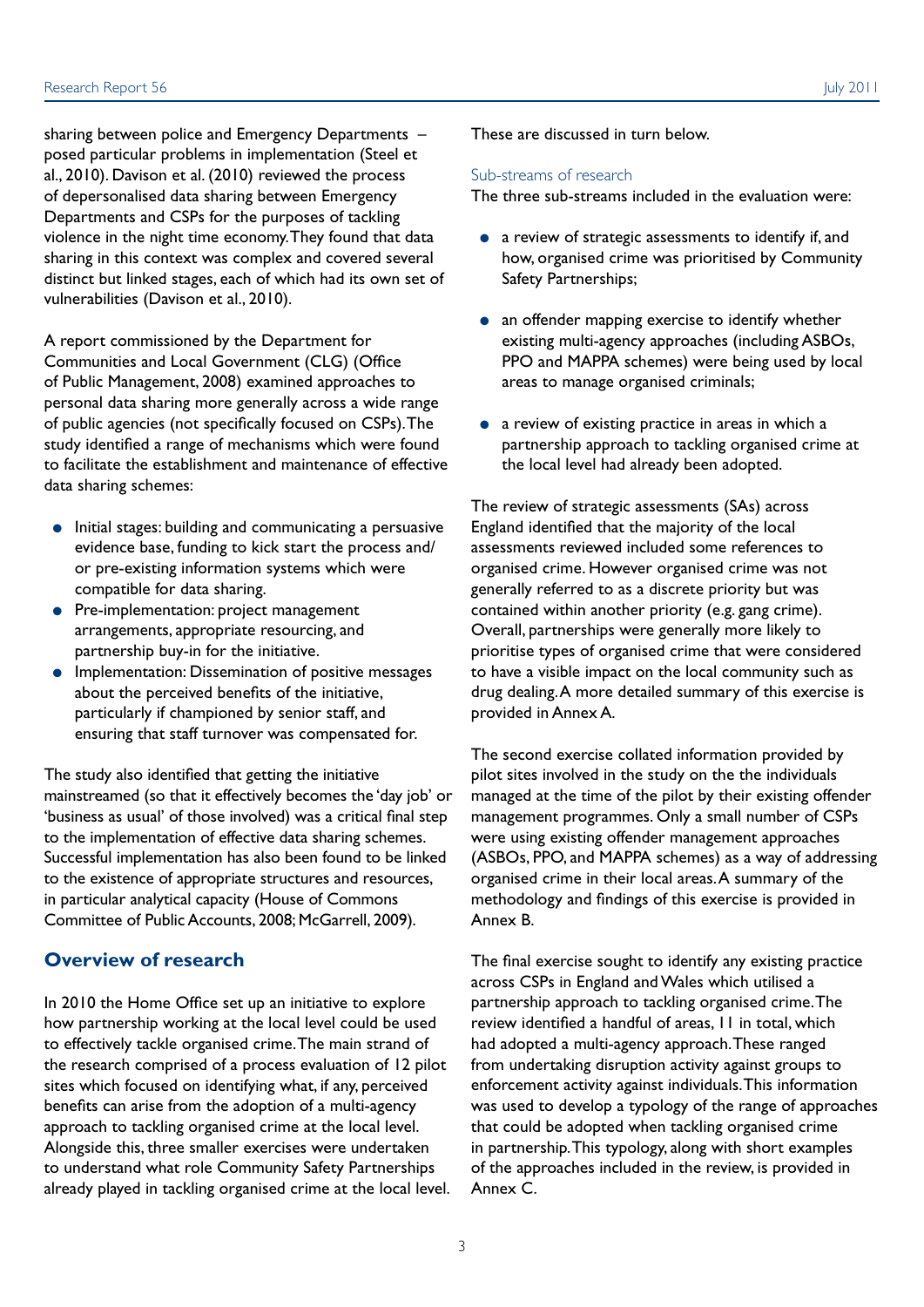sharing between police and Emergency Departments – posed particular problems in implementation (Steel et al., 2010). Davison et al. (2010) reviewed the process of depersonalised data sharing between Emergency Departments and CSPs for the purposes of tackling violence in the night time economy. They found that data sharing in this context was complex and covered several distinct but linked stages, each of which had its own set of vulnerabilities (Davison et al., 2010).

A report commissioned by the Department for Communities and Local Government (CLG) (Office of Public Management, 2008) examined approaches to personal data sharing more generally across a wide range of public agencies (not specifically focused on CSPs). The study identified a range of mechanisms which were found to facilitate the establishment and maintenance of effective data sharing schemes:

- Initial stages: building and communicating a persuasive evidence base, funding to kick start the process and/or pre-existing information systems which were compatible for data sharing.
- Pre-implementation: project management arrangements, appropriate resourcing, and partnership buy-in for the initiative.
- Implementation: Dissemination of positive messages about the perceived benefits of the initiative, particularly if championed by senior staff, and ensuring that staff turnover was compensated for.

The study also identified that getting the initiative mainstreamed (so that it effectively becomes the 'day job' or 'business as usual' of those involved) was a critical final step to the implementation of effective data sharing schemes. Successful implementation has also been found to be linked to the existence of appropriate structures and resources, in particular analytical capacity (House of Commons Committee of Public Accounts, 2008; McGarrell, 2009).

## Overview of research

In 2010 the Home Office set up an initiative to explore how partnership working at the local level could be used to effectively tackle organised crime. The main strand of the research comprised of a process evaluation of 12 pilot sites which focused on identifying what, if any, perceived benefits can arise from the adoption of a multi-agency approach to tackling organised crime at the local level. Alongside this, three smaller exercises were undertaken to understand what role Community Safety Partnerships already played in tackling organised crime at the local level. These are discussed in turn below.

### Sub-streams of research

The three sub-streams included in the evaluation were:

- a review of strategic assessments to identify if, and how, organised crime was prioritised by Community Safety Partnerships;
- an offender mapping exercise to identify whether existing multi-agency approaches (including ASBOs, PPO and MAPPA schemes) were being used by local areas to manage organised criminals;
- a review of existing practice in areas in which a partnership approach to tackling organised crime at the local level had already been adopted.

The review of strategic assessments (SAs) across England identified that the majority of the local assessments reviewed included some references to organised crime. However organised crime was not generally referred to as a discrete priority but was contained within another priority (e.g. gang crime). Overall, partnerships were generally more likely to prioritise types of organised crime that were considered to have a visible impact on the local community such as drug dealing. A more detailed summary of this exercise is provided in Annex A.

The second exercise collated information provided by pilot sites involved in the study on the the individuals managed at the time of the pilot by their existing offender management programmes. Only a small number of CSPs were using existing offender management approaches (ASBOs, PPO, and MAPPA schemes) as a way of addressing organised crime in their local areas. A summary of the methodology and findings of this exercise is provided in Annex B.

The final exercise sought to identify any existing practice across CSPs in England and Wales which utilised a partnership approach to tackling organised crime. The review identified a handful of areas, 11 in total, which had adopted a multi-agency approach. These ranged from undertaking disruption activity against groups to enforcement activity against individuals. This information was used to develop a typology of the range of approaches that could be adopted when tackling organised crime in partnership. This typology, along with short examples of the approaches included in the review, is provided in Annex C.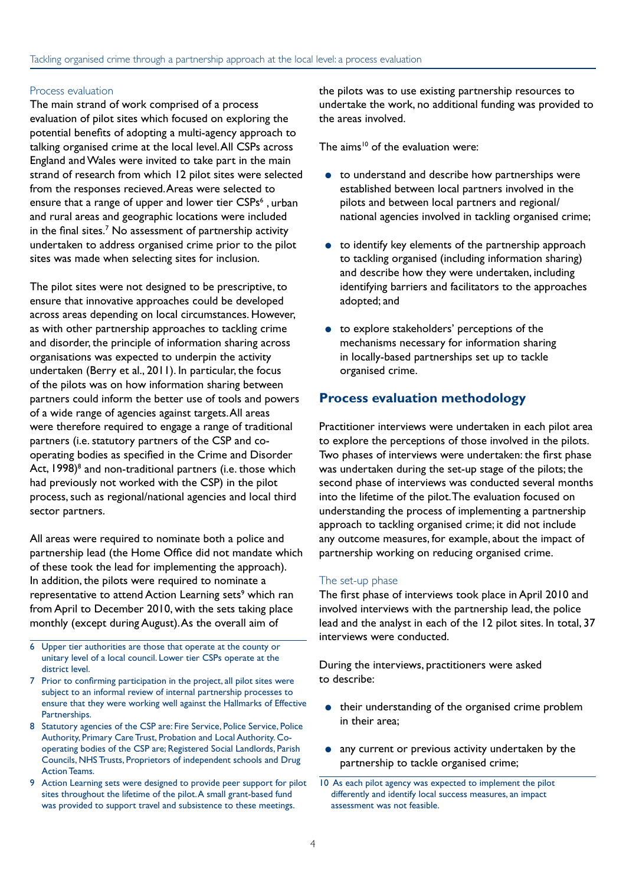### Process evaluation

The main strand of work comprised of a process evaluation of pilot sites which focused on exploring the potential benefits of adopting a multi-agency approach to talking organised crime at the local level. All CSPs across England and Wales were invited to take part in the main strand of research from which 12 pilot sites were selected from the responses recieved. Areas were selected to ensure that a range of upper and lower tier CSPs[6], urban and rural areas and geographic locations were included in the final sites.[7] No assessment of partnership activity undertaken to address organised crime prior to the pilot sites was made when selecting sites for inclusion.

The pilot sites were not designed to be prescriptive, to ensure that innovative approaches could be developed across areas depending on local circumstances. However, as with other partnership approaches to tackling crime and disorder, the principle of information sharing across organisations was expected to underpin the activity undertaken (Berry et al., 2011). In particular, the focus of the pilots was on how information sharing between partners could inform the better use of tools and powers of a wide range of agencies against targets. All areas were therefore required to engage a range of traditional partners (i.e. statutory partners of the CSP and co-operating bodies as specified in the Crime and Disorder Act, 1998)[8] and non-traditional partners (i.e. those which had previously not worked with the CSP) in the pilot process, such as regional/national agencies and local third sector partners.

All areas were required to nominate both a police and partnership lead (the Home Office did not mandate which of these took the lead for implementing the approach). In addition, the pilots were required to nominate a representative to attend Action Learning sets[9] which ran from April to December 2010, with the sets taking place monthly (except during August). As the overall aim of the pilots was to use existing partnership resources to undertake the work, no additional funding was provided to the areas involved.

The aims[10] of the evaluation were:

- to understand and describe how partnerships were established between local partners involved in the pilots and between local partners and regional/national agencies involved in tackling organised crime;
- to identify key elements of the partnership approach to tackling organised (including information sharing) and describe how they were undertaken, including identifying barriers and facilitators to the approaches adopted; and
- to explore stakeholders' perceptions of the mechanisms necessary for information sharing in locally-based partnerships set up to tackle organised crime.

## Process evaluation methodology

Practitioner interviews were undertaken in each pilot area to explore the perceptions of those involved in the pilots. Two phases of interviews were undertaken: the first phase was undertaken during the set-up stage of the pilots; the second phase of interviews was conducted several months into the lifetime of the pilot. The evaluation focused on understanding the process of implementing a partnership approach to tackling organised crime; it did not include any outcome measures, for example, about the impact of partnership working on reducing organised crime.

### The set-up phase

The first phase of interviews took place in April 2010 and involved interviews with the partnership lead, the police lead and the analyst in each of the 12 pilot sites. In total, 37 interviews were conducted.

During the interviews, practitioners were asked to describe:

- their understanding of the organised crime problem in their area;
- any current or previous activity undertaken by the partnership to tackle organised crime;

---

6 Upper tier authorities are those that operate at the county or unitary level of a local council. Lower tier CSPs operate at the district level.

7 Prior to confirming participation in the project, all pilot sites were subject to an informal review of internal partnership processes to ensure that they were working well against the Hallmarks of Effective Partnerships.

8 Statutory agencies of the CSP are: Fire Service, Police Service, Police Authority, Primary Care Trust, Probation and Local Authority. Co-operating bodies of the CSP are; Registered Social Landlords, Parish Councils, NHS Trusts, Proprietors of independent schools and Drug Action Teams.

9 Action Learning sets were designed to provide peer support for pilot sites throughout the lifetime of the pilot. A small grant-based fund was provided to support travel and subsistence to these meetings.

10 As each pilot agency was expected to implement the pilot differently and identify local success measures, an impact assessment was not feasible.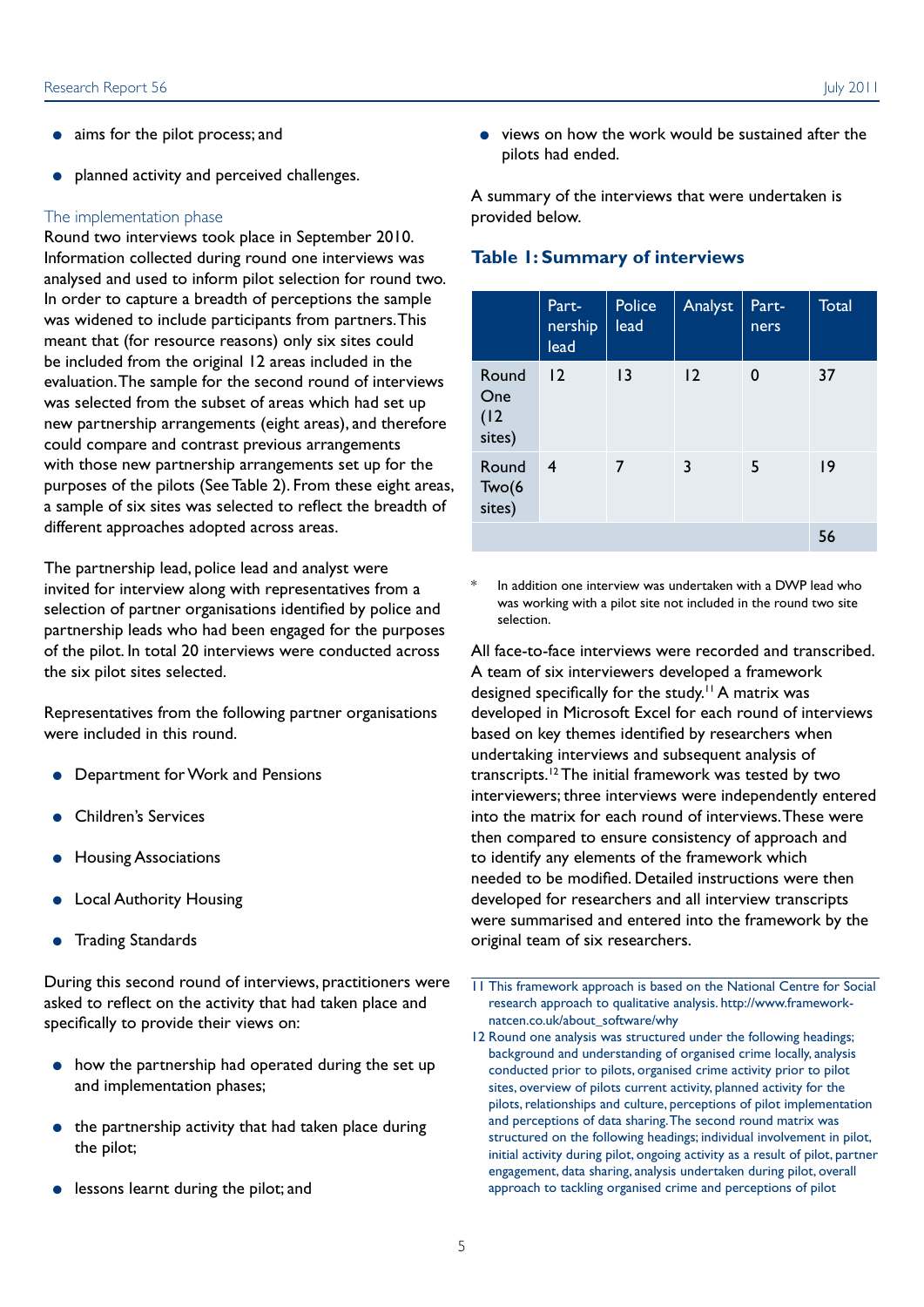- aims for the pilot process; and
- planned activity and perceived challenges.

### The implementation phase

Round two interviews took place in September 2010. Information collected during round one interviews was analysed and used to inform pilot selection for round two. In order to capture a breadth of perceptions the sample was widened to include participants from partners. This meant that (for resource reasons) only six sites could be included from the original 12 areas included in the evaluation. The sample for the second round of interviews was selected from the subset of areas which had set up new partnership arrangements (eight areas), and therefore could compare and contrast previous arrangements with those new partnership arrangements set up for the purposes of the pilots (See Table 2). From these eight areas, a sample of six sites was selected to reflect the breadth of different approaches adopted across areas.

The partnership lead, police lead and analyst were invited for interview along with representatives from a selection of partner organisations identified by police and partnership leads who had been engaged for the purposes of the pilot. In total 20 interviews were conducted across the six pilot sites selected.

Representatives from the following partner organisations were included in this round.

- Department for Work and Pensions
- Children's Services
- Housing Associations
- Local Authority Housing
- Trading Standards

During this second round of interviews, practitioners were asked to reflect on the activity that had taken place and specifically to provide their views on:

- how the partnership had operated during the set up and implementation phases;
- the partnership activity that had taken place during the pilot;
- lessons learnt during the pilot; and
- views on how the work would be sustained after the pilots had ended.

A summary of the interviews that were undertaken is provided below.

### Table 1: Summary of interviews

| | Partnership lead | Police lead | Analyst | Partners | Total |
|---|---|---|---|---|---|
| Round One (12 sites) | 12 | 13 | 12 | 0 | 37 |
| Round Two(6 sites) | 4 | 7 | 3 | 5 | 19 |
| | | | | | 56 |

\* In addition one interview was undertaken with a DWP lead who was working with a pilot site not included in the round two site selection.

All face-to-face interviews were recorded and transcribed. A team of six interviewers developed a framework designed specifically for the study.[11] A matrix was developed in Microsoft Excel for each round of interviews based on key themes identified by researchers when undertaking interviews and subsequent analysis of transcripts.[12] The initial framework was tested by two interviewers; three interviews were independently entered into the matrix for each round of interviews. These were then compared to ensure consistency of approach and to identify any elements of the framework which needed to be modified. Detailed instructions were then developed for researchers and all interview transcripts were summarised and entered into the framework by the original team of six researchers.

11 This framework approach is based on the National Centre for Social research approach to qualitative analysis. http://www.framework-natcen.co.uk/about_software/why

12 Round one analysis was structured under the following headings; background and understanding of organised crime locally, analysis conducted prior to pilots, organised crime activity prior to pilot sites, overview of pilots current activity, planned activity for the pilots, relationships and culture, perceptions of pilot implementation and perceptions of data sharing. The second round matrix was structured on the following headings; individual involvement in pilot, initial activity during pilot, ongoing activity as a result of pilot, partner engagement, data sharing, analysis undertaken during pilot, overall approach to tackling organised crime and perceptions of pilot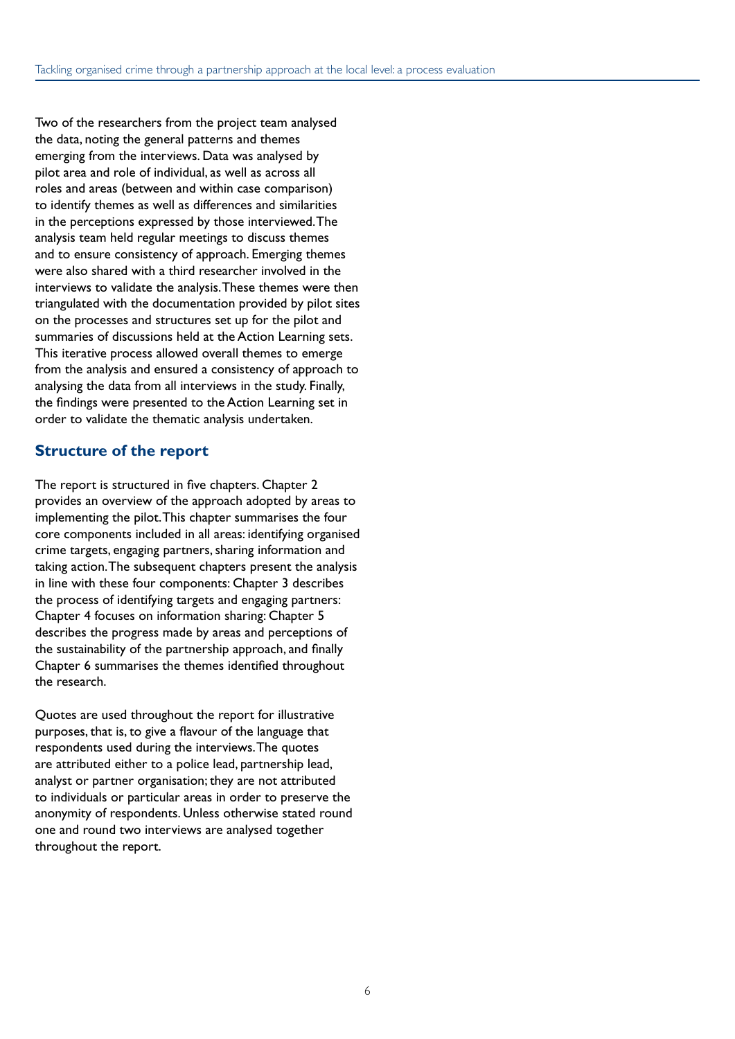Two of the researchers from the project team analysed the data, noting the general patterns and themes emerging from the interviews. Data was analysed by pilot area and role of individual, as well as across all roles and areas (between and within case comparison) to identify themes as well as differences and similarities in the perceptions expressed by those interviewed. The analysis team held regular meetings to discuss themes and to ensure consistency of approach. Emerging themes were also shared with a third researcher involved in the interviews to validate the analysis. These themes were then triangulated with the documentation provided by pilot sites on the processes and structures set up for the pilot and summaries of discussions held at the Action Learning sets. This iterative process allowed overall themes to emerge from the analysis and ensured a consistency of approach to analysing the data from all interviews in the study. Finally, the findings were presented to the Action Learning set in order to validate the thematic analysis undertaken.

## Structure of the report

The report is structured in five chapters. Chapter 2 provides an overview of the approach adopted by areas to implementing the pilot. This chapter summarises the four core components included in all areas: identifying organised crime targets, engaging partners, sharing information and taking action. The subsequent chapters present the analysis in line with these four components: Chapter 3 describes the process of identifying targets and engaging partners: Chapter 4 focuses on information sharing: Chapter 5 describes the progress made by areas and perceptions of the sustainability of the partnership approach, and finally Chapter 6 summarises the themes identified throughout the research.

Quotes are used throughout the report for illustrative purposes, that is, to give a flavour of the language that respondents used during the interviews. The quotes are attributed either to a police lead, partnership lead, analyst or partner organisation; they are not attributed to individuals or particular areas in order to preserve the anonymity of respondents. Unless otherwise stated round one and round two interviews are analysed together throughout the report.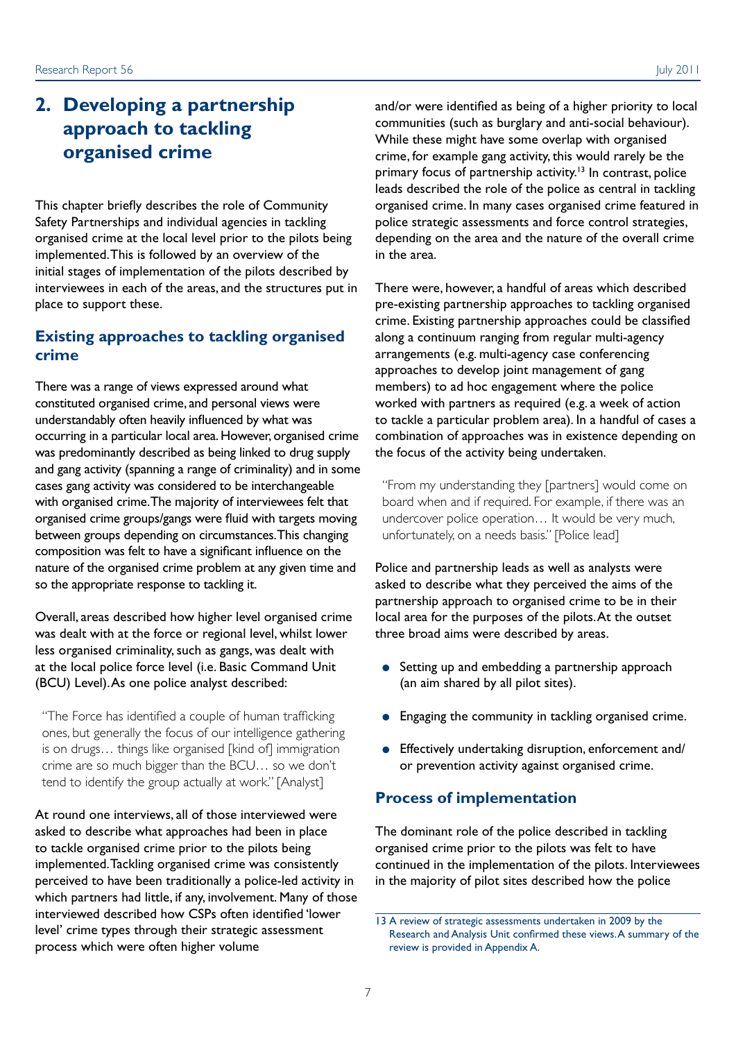## 2. Developing a partnership approach to tackling organised crime

This chapter briefly describes the role of Community Safety Partnerships and individual agencies in tackling organised crime at the local level prior to the pilots being implemented. This is followed by an overview of the initial stages of implementation of the pilots described by interviewees in each of the areas, and the structures put in place to support these.

### Existing approaches to tackling organised crime

There was a range of views expressed around what constituted organised crime, and personal views were understandably often heavily influenced by what was occurring in a particular local area. However, organised crime was predominantly described as being linked to drug supply and gang activity (spanning a range of criminality) and in some cases gang activity was considered to be interchangeable with organised crime. The majority of interviewees felt that organised crime groups/gangs were fluid with targets moving between groups depending on circumstances. This changing composition was felt to have a significant influence on the nature of the organised crime problem at any given time and so the appropriate response to tackling it.

Overall, areas described how higher level organised crime was dealt with at the force or regional level, whilst lower less organised criminality, such as gangs, was dealt with at the local police force level (i.e. Basic Command Unit (BCU) Level). As one police analyst described:

> "The Force has identified a couple of human trafficking ones, but generally the focus of our intelligence gathering is on drugs… things like organised [kind of] immigration crime are so much bigger than the BCU… so we don't tend to identify the group actually at work." [Analyst]

At round one interviews, all of those interviewed were asked to describe what approaches had been in place to tackle organised crime prior to the pilots being implemented. Tackling organised crime was consistently perceived to have been traditionally a police-led activity in which partners had little, if any, involvement. Many of those interviewed described how CSPs often identified 'lower level' crime types through their strategic assessment process which were often higher volume and/or were identified as being of a higher priority to local communities (such as burglary and anti-social behaviour). While these might have some overlap with organised crime, for example gang activity, this would rarely be the primary focus of partnership activity.[13] In contrast, police leads described the role of the police as central in tackling organised crime. In many cases organised crime featured in police strategic assessments and force control strategies, depending on the area and the nature of the overall crime in the area.

There were, however, a handful of areas which described pre-existing partnership approaches to tackling organised crime. Existing partnership approaches could be classified along a continuum ranging from regular multi-agency arrangements (e.g. multi-agency case conferencing approaches to develop joint management of gang members) to ad hoc engagement where the police worked with partners as required (e.g. a week of action to tackle a particular problem area). In a handful of cases a combination of approaches was in existence depending on the focus of the activity being undertaken.

> "From my understanding they [partners] would come on board when and if required. For example, if there was an undercover police operation… It would be very much, unfortunately, on a needs basis." [Police lead]

Police and partnership leads as well as analysts were asked to describe what they perceived the aims of the partnership approach to organised crime to be in their local area for the purposes of the pilots. At the outset three broad aims were described by areas.

- Setting up and embedding a partnership approach (an aim shared by all pilot sites).
- Engaging the community in tackling organised crime.
- Effectively undertaking disruption, enforcement and/or prevention activity against organised crime.

### Process of implementation

The dominant role of the police described in tackling organised crime prior to the pilots was felt to have continued in the implementation of the pilots. Interviewees in the majority of pilot sites described how the police

13 A review of strategic assessments undertaken in 2009 by the Research and Analysis Unit confirmed these views. A summary of the review is provided in Appendix A.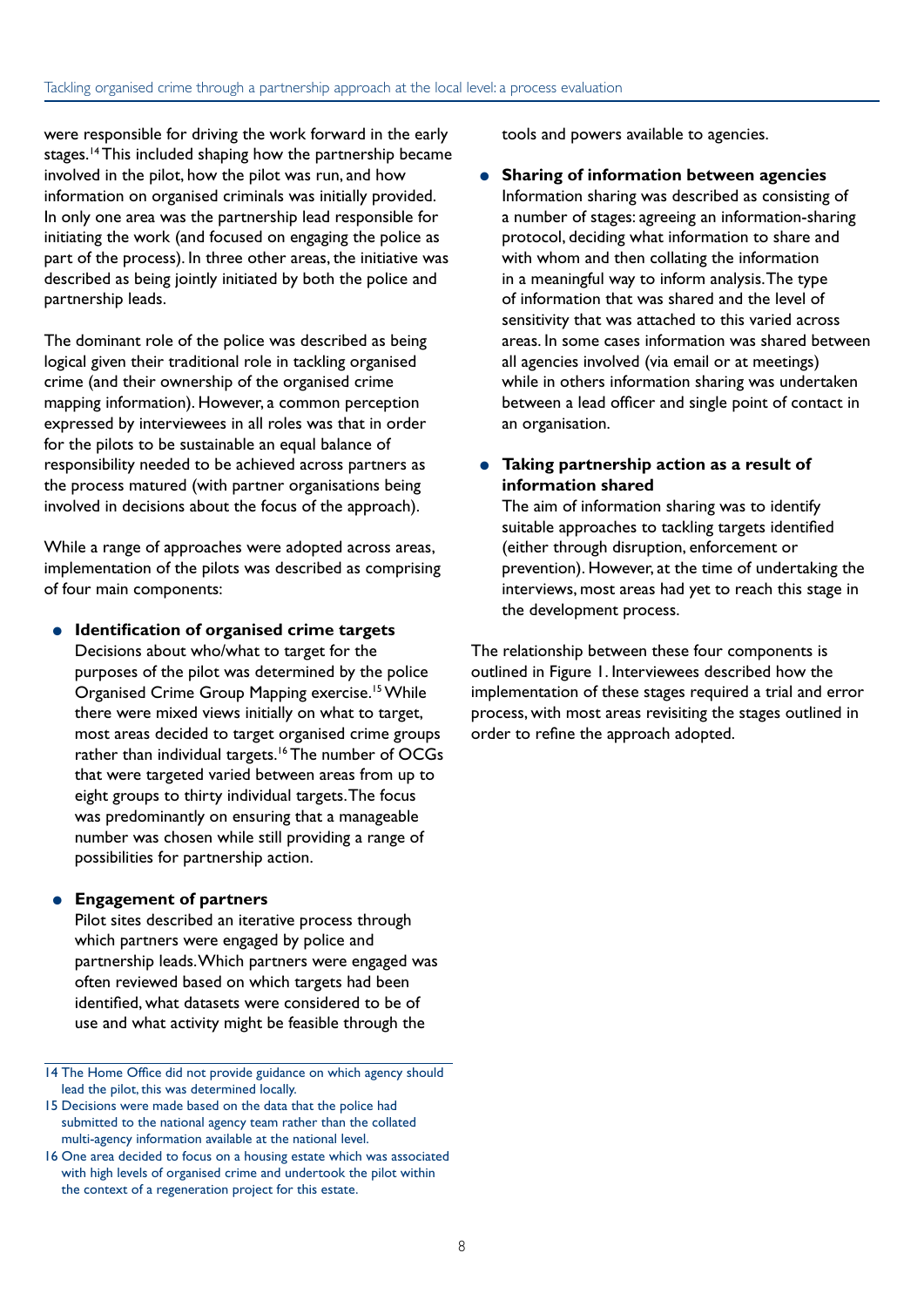were responsible for driving the work forward in the early stages.[14] This included shaping how the partnership became involved in the pilot, how the pilot was run, and how information on organised criminals was initially provided. In only one area was the partnership lead responsible for initiating the work (and focused on engaging the police as part of the process). In three other areas, the initiative was described as being jointly initiated by both the police and partnership leads.

The dominant role of the police was described as being logical given their traditional role in tackling organised crime (and their ownership of the organised crime mapping information). However, a common perception expressed by interviewees in all roles was that in order for the pilots to be sustainable an equal balance of responsibility needed to be achieved across partners as the process matured (with partner organisations being involved in decisions about the focus of the approach).

While a range of approaches were adopted across areas, implementation of the pilots was described as comprising of four main components:

- **Identification of organised crime targets**
  Decisions about who/what to target for the purposes of the pilot was determined by the police Organised Crime Group Mapping exercise.[15] While there were mixed views initially on what to target, most areas decided to target organised crime groups rather than individual targets.[16] The number of OCGs that were targeted varied between areas from up to eight groups to thirty individual targets. The focus was predominantly on ensuring that a manageable number was chosen while still providing a range of possibilities for partnership action.

- **Engagement of partners**
  Pilot sites described an iterative process through which partners were engaged by police and partnership leads. Which partners were engaged was often reviewed based on which targets had been identified, what datasets were considered to be of use and what activity might be feasible through the tools and powers available to agencies.

- **Sharing of information between agencies**
  Information sharing was described as consisting of a number of stages: agreeing an information-sharing protocol, deciding what information to share and with whom and then collating the information in a meaningful way to inform analysis. The type of information that was shared and the level of sensitivity that was attached to this varied across areas. In some cases information was shared between all agencies involved (via email or at meetings) while in others information sharing was undertaken between a lead officer and single point of contact in an organisation.

- **Taking partnership action as a result of information shared**
  The aim of information sharing was to identify suitable approaches to tackling targets identified (either through disruption, enforcement or prevention). However, at the time of undertaking the interviews, most areas had yet to reach this stage in the development process.

The relationship between these four components is outlined in Figure 1. Interviewees described how the implementation of these stages required a trial and error process, with most areas revisiting the stages outlined in order to refine the approach adopted.

---

14 The Home Office did not provide guidance on which agency should lead the pilot, this was determined locally.

15 Decisions were made based on the data that the police had submitted to the national agency team rather than the collated multi-agency information available at the national level.

16 One area decided to focus on a housing estate which was associated with high levels of organised crime and undertook the pilot within the context of a regeneration project for this estate.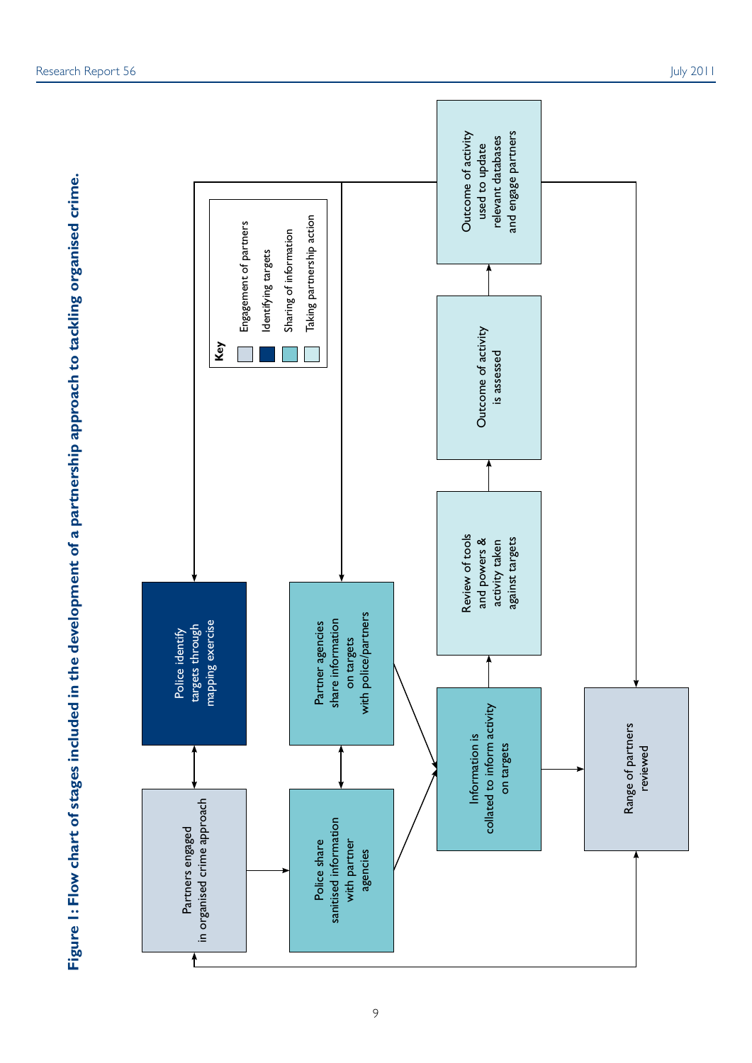**Figure 1: Flow chart of stages included in the development of a partnership approach to tackling organised crime.**

**Key**

- Engagement of partners
- Identifying targets
- Sharing of information
- Taking partnership action

Partners engaged in organised crime approach

Police identify targets through mapping exercise

Police share sanitised information with partner agencies

Partner agencies share information on targets with police/partners

Information is collated to inform activity on targets

Range of partners reviewed

Review of tools and powers & activity taken against targets

Outcome of activity is assessed

Outcome of activity used to update relevant databases and engage partners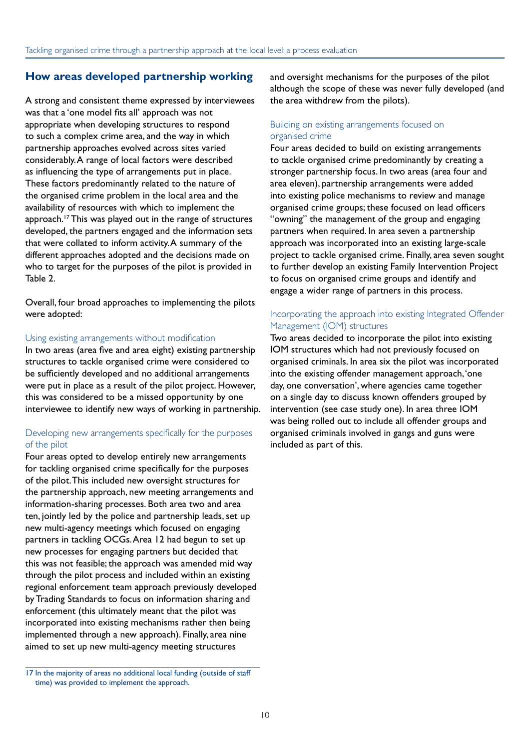## How areas developed partnership working

A strong and consistent theme expressed by interviewees was that a 'one model fits all' approach was not appropriate when developing structures to respond to such a complex crime area, and the way in which partnership approaches evolved across sites varied considerably. A range of local factors were described as influencing the type of arrangements put in place. These factors predominantly related to the nature of the organised crime problem in the local area and the availability of resources with which to implement the approach.[17] This was played out in the range of structures developed, the partners engaged and the information sets that were collated to inform activity. A summary of the different approaches adopted and the decisions made on who to target for the purposes of the pilot is provided in Table 2.

Overall, four broad approaches to implementing the pilots were adopted:

### Using existing arrangements without modification

In two areas (area five and area eight) existing partnership structures to tackle organised crime were considered to be sufficiently developed and no additional arrangements were put in place as a result of the pilot project. However, this was considered to be a missed opportunity by one interviewee to identify new ways of working in partnership.

### Developing new arrangements specifically for the purposes of the pilot

Four areas opted to develop entirely new arrangements for tackling organised crime specifically for the purposes of the pilot. This included new oversight structures for the partnership approach, new meeting arrangements and information-sharing processes. Both area two and area ten, jointly led by the police and partnership leads, set up new multi-agency meetings which focused on engaging partners in tackling OCGs. Area 12 had begun to set up new processes for engaging partners but decided that this was not feasible; the approach was amended mid way through the pilot process and included within an existing regional enforcement team approach previously developed by Trading Standards to focus on information sharing and enforcement (this ultimately meant that the pilot was incorporated into existing mechanisms rather then being implemented through a new approach). Finally, area nine aimed to set up new multi-agency meeting structures and oversight mechanisms for the purposes of the pilot although the scope of these was never fully developed (and the area withdrew from the pilots).

### Building on existing arrangements focused on organised crime

Four areas decided to build on existing arrangements to tackle organised crime predominantly by creating a stronger partnership focus. In two areas (area four and area eleven), partnership arrangements were added into existing police mechanisms to review and manage organised crime groups; these focused on lead officers "owning" the management of the group and engaging partners when required. In area seven a partnership approach was incorporated into an existing large-scale project to tackle organised crime. Finally, area seven sought to further develop an existing Family Intervention Project to focus on organised crime groups and identify and engage a wider range of partners in this process.

### Incorporating the approach into existing Integrated Offender Management (IOM) structures

Two areas decided to incorporate the pilot into existing IOM structures which had not previously focused on organised criminals. In area six the pilot was incorporated into the existing offender management approach, 'one day, one conversation', where agencies came together on a single day to discuss known offenders grouped by intervention (see case study one). In area three IOM was being rolled out to include all offender groups and organised criminals involved in gangs and guns were included as part of this.

---

17 In the majority of areas no additional local funding (outside of staff time) was provided to implement the approach.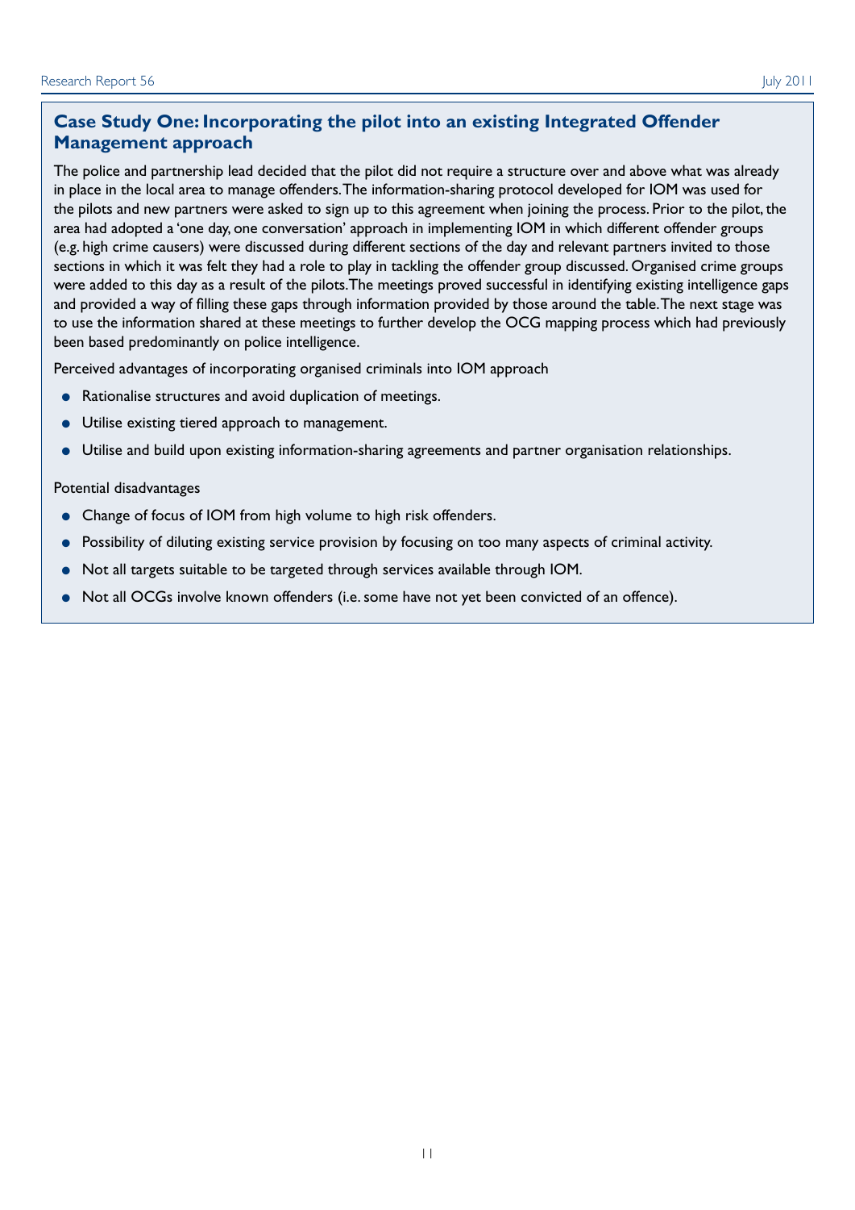### Case Study One: Incorporating the pilot into an existing Integrated Offender Management approach

The police and partnership lead decided that the pilot did not require a structure over and above what was already in place in the local area to manage offenders. The information-sharing protocol developed for IOM was used for the pilots and new partners were asked to sign up to this agreement when joining the process. Prior to the pilot, the area had adopted a 'one day, one conversation' approach in implementing IOM in which different offender groups (e.g. high crime causers) were discussed during different sections of the day and relevant partners invited to those sections in which it was felt they had a role to play in tackling the offender group discussed. Organised crime groups were added to this day as a result of the pilots. The meetings proved successful in identifying existing intelligence gaps and provided a way of filling these gaps through information provided by those around the table. The next stage was to use the information shared at these meetings to further develop the OCG mapping process which had previously been based predominantly on police intelligence.

Perceived advantages of incorporating organised criminals into IOM approach

- Rationalise structures and avoid duplication of meetings.
- Utilise existing tiered approach to management.
- Utilise and build upon existing information-sharing agreements and partner organisation relationships.

Potential disadvantages

- Change of focus of IOM from high volume to high risk offenders.
- Possibility of diluting existing service provision by focusing on too many aspects of criminal activity.
- Not all targets suitable to be targeted through services available through IOM.
- Not all OCGs involve known offenders (i.e. some have not yet been convicted of an offence).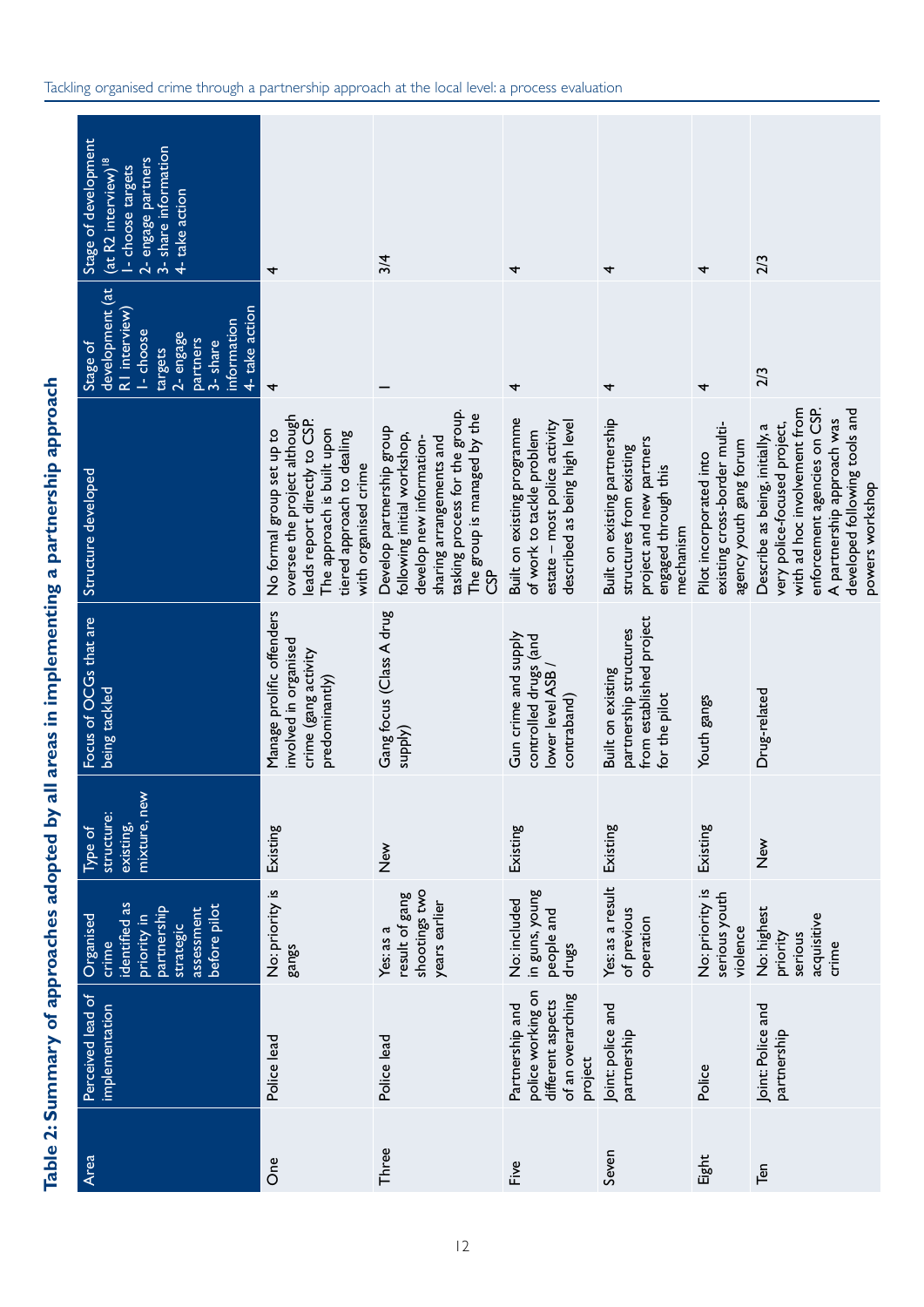## Table 2: Summary of approaches adopted by all areas in implementing a partnership approach

| Area | Perceived lead of implementation | Organised crime identified as priority in partnership strategic assessment before pilot | Type of structure: existing, mixture, new | Focus of OCGs that are being tackled | Structure developed | Stage of development (at R1 interview) 1- choose targets 2- engage partners 3- share information 4- take action | Stage of development (at R2 interview)[18] 1- choose targets 2- engage partners 3- share information 4- take action |
|---|---|---|---|---|---|---|---|
| One | Police lead | No: priority is gangs | Existing | Manage prolific offenders involved in organised crime (gang activity predominantly) | No formal group set up to oversee the project although leads report directly to CSP. The approach is built upon tiered approach to dealing with organised crime | 4 | 4 |
| Three | Police lead | Yes: as a result of gang shootings two years earlier | New | Gang focus (Class A drug supply) | Develop partnership group following initial workshop, develop new information-sharing arrangements and tasking process for the group. The group is managed by the CSP | 1 | 3/4 |
| Five | Partnership and police working on different aspects of an overarching project | No: included in guns, young people and drugs | Existing | Gun crime and supply controlled drugs (and lower level ASB / contraband) | Built on existing programme of work to tackle problem estate – most police activity described as being high level | 4 | 4 |
| Seven | Joint: police and partnership | Yes: as a result of previous operation | Existing | Built on existing partnership structures from established project for the pilot | Built on existing partnership structures from existing project and new partners engaged through this mechanism | 4 | 4 |
| Eight | Police | No: priority is serious youth violence | Existing | Youth gangs | Pilot incorporated into existing cross-border multi-agency youth gang forum | 4 | 4 |
| Ten | Joint: Police and partnership | No: highest priority serious acquisitive crime | New | Drug-related | Describe as being, initially, a very police-focused project, with ad hoc involvement from enforcement agencies on CSP. A partnership approach was developed following tools and powers workshop | 2/3 | 2/3 |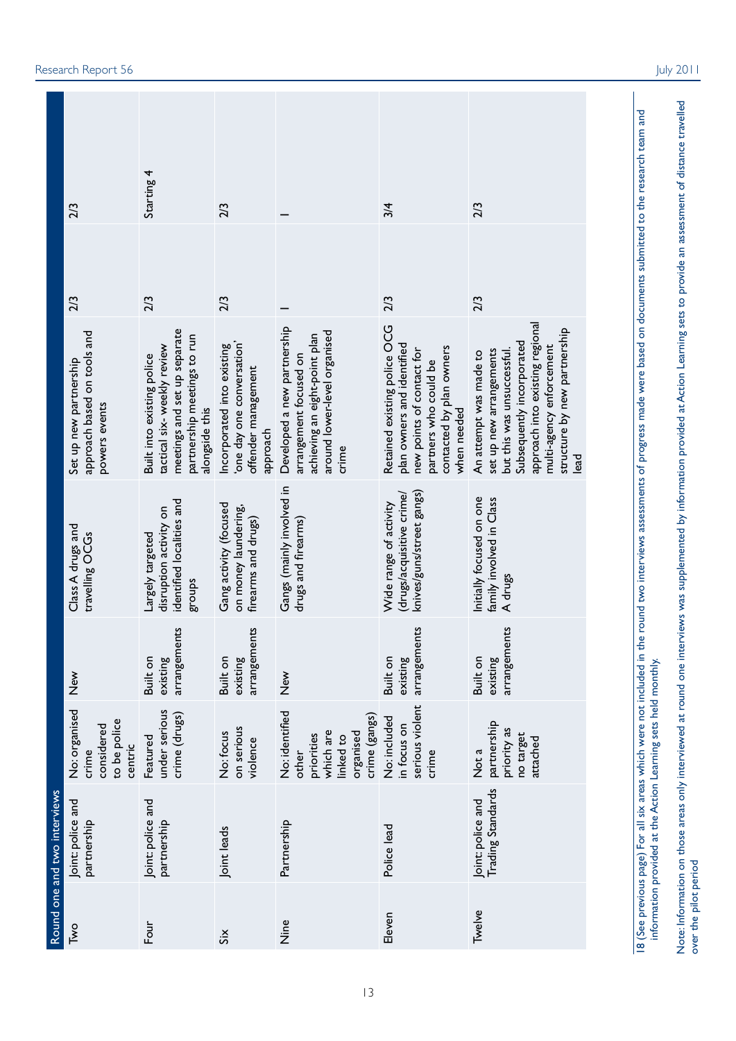| Round one and two interviews | | | | | | | |
|---|---|---|---|---|---|---|---|
| Two | Joint: police and partnership | No: organised crime considered to be police centric | New | Class A drugs and travelling OCGs | Set up new partnership approach based on tools and powers events | 2/3 | 2/3 |
| Four | Joint: police and partnership | Featured under serious crime (drugs) | Built on existing arrangements | Largely targeted disruption activity on identified localities and groups | Built into existing police tactical six- weekly review meetings and set up separate partnership meetings to run alongside this | 2/3 | Starting 4 |
| Six | Joint leads | No: focus on serious violence | Built on existing arrangements | Gang activity (focused on money laundering, firearms and drugs) | Incorporated into existing 'one day one conversation' offender management approach | 2/3 | 2/3 |
| Nine | Partnership | No: identified other priorities which are linked to organised crime (gangs) | New | Gangs (mainly involved in drugs and firearms) | Developed a new partnership arrangement focused on achieving an eight-point plan around lower-level organised crime | 1 | 1 |
| Eleven | Police lead | No: included in focus on serious violent crime | Built on existing arrangements | Wide range of activity (drugs/acquisitive crime/knives/guns/street gangs) | Retained existing police OCG plan owners and identified new points of contact for partners who could be contacted by plan owners when needed | 2/3 | 3/4 |
| Twelve | Joint: police and Trading Standards | Not a partnership priority as no target attached | Built on existing arrangements | Initially focused on one family involved in Class A drugs | An attempt was made to set up new arrangements but this was unsuccessful. Subsequently incorporated approach into existing regional multi-agency enforcement structure by new partnership lead | 2/3 | 2/3 |

18 (See previous page) For all six areas which were not included in the round two interviews assessments of progress made were based on documents submitted to the research team and information provided at the Action Learning sets held monthly.

Note: Information on those areas only interviewed at round one interviews was supplemented by information provided at Action Learning sets to provide an assessment of distance travelled over the pilot period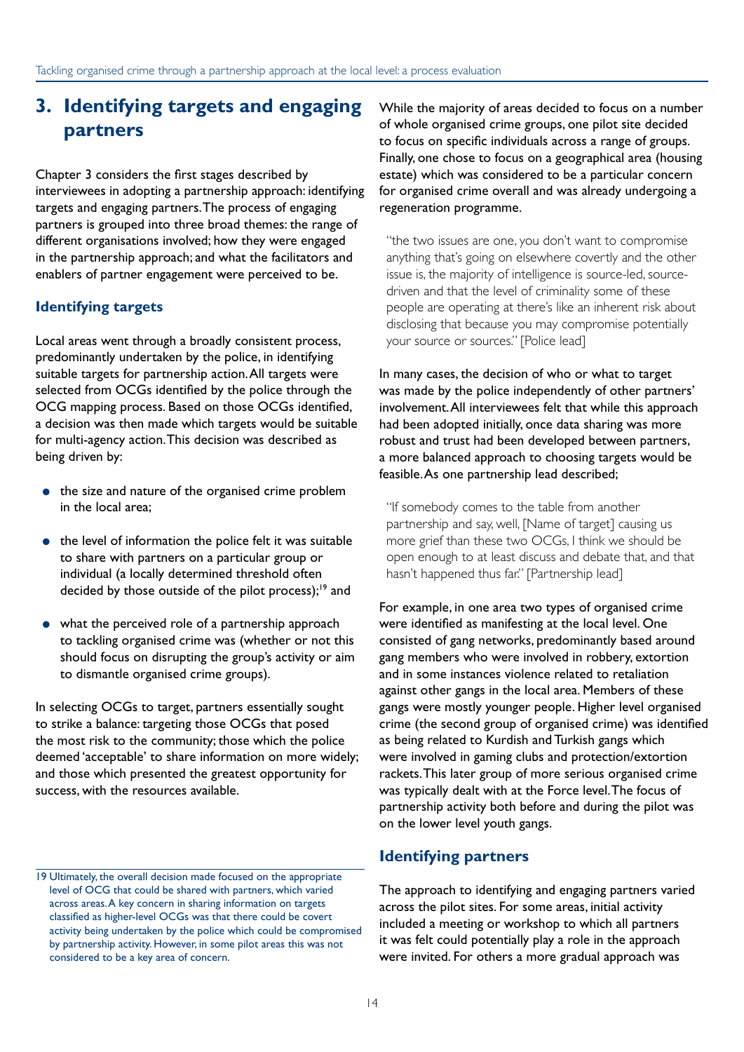## 3. Identifying targets and engaging partners

Chapter 3 considers the first stages described by interviewees in adopting a partnership approach: identifying targets and engaging partners. The process of engaging partners is grouped into three broad themes: the range of different organisations involved; how they were engaged in the partnership approach; and what the facilitators and enablers of partner engagement were perceived to be.

### Identifying targets

Local areas went through a broadly consistent process, predominantly undertaken by the police, in identifying suitable targets for partnership action. All targets were selected from OCGs identified by the police through the OCG mapping process. Based on those OCGs identified, a decision was then made which targets would be suitable for multi-agency action. This decision was described as being driven by:

- the size and nature of the organised crime problem in the local area;
- the level of information the police felt it was suitable to share with partners on a particular group or individual (a locally determined threshold often decided by those outside of the pilot process);[19] and
- what the perceived role of a partnership approach to tackling organised crime was (whether or not this should focus on disrupting the group's activity or aim to dismantle organised crime groups).

In selecting OCGs to target, partners essentially sought to strike a balance: targeting those OCGs that posed the most risk to the community; those which the police deemed 'acceptable' to share information on more widely; and those which presented the greatest opportunity for success, with the resources available.

While the majority of areas decided to focus on a number of whole organised crime groups, one pilot site decided to focus on specific individuals across a range of groups. Finally, one chose to focus on a geographical area (housing estate) which was considered to be a particular concern for organised crime overall and was already undergoing a regeneration programme.

> "the two issues are one, you don't want to compromise anything that's going on elsewhere covertly and the other issue is, the majority of intelligence is source-led, source-driven and that the level of criminality some of these people are operating at there's like an inherent risk about disclosing that because you may compromise potentially your source or sources." [Police lead]

In many cases, the decision of who or what to target was made by the police independently of other partners' involvement. All interviewees felt that while this approach had been adopted initially, once data sharing was more robust and trust had been developed between partners, a more balanced approach to choosing targets would be feasible. As one partnership lead described;

> "If somebody comes to the table from another partnership and say, well, [Name of target] causing us more grief than these two OCGs, I think we should be open enough to at least discuss and debate that, and that hasn't happened thus far." [Partnership lead]

For example, in one area two types of organised crime were identified as manifesting at the local level. One consisted of gang networks, predominantly based around gang members who were involved in robbery, extortion and in some instances violence related to retaliation against other gangs in the local area. Members of these gangs were mostly younger people. Higher level organised crime (the second group of organised crime) was identified as being related to Kurdish and Turkish gangs which were involved in gaming clubs and protection/extortion rackets. This later group of more serious organised crime was typically dealt with at the Force level. The focus of partnership activity both before and during the pilot was on the lower level youth gangs.

### Identifying partners

The approach to identifying and engaging partners varied across the pilot sites. For some areas, initial activity included a meeting or workshop to which all partners it was felt could potentially play a role in the approach were invited. For others a more gradual approach was

19 Ultimately, the overall decision made focused on the appropriate level of OCG that could be shared with partners, which varied across areas. A key concern in sharing information on targets classified as higher-level OCGs was that there could be covert activity being undertaken by the police which could be compromised by partnership activity. However, in some pilot areas this was not considered to be a key area of concern.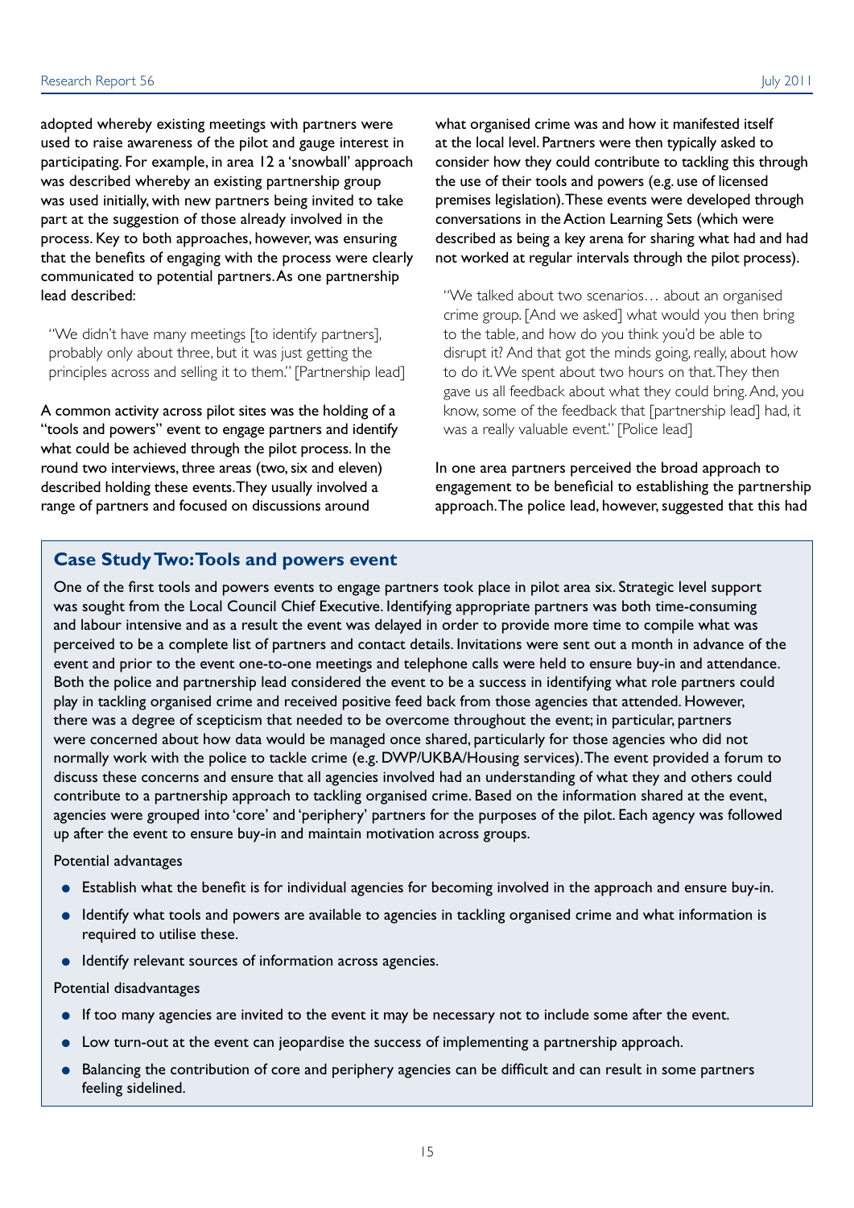adopted whereby existing meetings with partners were used to raise awareness of the pilot and gauge interest in participating. For example, in area 12 a 'snowball' approach was described whereby an existing partnership group was used initially, with new partners being invited to take part at the suggestion of those already involved in the process. Key to both approaches, however, was ensuring that the benefits of engaging with the process were clearly communicated to potential partners. As one partnership lead described:

> "We didn't have many meetings [to identify partners], probably only about three, but it was just getting the principles across and selling it to them." [Partnership lead]

A common activity across pilot sites was the holding of a "tools and powers" event to engage partners and identify what could be achieved through the pilot process. In the round two interviews, three areas (two, six and eleven) described holding these events. They usually involved a range of partners and focused on discussions around what organised crime was and how it manifested itself at the local level. Partners were then typically asked to consider how they could contribute to tackling this through the use of their tools and powers (e.g. use of licensed premises legislation). These events were developed through conversations in the Action Learning Sets (which were described as being a key arena for sharing what had and had not worked at regular intervals through the pilot process).

> "We talked about two scenarios… about an organised crime group. [And we asked] what would you then bring to the table, and how do you think you'd be able to disrupt it? And that got the minds going, really, about how to do it. We spent about two hours on that. They then gave us all feedback about what they could bring. And, you know, some of the feedback that [partnership lead] had, it was a really valuable event." [Police lead]

In one area partners perceived the broad approach to engagement to be beneficial to establishing the partnership approach. The police lead, however, suggested that this had

## Case Study Two: Tools and powers event

One of the first tools and powers events to engage partners took place in pilot area six. Strategic level support was sought from the Local Council Chief Executive. Identifying appropriate partners was both time-consuming and labour intensive and as a result the event was delayed in order to provide more time to compile what was perceived to be a complete list of partners and contact details. Invitations were sent out a month in advance of the event and prior to the event one-to-one meetings and telephone calls were held to ensure buy-in and attendance. Both the police and partnership lead considered the event to be a success in identifying what role partners could play in tackling organised crime and received positive feed back from those agencies that attended. However, there was a degree of scepticism that needed to be overcome throughout the event; in particular, partners were concerned about how data would be managed once shared, particularly for those agencies who did not normally work with the police to tackle crime (e.g. DWP/UKBA/Housing services). The event provided a forum to discuss these concerns and ensure that all agencies involved had an understanding of what they and others could contribute to a partnership approach to tackling organised crime. Based on the information shared at the event, agencies were grouped into 'core' and 'periphery' partners for the purposes of the pilot. Each agency was followed up after the event to ensure buy-in and maintain motivation across groups.

Potential advantages

- Establish what the benefit is for individual agencies for becoming involved in the approach and ensure buy-in.
- Identify what tools and powers are available to agencies in tackling organised crime and what information is required to utilise these.
- Identify relevant sources of information across agencies.

Potential disadvantages

- If too many agencies are invited to the event it may be necessary not to include some after the event.
- Low turn-out at the event can jeopardise the success of implementing a partnership approach.
- Balancing the contribution of core and periphery agencies can be difficult and can result in some partners feeling sidelined.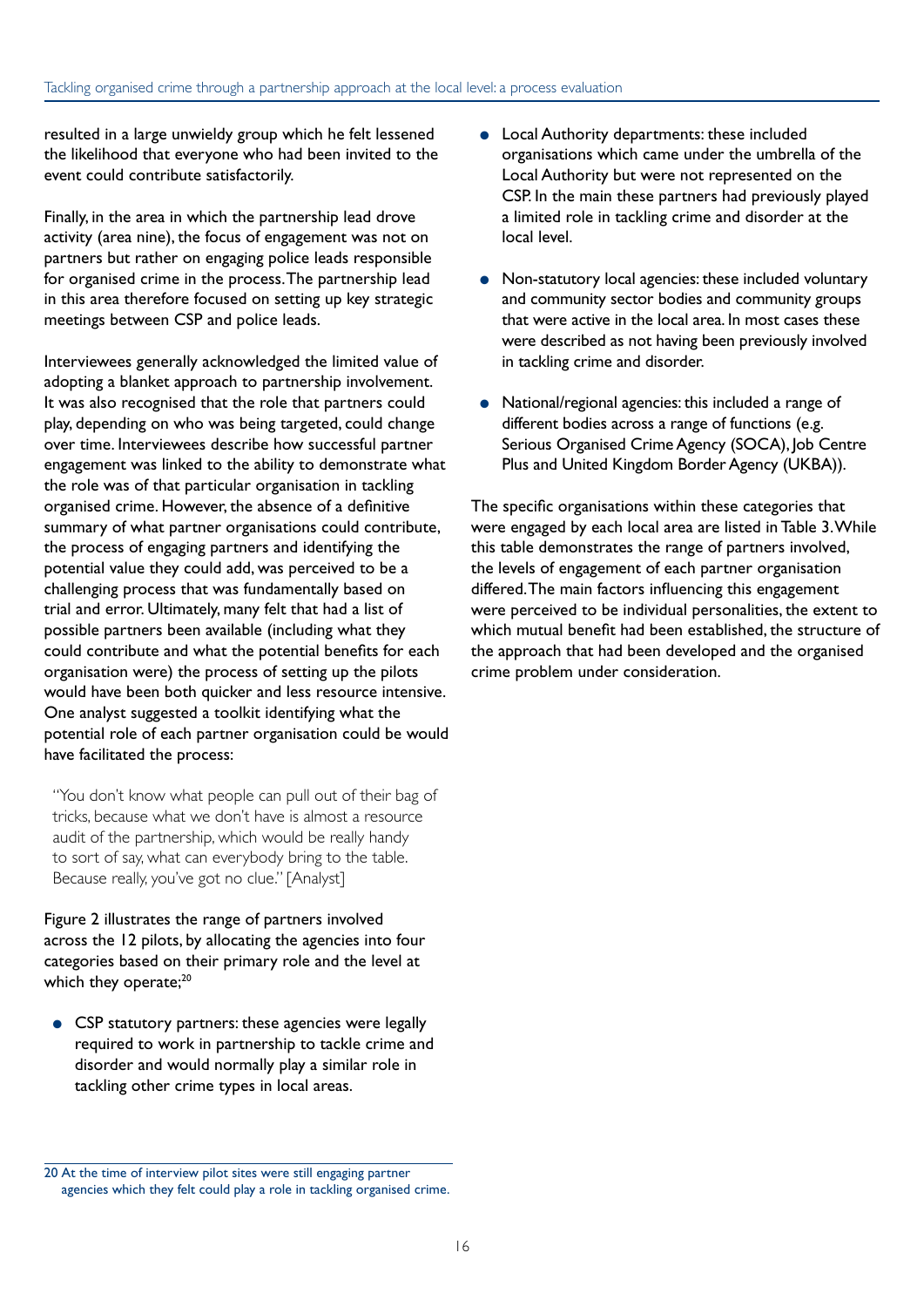resulted in a large unwieldy group which he felt lessened the likelihood that everyone who had been invited to the event could contribute satisfactorily.

Finally, in the area in which the partnership lead drove activity (area nine), the focus of engagement was not on partners but rather on engaging police leads responsible for organised crime in the process. The partnership lead in this area therefore focused on setting up key strategic meetings between CSP and police leads.

Interviewees generally acknowledged the limited value of adopting a blanket approach to partnership involvement. It was also recognised that the role that partners could play, depending on who was being targeted, could change over time. Interviewees describe how successful partner engagement was linked to the ability to demonstrate what the role was of that particular organisation in tackling organised crime. However, the absence of a definitive summary of what partner organisations could contribute, the process of engaging partners and identifying the potential value they could add, was perceived to be a challenging process that was fundamentally based on trial and error. Ultimately, many felt that had a list of possible partners been available (including what they could contribute and what the potential benefits for each organisation were) the process of setting up the pilots would have been both quicker and less resource intensive. One analyst suggested a toolkit identifying what the potential role of each partner organisation could be would have facilitated the process:

> "You don't know what people can pull out of their bag of tricks, because what we don't have is almost a resource audit of the partnership, which would be really handy to sort of say, what can everybody bring to the table. Because really, you've got no clue." [Analyst]

Figure 2 illustrates the range of partners involved across the 12 pilots, by allocating the agencies into four categories based on their primary role and the level at which they operate;[20]

- CSP statutory partners: these agencies were legally required to work in partnership to tackle crime and disorder and would normally play a similar role in tackling other crime types in local areas.
- Local Authority departments: these included organisations which came under the umbrella of the Local Authority but were not represented on the CSP. In the main these partners had previously played a limited role in tackling crime and disorder at the local level.
- Non-statutory local agencies: these included voluntary and community sector bodies and community groups that were active in the local area. In most cases these were described as not having been previously involved in tackling crime and disorder.
- National/regional agencies: this included a range of different bodies across a range of functions (e.g. Serious Organised Crime Agency (SOCA), Job Centre Plus and United Kingdom Border Agency (UKBA)).

The specific organisations within these categories that were engaged by each local area are listed in Table 3. While this table demonstrates the range of partners involved, the levels of engagement of each partner organisation differed. The main factors influencing this engagement were perceived to be individual personalities, the extent to which mutual benefit had been established, the structure of the approach that had been developed and the organised crime problem under consideration.

[20] At the time of interview pilot sites were still engaging partner agencies which they felt could play a role in tackling organised crime.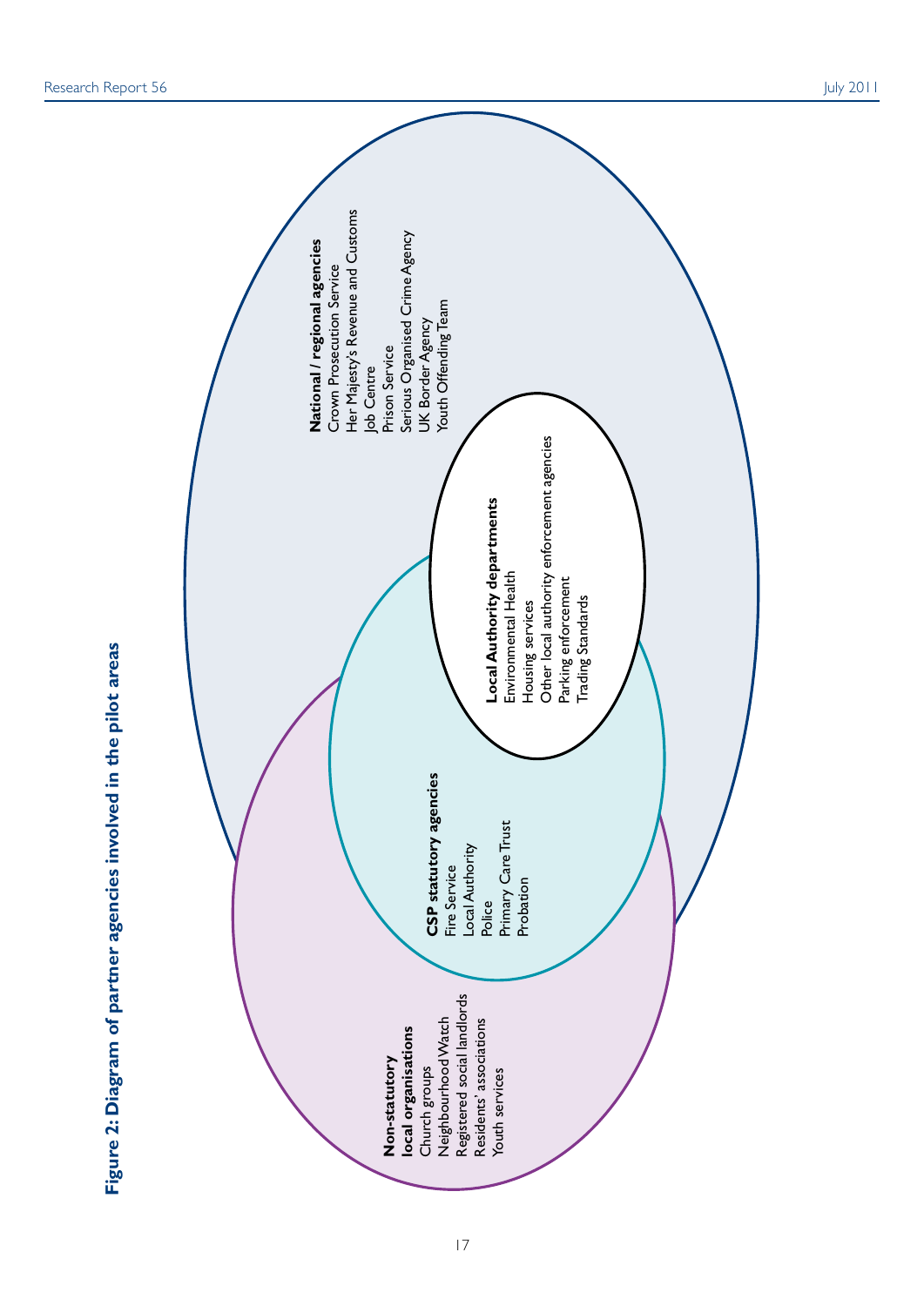**Figure 2: Diagram of partner agencies involved in the pilot areas**

**Non-statutory local organisations**
Church groups
Neighbourhood Watch
Registered social landlords
Residents' associations
Youth services

**CSP statutory agencies**
Fire Service
Local Authority
Police
Primary Care Trust
Probation

**Local Authority departments**
Environmental Health
Housing services
Other local authority enforcement agencies
Parking enforcement
Trading Standards

**National / regional agencies**
Crown Prosecution Service
Her Majesty's Revenue and Customs
Job Centre
Prison Service
Serious Organised Crime Agency
UK Border Agency
Youth Offending Team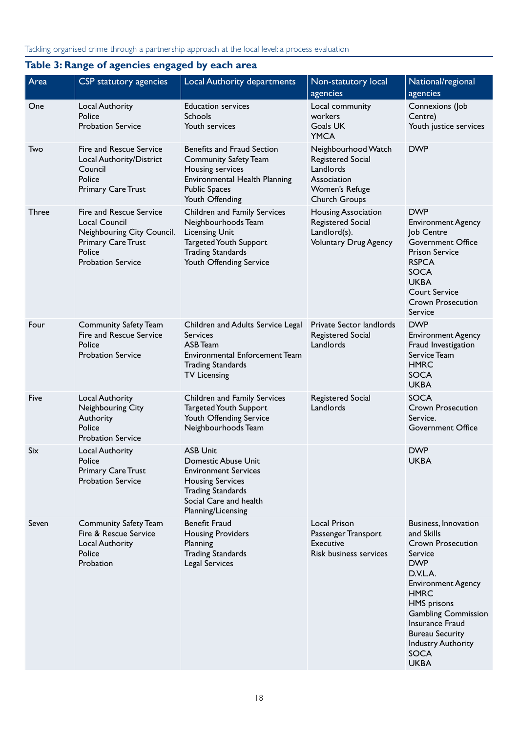### Table 3: Range of agencies engaged by each area

| Area | CSP statutory agencies | Local Authority departments | Non-statutory local agencies | National/regional agencies |
|---|---|---|---|---|
| One | Local Authority<br>Police<br>Probation Service | Education services<br>Schools<br>Youth services | Local community workers<br>Goals UK<br>YMCA | Connexions (Job Centre)<br>Youth justice services |
| Two | Fire and Rescue Service<br>Local Authority/District Council<br>Police<br>Primary Care Trust | Benefits and Fraud Section<br>Community Safety Team<br>Housing services<br>Environmental Health Planning<br>Public Spaces<br>Youth Offending | Neighbourhood Watch<br>Registered Social Landlords Association<br>Women's Refuge<br>Church Groups | DWP |
| Three | Fire and Rescue Service<br>Local Council<br>Neighbouring City Council.<br>Primary Care Trust<br>Police<br>Probation Service | Children and Family Services<br>Neighbourhoods Team<br>Licensing Unit<br>Targeted Youth Support<br>Trading Standards<br>Youth Offending Service | Housing Association<br>Registered Social Landlord(s).<br>Voluntary Drug Agency | DWP<br>Environment Agency<br>Job Centre<br>Government Office<br>Prison Service<br>RSPCA<br>SOCA<br>UKBA<br>Court Service<br>Crown Prosecution Service |
| Four | Community Safety Team<br>Fire and Rescue Service<br>Police<br>Probation Service | Children and Adults Service Legal Services<br>ASB Team<br>Environmental Enforcement Team<br>Trading Standards<br>TV Licensing | Private Sector landlords<br>Registered Social Landlords | DWP<br>Environment Agency<br>Fraud Investigation Service Team<br>HMRC<br>SOCA<br>UKBA |
| Five | Local Authority<br>Neighbouring City Authority<br>Police<br>Probation Service | Children and Family Services<br>Targeted Youth Support<br>Youth Offending Service<br>Neighbourhoods Team | Registered Social Landlords | SOCA<br>Crown Prosecution Service.<br>Government Office |
| Six | Local Authority<br>Police<br>Primary Care Trust<br>Probation Service | ASB Unit<br>Domestic Abuse Unit<br>Environment Services<br>Housing Services<br>Trading Standards<br>Social Care and health<br>Planning/Licensing | | DWP<br>UKBA |
| Seven | Community Safety Team<br>Fire & Rescue Service<br>Local Authority<br>Police<br>Probation | Benefit Fraud<br>Housing Providers<br>Planning<br>Trading Standards<br>Legal Services | Local Prison<br>Passenger Transport Executive<br>Risk business services | Business, Innovation and Skills<br>Crown Prosecution Service<br>DWP<br>D.V.L.A.<br>Environment Agency<br>HMRC<br>HMS prisons<br>Gambling Commission<br>Insurance Fraud Bureau Security Industry Authority<br>SOCA<br>UKBA |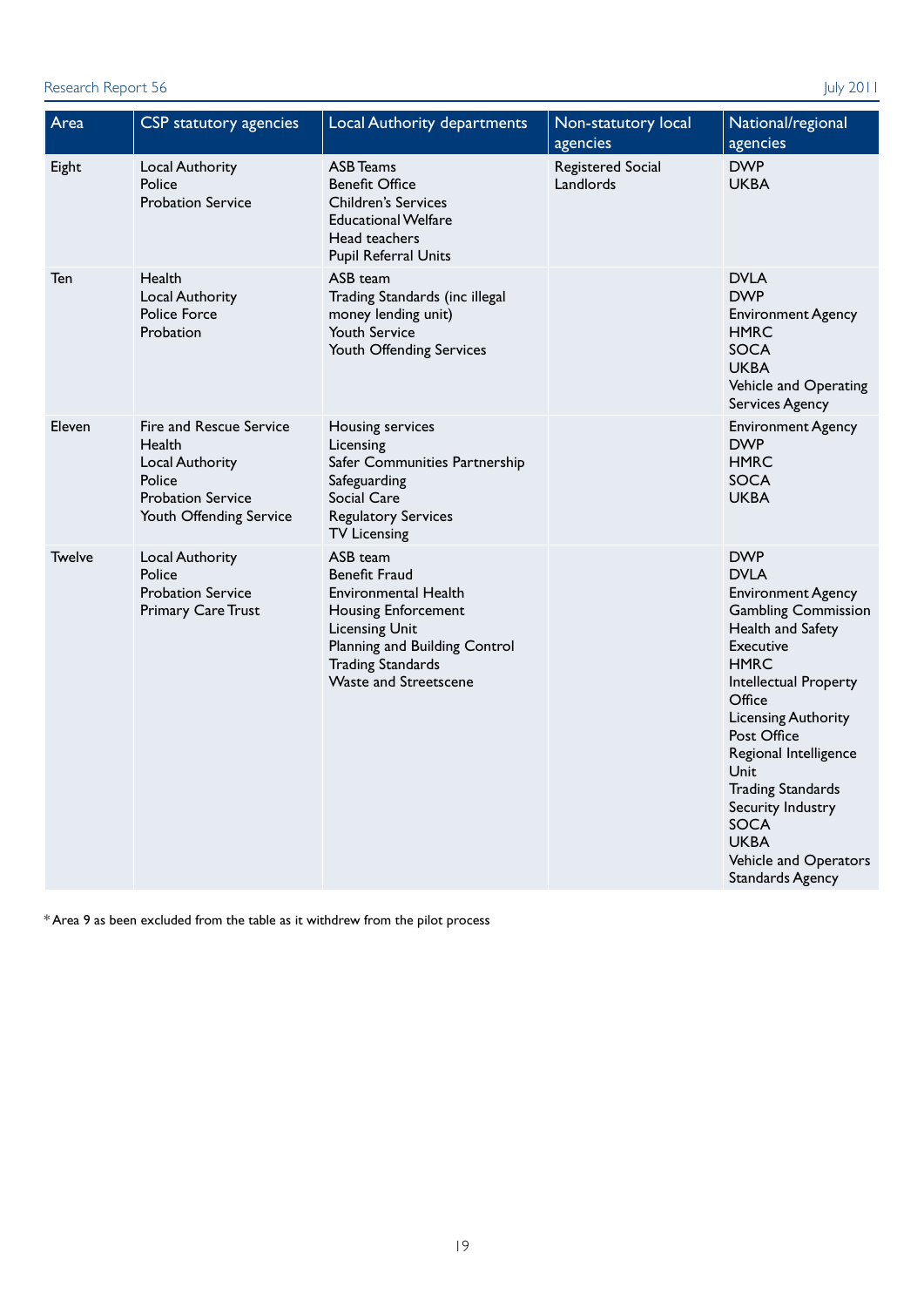| Area | CSP statutory agencies | Local Authority departments | Non-statutory local agencies | National/regional agencies |
|---|---|---|---|---|
| Eight | Local Authority<br>Police<br>Probation Service | ASB Teams<br>Benefit Office<br>Children's Services<br>Educational Welfare<br>Head teachers<br>Pupil Referral Units | Registered Social Landlords | DWP<br>UKBA |
| Ten | Health<br>Local Authority<br>Police Force<br>Probation | ASB team<br>Trading Standards (inc illegal money lending unit)<br>Youth Service<br>Youth Offending Services | | DVLA<br>DWP<br>Environment Agency<br>HMRC<br>SOCA<br>UKBA<br>Vehicle and Operating Services Agency |
| Eleven | Fire and Rescue Service<br>Health<br>Local Authority<br>Police<br>Probation Service<br>Youth Offending Service | Housing services<br>Licensing<br>Safer Communities Partnership<br>Safeguarding<br>Social Care<br>Regulatory Services<br>TV Licensing | | Environment Agency<br>DWP<br>HMRC<br>SOCA<br>UKBA |
| Twelve | Local Authority<br>Police<br>Probation Service<br>Primary Care Trust | ASB team<br>Benefit Fraud<br>Environmental Health<br>Housing Enforcement<br>Licensing Unit<br>Planning and Building Control<br>Trading Standards<br>Waste and Streetscene | | DWP<br>DVLA<br>Environment Agency<br>Gambling Commission<br>Health and Safety Executive<br>HMRC<br>Intellectual Property Office<br>Licensing Authority<br>Post Office<br>Regional Intelligence Unit<br>Trading Standards<br>Security Industry<br>SOCA<br>UKBA<br>Vehicle and Operators Standards Agency |

* Area 9 as been excluded from the table as it withdrew from the pilot process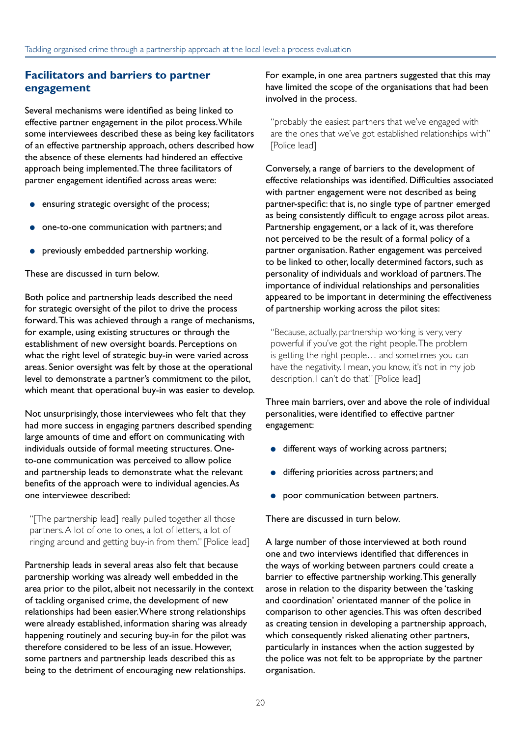## Facilitators and barriers to partner engagement

Several mechanisms were identified as being linked to effective partner engagement in the pilot process. While some interviewees described these as being key facilitators of an effective partnership approach, others described how the absence of these elements had hindered an effective approach being implemented. The three facilitators of partner engagement identified across areas were:

- ensuring strategic oversight of the process;
- one-to-one communication with partners; and
- previously embedded partnership working.

These are discussed in turn below.

Both police and partnership leads described the need for strategic oversight of the pilot to drive the process forward. This was achieved through a range of mechanisms, for example, using existing structures or through the establishment of new oversight boards. Perceptions on what the right level of strategic buy-in were varied across areas. Senior oversight was felt by those at the operational level to demonstrate a partner's commitment to the pilot, which meant that operational buy-in was easier to develop.

Not unsurprisingly, those interviewees who felt that they had more success in engaging partners described spending large amounts of time and effort on communicating with individuals outside of formal meeting structures. One-to-one communication was perceived to allow police and partnership leads to demonstrate what the relevant benefits of the approach were to individual agencies. As one interviewee described:

> "[The partnership lead] really pulled together all those partners. A lot of one to ones, a lot of letters, a lot of ringing around and getting buy-in from them." [Police lead]

Partnership leads in several areas also felt that because partnership working was already well embedded in the area prior to the pilot, albeit not necessarily in the context of tackling organised crime, the development of new relationships had been easier. Where strong relationships were already established, information sharing was already happening routinely and securing buy-in for the pilot was therefore considered to be less of an issue. However, some partners and partnership leads described this as being to the detriment of encouraging new relationships. For example, in one area partners suggested that this may have limited the scope of the organisations that had been involved in the process.

> "probably the easiest partners that we've engaged with are the ones that we've got established relationships with" [Police lead]

Conversely, a range of barriers to the development of effective relationships was identified. Difficulties associated with partner engagement were not described as being partner-specific: that is, no single type of partner emerged as being consistently difficult to engage across pilot areas. Partnership engagement, or a lack of it, was therefore not perceived to be the result of a formal policy of a partner organisation. Rather engagement was perceived to be linked to other, locally determined factors, such as personality of individuals and workload of partners. The importance of individual relationships and personalities appeared to be important in determining the effectiveness of partnership working across the pilot sites:

> "Because, actually, partnership working is very, very powerful if you've got the right people. The problem is getting the right people… and sometimes you can have the negativity. I mean, you know, it's not in my job description, I can't do that." [Police lead]

Three main barriers, over and above the role of individual personalities, were identified to effective partner engagement:

- different ways of working across partners;
- differing priorities across partners; and
- poor communication between partners.

There are discussed in turn below.

A large number of those interviewed at both round one and two interviews identified that differences in the ways of working between partners could create a barrier to effective partnership working. This generally arose in relation to the disparity between the 'tasking and coordination' orientated manner of the police in comparison to other agencies. This was often described as creating tension in developing a partnership approach, which consequently risked alienating other partners, particularly in instances when the action suggested by the police was not felt to be appropriate by the partner organisation.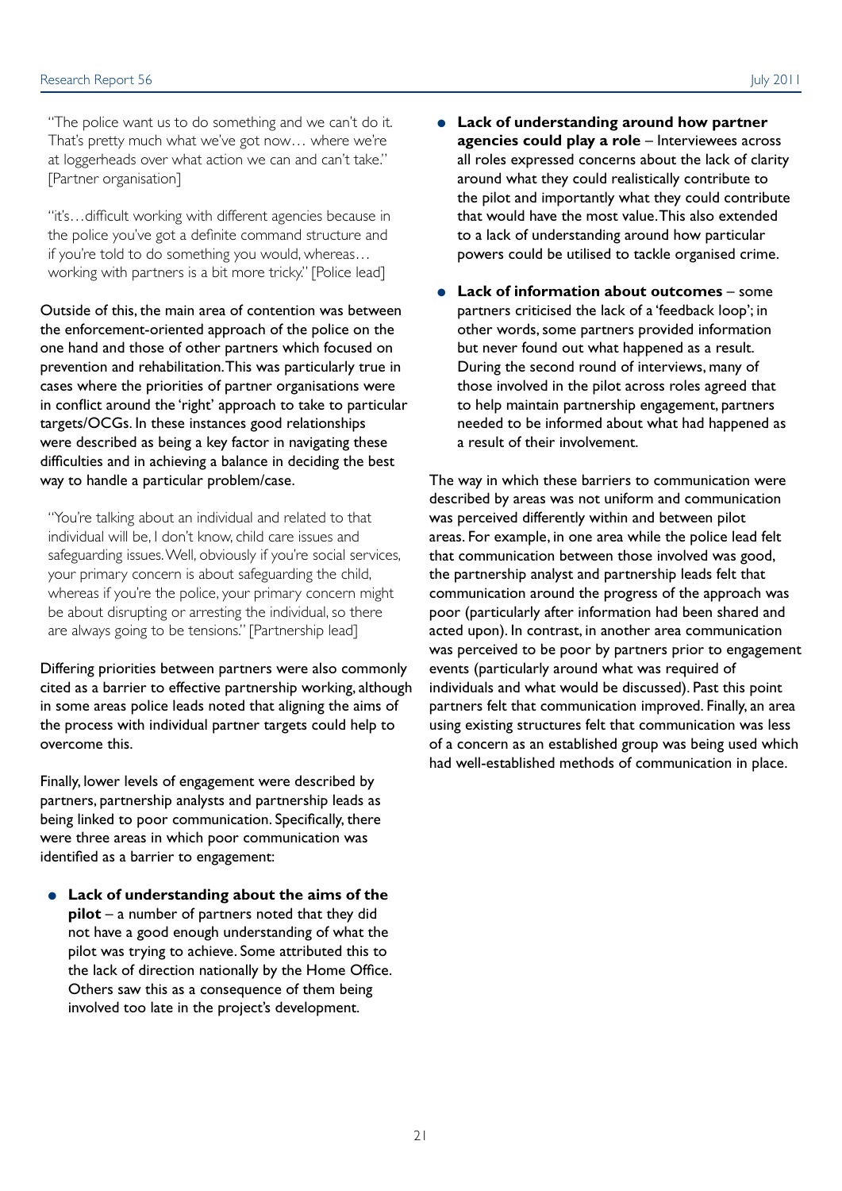"The police want us to do something and we can't do it. That's pretty much what we've got now… where we're at loggerheads over what action we can and can't take." [Partner organisation]

"it's…difficult working with different agencies because in the police you've got a definite command structure and if you're told to do something you would, whereas… working with partners is a bit more tricky." [Police lead]

Outside of this, the main area of contention was between the enforcement-oriented approach of the police on the one hand and those of other partners which focused on prevention and rehabilitation. This was particularly true in cases where the priorities of partner organisations were in conflict around the 'right' approach to take to particular targets/OCGs. In these instances good relationships were described as being a key factor in navigating these difficulties and in achieving a balance in deciding the best way to handle a particular problem/case.

"You're talking about an individual and related to that individual will be, I don't know, child care issues and safeguarding issues. Well, obviously if you're social services, your primary concern is about safeguarding the child, whereas if you're the police, your primary concern might be about disrupting or arresting the individual, so there are always going to be tensions." [Partnership lead]

Differing priorities between partners were also commonly cited as a barrier to effective partnership working, although in some areas police leads noted that aligning the aims of the process with individual partner targets could help to overcome this.

Finally, lower levels of engagement were described by partners, partnership analysts and partnership leads as being linked to poor communication. Specifically, there were three areas in which poor communication was identified as a barrier to engagement:

- **Lack of understanding about the aims of the pilot** – a number of partners noted that they did not have a good enough understanding of what the pilot was trying to achieve. Some attributed this to the lack of direction nationally by the Home Office. Others saw this as a consequence of them being involved too late in the project's development.
- **Lack of understanding around how partner agencies could play a role** – Interviewees across all roles expressed concerns about the lack of clarity around what they could realistically contribute to the pilot and importantly what they could contribute that would have the most value. This also extended to a lack of understanding around how particular powers could be utilised to tackle organised crime.
- **Lack of information about outcomes** – some partners criticised the lack of a 'feedback loop'; in other words, some partners provided information but never found out what happened as a result. During the second round of interviews, many of those involved in the pilot across roles agreed that to help maintain partnership engagement, partners needed to be informed about what had happened as a result of their involvement.

The way in which these barriers to communication were described by areas was not uniform and communication was perceived differently within and between pilot areas. For example, in one area while the police lead felt that communication between those involved was good, the partnership analyst and partnership leads felt that communication around the progress of the approach was poor (particularly after information had been shared and acted upon). In contrast, in another area communication was perceived to be poor by partners prior to engagement events (particularly around what was required of individuals and what would be discussed). Past this point partners felt that communication improved. Finally, an area using existing structures felt that communication was less of a concern as an established group was being used which had well-established methods of communication in place.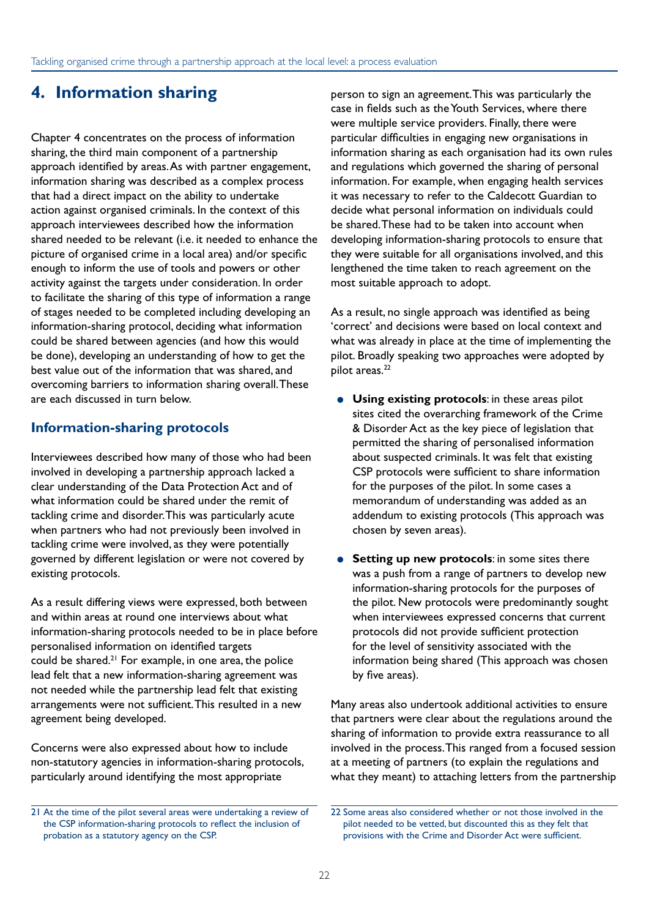# 4. Information sharing

Chapter 4 concentrates on the process of information sharing, the third main component of a partnership approach identified by areas. As with partner engagement, information sharing was described as a complex process that had a direct impact on the ability to undertake action against organised criminals. In the context of this approach interviewees described how the information shared needed to be relevant (i.e. it needed to enhance the picture of organised crime in a local area) and/or specific enough to inform the use of tools and powers or other activity against the targets under consideration. In order to facilitate the sharing of this type of information a range of stages needed to be completed including developing an information-sharing protocol, deciding what information could be shared between agencies (and how this would be done), developing an understanding of how to get the best value out of the information that was shared, and overcoming barriers to information sharing overall. These are each discussed in turn below.

## Information-sharing protocols

Interviewees described how many of those who had been involved in developing a partnership approach lacked a clear understanding of the Data Protection Act and of what information could be shared under the remit of tackling crime and disorder. This was particularly acute when partners who had not previously been involved in tackling crime were involved, as they were potentially governed by different legislation or were not covered by existing protocols.

As a result differing views were expressed, both between and within areas at round one interviews about what information-sharing protocols needed to be in place before personalised information on identified targets could be shared.[21] For example, in one area, the police lead felt that a new information-sharing agreement was not needed while the partnership lead felt that existing arrangements were not sufficient. This resulted in a new agreement being developed.

Concerns were also expressed about how to include non-statutory agencies in information-sharing protocols, particularly around identifying the most appropriate person to sign an agreement. This was particularly the case in fields such as the Youth Services, where there were multiple service providers. Finally, there were particular difficulties in engaging new organisations in information sharing as each organisation had its own rules and regulations which governed the sharing of personal information. For example, when engaging health services it was necessary to refer to the Caldecott Guardian to decide what personal information on individuals could be shared. These had to be taken into account when developing information-sharing protocols to ensure that they were suitable for all organisations involved, and this lengthened the time taken to reach agreement on the most suitable approach to adopt.

As a result, no single approach was identified as being 'correct' and decisions were based on local context and what was already in place at the time of implementing the pilot. Broadly speaking two approaches were adopted by pilot areas.[22]

- **Using existing protocols**: in these areas pilot sites cited the overarching framework of the Crime & Disorder Act as the key piece of legislation that permitted the sharing of personalised information about suspected criminals. It was felt that existing CSP protocols were sufficient to share information for the purposes of the pilot. In some cases a memorandum of understanding was added as an addendum to existing protocols (This approach was chosen by seven areas).
- **Setting up new protocols**: in some sites there was a push from a range of partners to develop new information-sharing protocols for the purposes of the pilot. New protocols were predominantly sought when interviewees expressed concerns that current protocols did not provide sufficient protection for the level of sensitivity associated with the information being shared (This approach was chosen by five areas).

Many areas also undertook additional activities to ensure that partners were clear about the regulations around the sharing of information to provide extra reassurance to all involved in the process. This ranged from a focused session at a meeting of partners (to explain the regulations and what they meant) to attaching letters from the partnership

---

21 At the time of the pilot several areas were undertaking a review of the CSP information-sharing protocols to reflect the inclusion of probation as a statutory agency on the CSP.

22 Some areas also considered whether or not those involved in the pilot needed to be vetted, but discounted this as they felt that provisions with the Crime and Disorder Act were sufficient.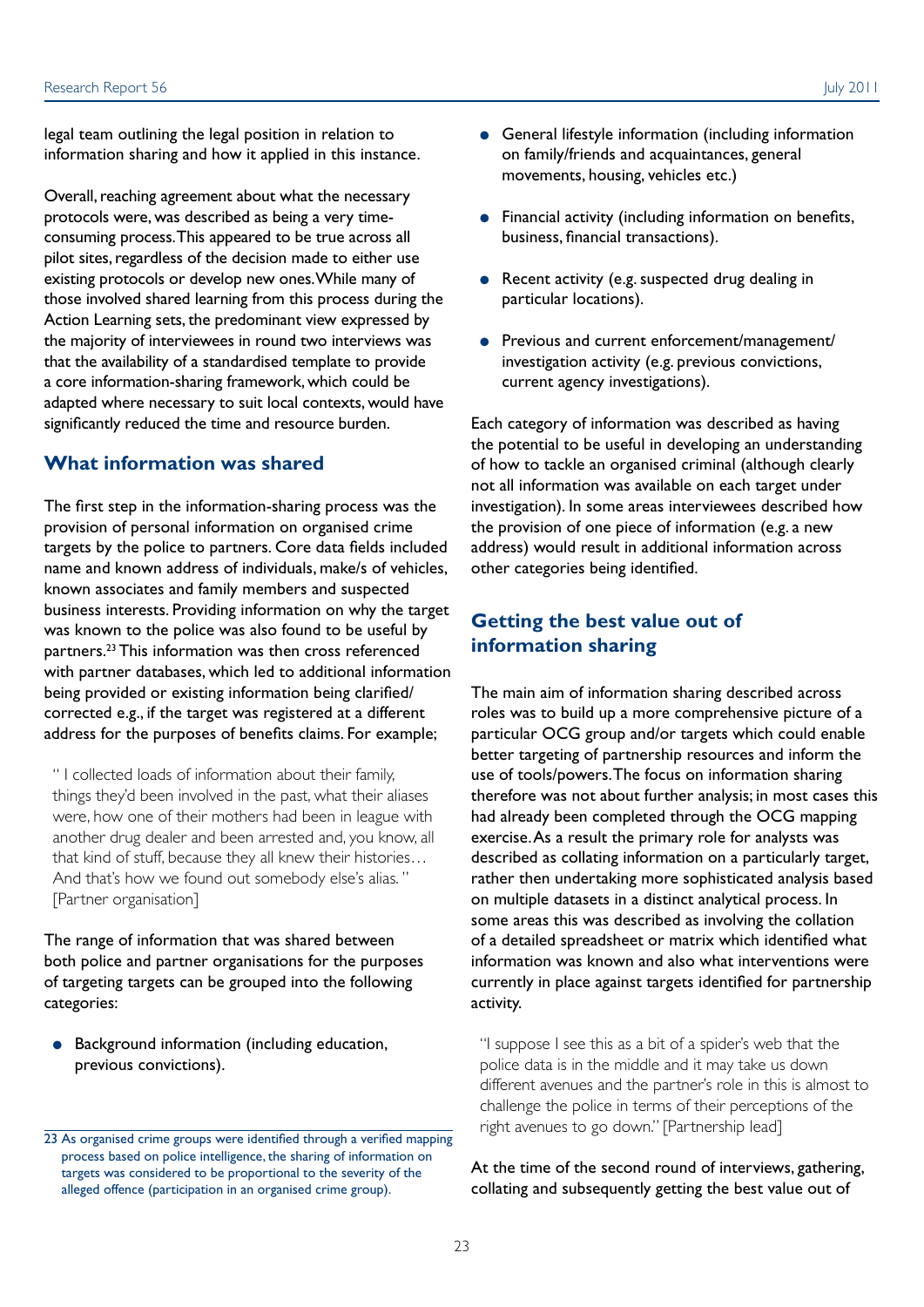legal team outlining the legal position in relation to information sharing and how it applied in this instance.

Overall, reaching agreement about what the necessary protocols were, was described as being a very time-consuming process. This appeared to be true across all pilot sites, regardless of the decision made to either use existing protocols or develop new ones. While many of those involved shared learning from this process during the Action Learning sets, the predominant view expressed by the majority of interviewees in round two interviews was that the availability of a standardised template to provide a core information-sharing framework, which could be adapted where necessary to suit local contexts, would have significantly reduced the time and resource burden.

## What information was shared

The first step in the information-sharing process was the provision of personal information on organised crime targets by the police to partners. Core data fields included name and known address of individuals, make/s of vehicles, known associates and family members and suspected business interests. Providing information on why the target was known to the police was also found to be useful by partners.[23] This information was then cross referenced with partner databases, which led to additional information being provided or existing information being clarified/corrected e.g., if the target was registered at a different address for the purposes of benefits claims. For example;

> " I collected loads of information about their family, things they'd been involved in the past, what their aliases were, how one of their mothers had been in league with another drug dealer and been arrested and, you know, all that kind of stuff, because they all knew their histories… And that's how we found out somebody else's alias. " [Partner organisation]

The range of information that was shared between both police and partner organisations for the purposes of targeting targets can be grouped into the following categories:

- Background information (including education, previous convictions).
- General lifestyle information (including information on family/friends and acquaintances, general movements, housing, vehicles etc.)
- Financial activity (including information on benefits, business, financial transactions).
- Recent activity (e.g. suspected drug dealing in particular locations).
- Previous and current enforcement/management/investigation activity (e.g. previous convictions, current agency investigations).

Each category of information was described as having the potential to be useful in developing an understanding of how to tackle an organised criminal (although clearly not all information was available on each target under investigation). In some areas interviewees described how the provision of one piece of information (e.g. a new address) would result in additional information across other categories being identified.

## Getting the best value out of information sharing

The main aim of information sharing described across roles was to build up a more comprehensive picture of a particular OCG group and/or targets which could enable better targeting of partnership resources and inform the use of tools/powers. The focus on information sharing therefore was not about further analysis; in most cases this had already been completed through the OCG mapping exercise. As a result the primary role for analysts was described as collating information on a particularly target, rather then undertaking more sophisticated analysis based on multiple datasets in a distinct analytical process. In some areas this was described as involving the collation of a detailed spreadsheet or matrix which identified what information was known and also what interventions were currently in place against targets identified for partnership activity.

> "I suppose I see this as a bit of a spider's web that the police data is in the middle and it may take us down different avenues and the partner's role in this is almost to challenge the police in terms of their perceptions of the right avenues to go down." [Partnership lead]

At the time of the second round of interviews, gathering, collating and subsequently getting the best value out of

23 As organised crime groups were identified through a verified mapping process based on police intelligence, the sharing of information on targets was considered to be proportional to the severity of the alleged offence (participation in an organised crime group).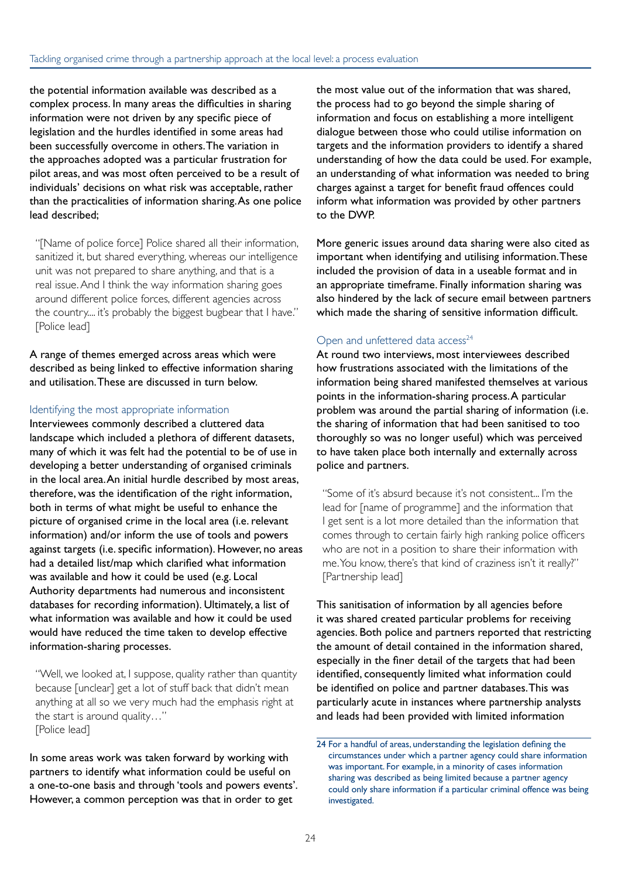the potential information available was described as a complex process. In many areas the difficulties in sharing information were not driven by any specific piece of legislation and the hurdles identified in some areas had been successfully overcome in others. The variation in the approaches adopted was a particular frustration for pilot areas, and was most often perceived to be a result of individuals' decisions on what risk was acceptable, rather than the practicalities of information sharing. As one police lead described;

> "[Name of police force] Police shared all their information, sanitized it, but shared everything, whereas our intelligence unit was not prepared to share anything, and that is a real issue. And I think the way information sharing goes around different police forces, different agencies across the country.... it's probably the biggest bugbear that I have." [Police lead]

A range of themes emerged across areas which were described as being linked to effective information sharing and utilisation. These are discussed in turn below.

### Identifying the most appropriate information

Interviewees commonly described a cluttered data landscape which included a plethora of different datasets, many of which it was felt had the potential to be of use in developing a better understanding of organised criminals in the local area. An initial hurdle described by most areas, therefore, was the identification of the right information, both in terms of what might be useful to enhance the picture of organised crime in the local area (i.e. relevant information) and/or inform the use of tools and powers against targets (i.e. specific information). However, no areas had a detailed list/map which clarified what information was available and how it could be used (e.g. Local Authority departments had numerous and inconsistent databases for recording information). Ultimately, a list of what information was available and how it could be used would have reduced the time taken to develop effective information-sharing processes.

> "Well, we looked at, I suppose, quality rather than quantity because [unclear] get a lot of stuff back that didn't mean anything at all so we very much had the emphasis right at the start is around quality…"
> [Police lead]

In some areas work was taken forward by working with partners to identify what information could be useful on a one-to-one basis and through 'tools and powers events'. However, a common perception was that in order to get the most value out of the information that was shared, the process had to go beyond the simple sharing of information and focus on establishing a more intelligent dialogue between those who could utilise information on targets and the information providers to identify a shared understanding of how the data could be used. For example, an understanding of what information was needed to bring charges against a target for benefit fraud offences could inform what information was provided by other partners to the DWP.

More generic issues around data sharing were also cited as important when identifying and utilising information. These included the provision of data in a useable format and in an appropriate timeframe. Finally information sharing was also hindered by the lack of secure email between partners which made the sharing of sensitive information difficult.

### Open and unfettered data access[24]

At round two interviews, most interviewees described how frustrations associated with the limitations of the information being shared manifested themselves at various points in the information-sharing process. A particular problem was around the partial sharing of information (i.e. the sharing of information that had been sanitised to too thoroughly so was no longer useful) which was perceived to have taken place both internally and externally across police and partners.

> "Some of it's absurd because it's not consistent... I'm the lead for [name of programme] and the information that I get sent is a lot more detailed than the information that comes through to certain fairly high ranking police officers who are not in a position to share their information with me. You know, there's that kind of craziness isn't it really?" [Partnership lead]

This sanitisation of information by all agencies before it was shared created particular problems for receiving agencies. Both police and partners reported that restricting the amount of detail contained in the information shared, especially in the finer detail of the targets that had been identified, consequently limited what information could be identified on police and partner databases. This was particularly acute in instances where partnership analysts and leads had been provided with limited information

24 For a handful of areas, understanding the legislation defining the circumstances under which a partner agency could share information was important. For example, in a minority of cases information sharing was described as being limited because a partner agency could only share information if a particular criminal offence was being investigated.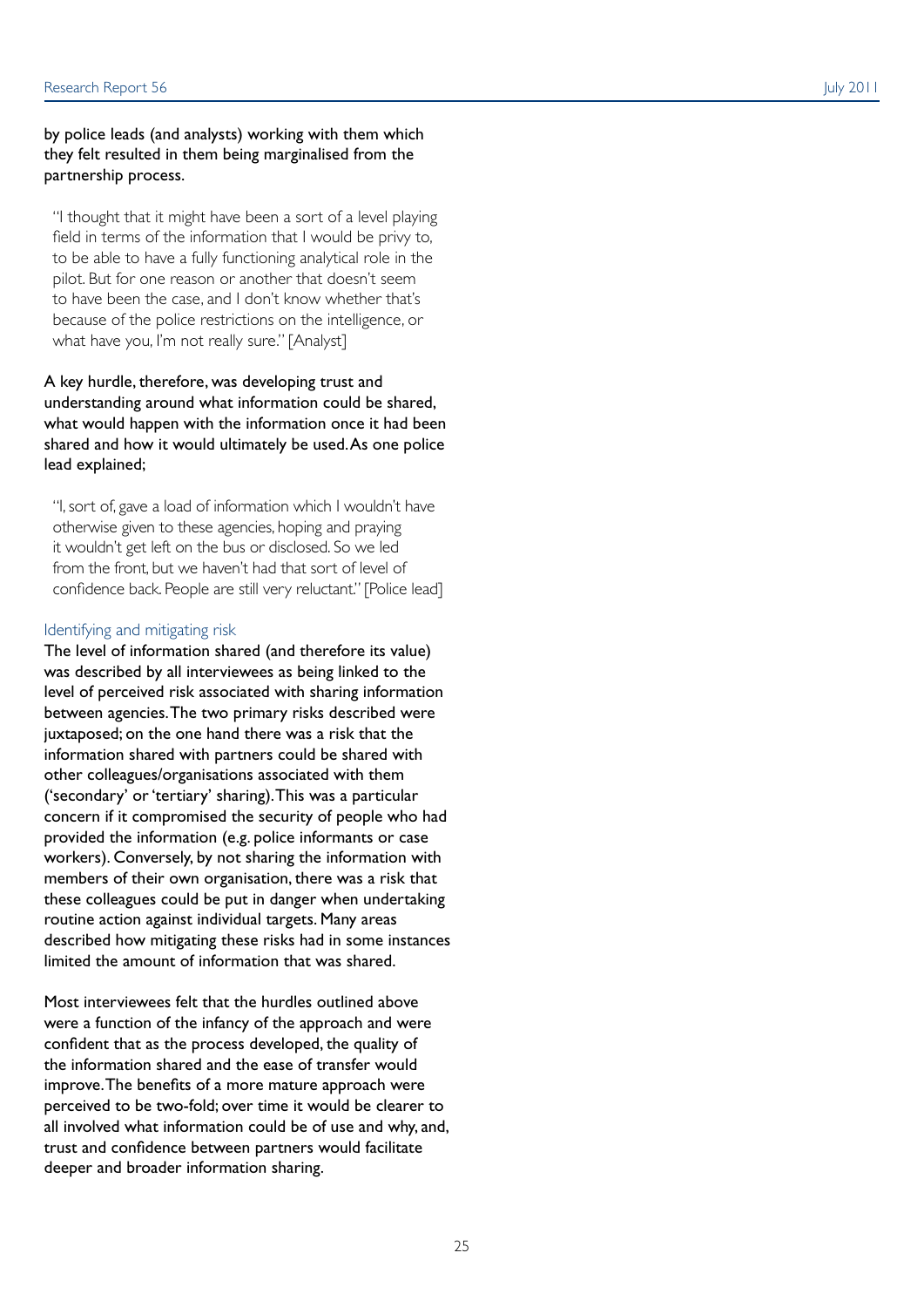by police leads (and analysts) working with them which they felt resulted in them being marginalised from the partnership process.

> "I thought that it might have been a sort of a level playing field in terms of the information that I would be privy to, to be able to have a fully functioning analytical role in the pilot. But for one reason or another that doesn't seem to have been the case, and I don't know whether that's because of the police restrictions on the intelligence, or what have you, I'm not really sure." [Analyst]

A key hurdle, therefore, was developing trust and understanding around what information could be shared, what would happen with the information once it had been shared and how it would ultimately be used. As one police lead explained;

> "I, sort of, gave a load of information which I wouldn't have otherwise given to these agencies, hoping and praying it wouldn't get left on the bus or disclosed. So we led from the front, but we haven't had that sort of level of confidence back. People are still very reluctant." [Police lead]

### Identifying and mitigating risk

The level of information shared (and therefore its value) was described by all interviewees as being linked to the level of perceived risk associated with sharing information between agencies. The two primary risks described were juxtaposed; on the one hand there was a risk that the information shared with partners could be shared with other colleagues/organisations associated with them ('secondary' or 'tertiary' sharing). This was a particular concern if it compromised the security of people who had provided the information (e.g. police informants or case workers). Conversely, by not sharing the information with members of their own organisation, there was a risk that these colleagues could be put in danger when undertaking routine action against individual targets. Many areas described how mitigating these risks had in some instances limited the amount of information that was shared.

Most interviewees felt that the hurdles outlined above were a function of the infancy of the approach and were confident that as the process developed, the quality of the information shared and the ease of transfer would improve. The benefits of a more mature approach were perceived to be two-fold; over time it would be clearer to all involved what information could be of use and why, and, trust and confidence between partners would facilitate deeper and broader information sharing.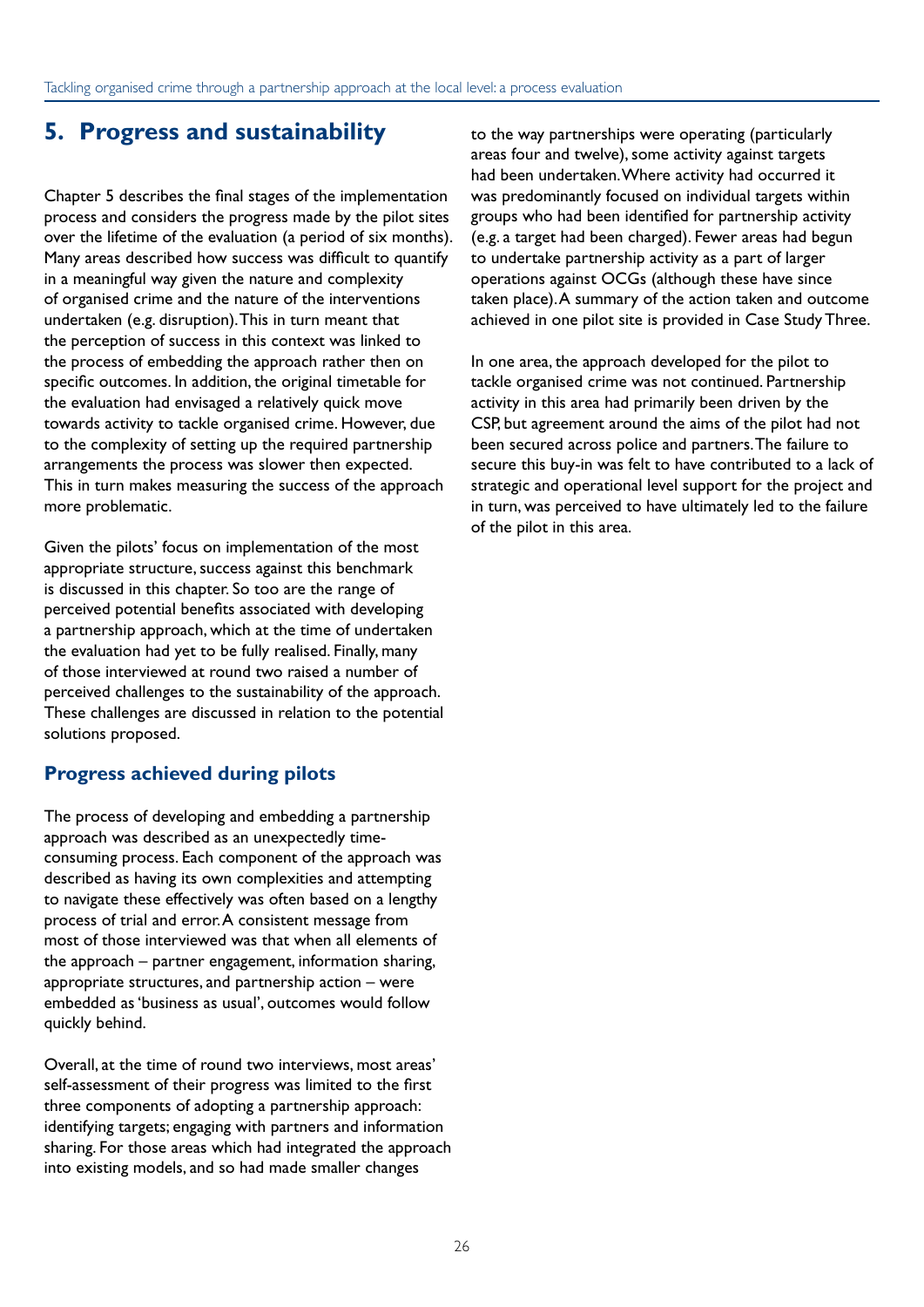# 5. Progress and sustainability

Chapter 5 describes the final stages of the implementation process and considers the progress made by the pilot sites over the lifetime of the evaluation (a period of six months). Many areas described how success was difficult to quantify in a meaningful way given the nature and complexity of organised crime and the nature of the interventions undertaken (e.g. disruption). This in turn meant that the perception of success in this context was linked to the process of embedding the approach rather then on specific outcomes. In addition, the original timetable for the evaluation had envisaged a relatively quick move towards activity to tackle organised crime. However, due to the complexity of setting up the required partnership arrangements the process was slower then expected. This in turn makes measuring the success of the approach more problematic.

Given the pilots' focus on implementation of the most appropriate structure, success against this benchmark is discussed in this chapter. So too are the range of perceived potential benefits associated with developing a partnership approach, which at the time of undertaken the evaluation had yet to be fully realised. Finally, many of those interviewed at round two raised a number of perceived challenges to the sustainability of the approach. These challenges are discussed in relation to the potential solutions proposed.

## Progress achieved during pilots

The process of developing and embedding a partnership approach was described as an unexpectedly time-consuming process. Each component of the approach was described as having its own complexities and attempting to navigate these effectively was often based on a lengthy process of trial and error. A consistent message from most of those interviewed was that when all elements of the approach – partner engagement, information sharing, appropriate structures, and partnership action – were embedded as 'business as usual', outcomes would follow quickly behind.

Overall, at the time of round two interviews, most areas' self-assessment of their progress was limited to the first three components of adopting a partnership approach: identifying targets; engaging with partners and information sharing. For those areas which had integrated the approach into existing models, and so had made smaller changes to the way partnerships were operating (particularly areas four and twelve), some activity against targets had been undertaken. Where activity had occurred it was predominantly focused on individual targets within groups who had been identified for partnership activity (e.g. a target had been charged). Fewer areas had begun to undertake partnership activity as a part of larger operations against OCGs (although these have since taken place). A summary of the action taken and outcome achieved in one pilot site is provided in Case Study Three.

In one area, the approach developed for the pilot to tackle organised crime was not continued. Partnership activity in this area had primarily been driven by the CSP, but agreement around the aims of the pilot had not been secured across police and partners. The failure to secure this buy-in was felt to have contributed to a lack of strategic and operational level support for the project and in turn, was perceived to have ultimately led to the failure of the pilot in this area.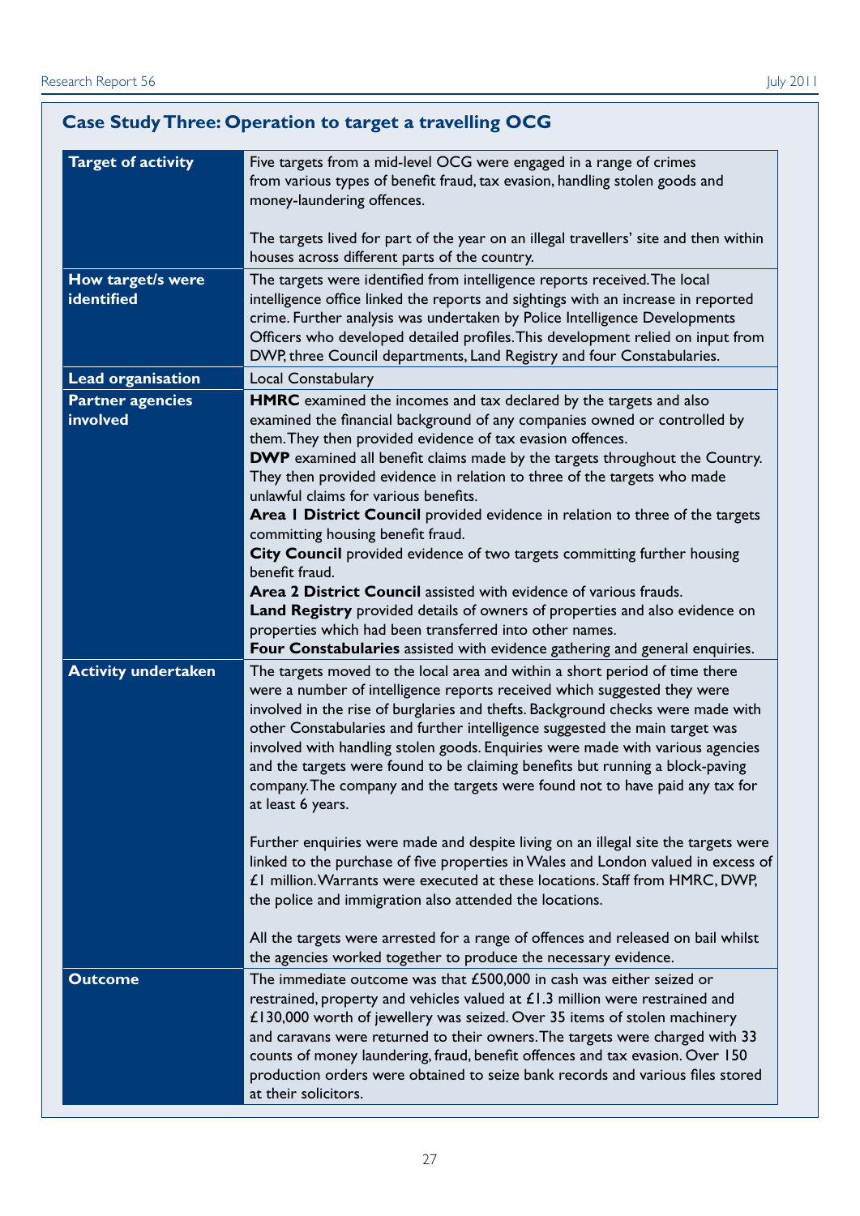## Case Study Three: Operation to target a travelling OCG

| | |
|---|---|
| **Target of activity** | Five targets from a mid-level OCG were engaged in a range of crimes from various types of benefit fraud, tax evasion, handling stolen goods and money-laundering offences.<br><br>The targets lived for part of the year on an illegal travellers' site and then within houses across different parts of the country. |
| **How target/s were identified** | The targets were identified from intelligence reports received. The local intelligence office linked the reports and sightings with an increase in reported crime. Further analysis was undertaken by Police Intelligence Developments Officers who developed detailed profiles. This development relied on input from DWP, three Council departments, Land Registry and four Constabularies. |
| **Lead organisation** | Local Constabulary |
| **Partner agencies involved** | **HMRC** examined the incomes and tax declared by the targets and also examined the financial background of any companies owned or controlled by them. They then provided evidence of tax evasion offences.<br>**DWP** examined all benefit claims made by the targets throughout the Country. They then provided evidence in relation to three of the targets who made unlawful claims for various benefits.<br>**Area 1 District Council** provided evidence in relation to three of the targets committing housing benefit fraud.<br>**City Council** provided evidence of two targets committing further housing benefit fraud.<br>**Area 2 District Council** assisted with evidence of various frauds.<br>**Land Registry** provided details of owners of properties and also evidence on properties which had been transferred into other names.<br>**Four Constabularies** assisted with evidence gathering and general enquiries. |
| **Activity undertaken** | The targets moved to the local area and within a short period of time there were a number of intelligence reports received which suggested they were involved in the rise of burglaries and thefts. Background checks were made with other Constabularies and further intelligence suggested the main target was involved with handling stolen goods. Enquiries were made with various agencies and the targets were found to be claiming benefits but running a block-paving company. The company and the targets were found not to have paid any tax for at least 6 years.<br><br>Further enquiries were made and despite living on an illegal site the targets were linked to the purchase of five properties in Wales and London valued in excess of £1 million. Warrants were executed at these locations. Staff from HMRC, DWP, the police and immigration also attended the locations.<br><br>All the targets were arrested for a range of offences and released on bail whilst the agencies worked together to produce the necessary evidence. |
| **Outcome** | The immediate outcome was that £500,000 in cash was either seized or restrained, property and vehicles valued at £1.3 million were restrained and £130,000 worth of jewellery was seized. Over 35 items of stolen machinery and caravans were returned to their owners. The targets were charged with 33 counts of money laundering, fraud, benefit offences and tax evasion. Over 150 production orders were obtained to seize bank records and various files stored at their solicitors. |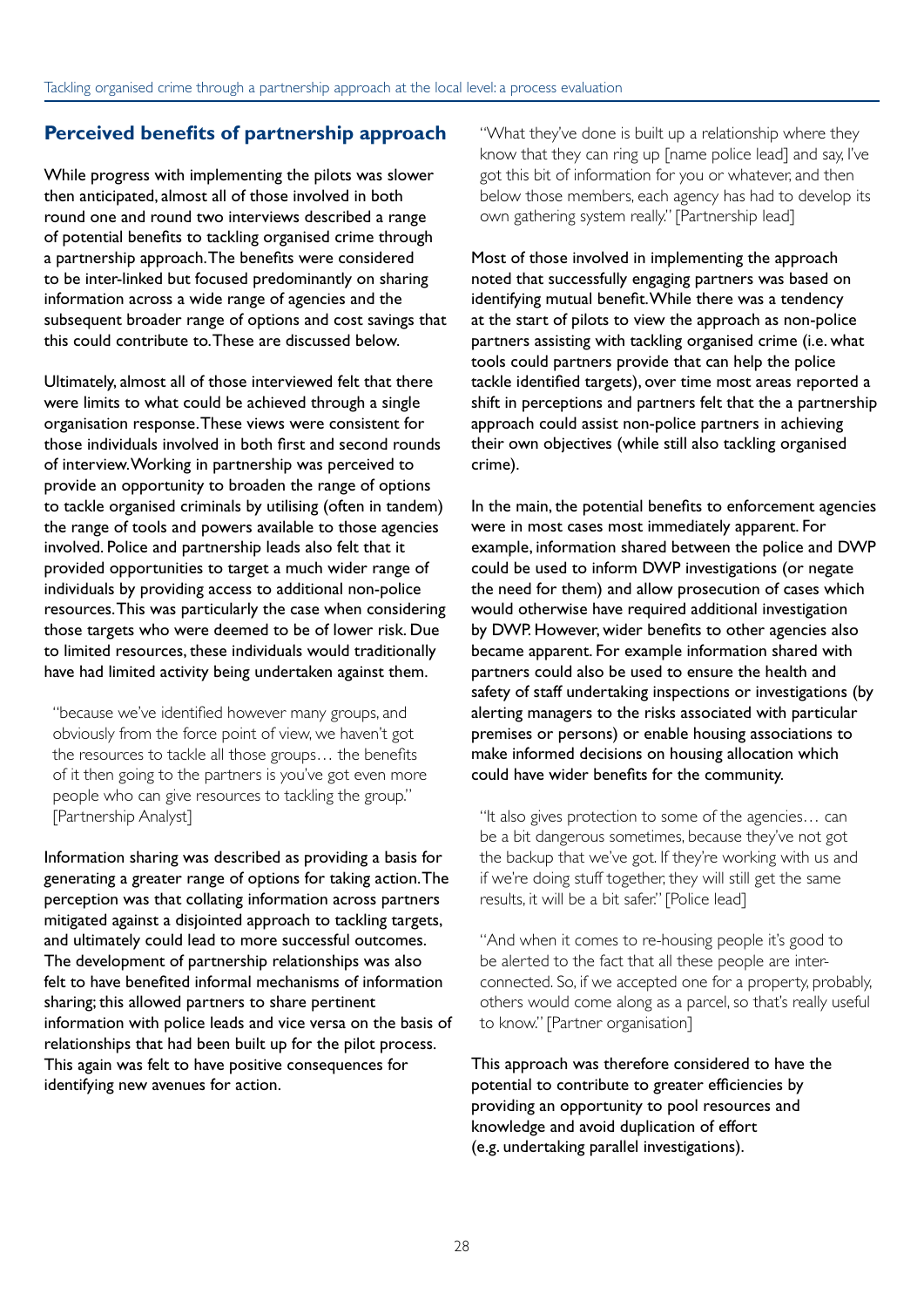## Perceived benefits of partnership approach

While progress with implementing the pilots was slower then anticipated, almost all of those involved in both round one and round two interviews described a range of potential benefits to tackling organised crime through a partnership approach. The benefits were considered to be inter-linked but focused predominantly on sharing information across a wide range of agencies and the subsequent broader range of options and cost savings that this could contribute to. These are discussed below.

Ultimately, almost all of those interviewed felt that there were limits to what could be achieved through a single organisation response. These views were consistent for those individuals involved in both first and second rounds of interview. Working in partnership was perceived to provide an opportunity to broaden the range of options to tackle organised criminals by utilising (often in tandem) the range of tools and powers available to those agencies involved. Police and partnership leads also felt that it provided opportunities to target a much wider range of individuals by providing access to additional non-police resources. This was particularly the case when considering those targets who were deemed to be of lower risk. Due to limited resources, these individuals would traditionally have had limited activity being undertaken against them.

> "because we've identified however many groups, and obviously from the force point of view, we haven't got the resources to tackle all those groups… the benefits of it then going to the partners is you've got even more people who can give resources to tackling the group." [Partnership Analyst]

Information sharing was described as providing a basis for generating a greater range of options for taking action. The perception was that collating information across partners mitigated against a disjointed approach to tackling targets, and ultimately could lead to more successful outcomes. The development of partnership relationships was also felt to have benefited informal mechanisms of information sharing; this allowed partners to share pertinent information with police leads and vice versa on the basis of relationships that had been built up for the pilot process. This again was felt to have positive consequences for identifying new avenues for action.

> "What they've done is built up a relationship where they know that they can ring up [name police lead] and say, I've got this bit of information for you or whatever, and then below those members, each agency has had to develop its own gathering system really." [Partnership lead]

Most of those involved in implementing the approach noted that successfully engaging partners was based on identifying mutual benefit. While there was a tendency at the start of pilots to view the approach as non-police partners assisting with tackling organised crime (i.e. what tools could partners provide that can help the police tackle identified targets), over time most areas reported a shift in perceptions and partners felt that the a partnership approach could assist non-police partners in achieving their own objectives (while still also tackling organised crime).

In the main, the potential benefits to enforcement agencies were in most cases most immediately apparent. For example, information shared between the police and DWP could be used to inform DWP investigations (or negate the need for them) and allow prosecution of cases which would otherwise have required additional investigation by DWP. However, wider benefits to other agencies also became apparent. For example information shared with partners could also be used to ensure the health and safety of staff undertaking inspections or investigations (by alerting managers to the risks associated with particular premises or persons) or enable housing associations to make informed decisions on housing allocation which could have wider benefits for the community.

> "It also gives protection to some of the agencies… can be a bit dangerous sometimes, because they've not got the backup that we've got. If they're working with us and if we're doing stuff together, they will still get the same results, it will be a bit safer." [Police lead]

> "And when it comes to re-housing people it's good to be alerted to the fact that all these people are inter-connected. So, if we accepted one for a property, probably, others would come along as a parcel, so that's really useful to know." [Partner organisation]

This approach was therefore considered to have the potential to contribute to greater efficiencies by providing an opportunity to pool resources and knowledge and avoid duplication of effort (e.g. undertaking parallel investigations).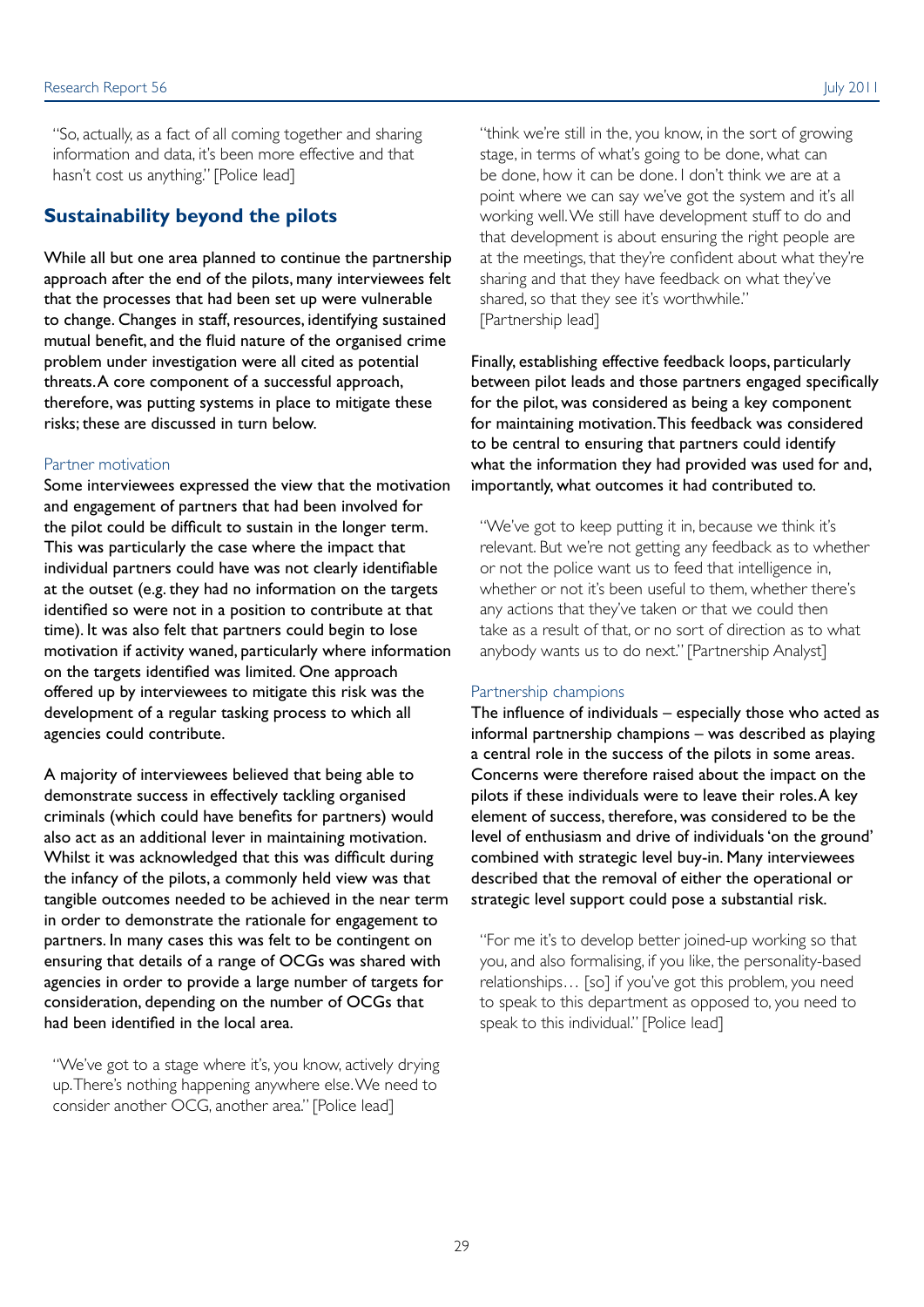"So, actually, as a fact of all coming together and sharing information and data, it's been more effective and that hasn't cost us anything." [Police lead]

## Sustainability beyond the pilots

While all but one area planned to continue the partnership approach after the end of the pilots, many interviewees felt that the processes that had been set up were vulnerable to change. Changes in staff, resources, identifying sustained mutual benefit, and the fluid nature of the organised crime problem under investigation were all cited as potential threats. A core component of a successful approach, therefore, was putting systems in place to mitigate these risks; these are discussed in turn below.

### Partner motivation

Some interviewees expressed the view that the motivation and engagement of partners that had been involved for the pilot could be difficult to sustain in the longer term. This was particularly the case where the impact that individual partners could have was not clearly identifiable at the outset (e.g. they had no information on the targets identified so were not in a position to contribute at that time). It was also felt that partners could begin to lose motivation if activity waned, particularly where information on the targets identified was limited. One approach offered up by interviewees to mitigate this risk was the development of a regular tasking process to which all agencies could contribute.

A majority of interviewees believed that being able to demonstrate success in effectively tackling organised criminals (which could have benefits for partners) would also act as an additional lever in maintaining motivation. Whilst it was acknowledged that this was difficult during the infancy of the pilots, a commonly held view was that tangible outcomes needed to be achieved in the near term in order to demonstrate the rationale for engagement to partners. In many cases this was felt to be contingent on ensuring that details of a range of OCGs was shared with agencies in order to provide a large number of targets for consideration, depending on the number of OCGs that had been identified in the local area.

"We've got to a stage where it's, you know, actively drying up. There's nothing happening anywhere else. We need to consider another OCG, another area." [Police lead]

"think we're still in the, you know, in the sort of growing stage, in terms of what's going to be done, what can be done, how it can be done. I don't think we are at a point where we can say we've got the system and it's all working well. We still have development stuff to do and that development is about ensuring the right people are at the meetings, that they're confident about what they're sharing and that they have feedback on what they've shared, so that they see it's worthwhile." [Partnership lead]

Finally, establishing effective feedback loops, particularly between pilot leads and those partners engaged specifically for the pilot, was considered as being a key component for maintaining motivation. This feedback was considered to be central to ensuring that partners could identify what the information they had provided was used for and, importantly, what outcomes it had contributed to.

"We've got to keep putting it in, because we think it's relevant. But we're not getting any feedback as to whether or not the police want us to feed that intelligence in, whether or not it's been useful to them, whether there's any actions that they've taken or that we could then take as a result of that, or no sort of direction as to what anybody wants us to do next." [Partnership Analyst]

### Partnership champions

The influence of individuals – especially those who acted as informal partnership champions – was described as playing a central role in the success of the pilots in some areas. Concerns were therefore raised about the impact on the pilots if these individuals were to leave their roles. A key element of success, therefore, was considered to be the level of enthusiasm and drive of individuals 'on the ground' combined with strategic level buy-in. Many interviewees described that the removal of either the operational or strategic level support could pose a substantial risk.

"For me it's to develop better joined-up working so that you, and also formalising, if you like, the personality-based relationships… [so] if you've got this problem, you need to speak to this department as opposed to, you need to speak to this individual." [Police lead]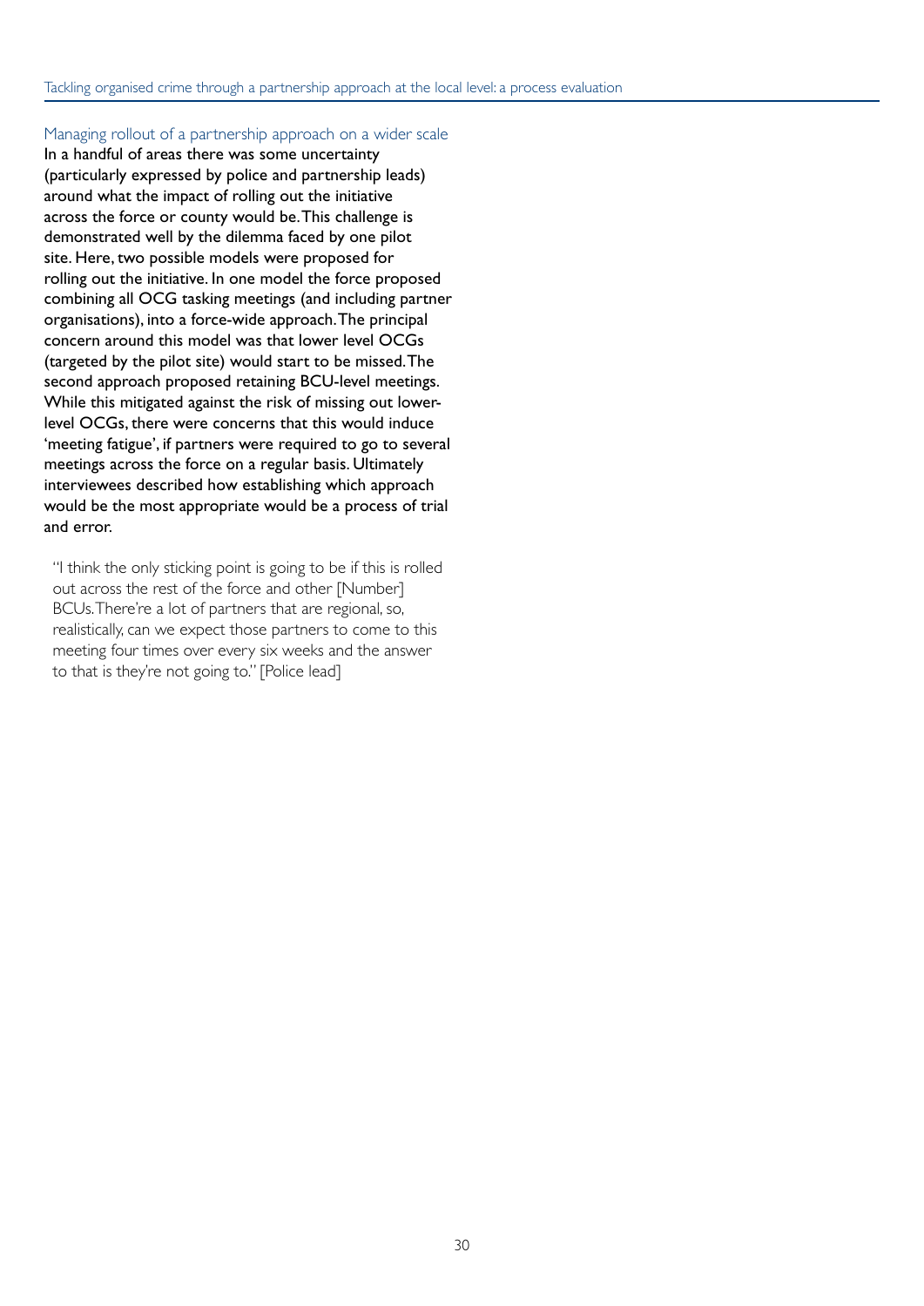### Managing rollout of a partnership approach on a wider scale

In a handful of areas there was some uncertainty (particularly expressed by police and partnership leads) around what the impact of rolling out the initiative across the force or county would be. This challenge is demonstrated well by the dilemma faced by one pilot site. Here, two possible models were proposed for rolling out the initiative. In one model the force proposed combining all OCG tasking meetings (and including partner organisations), into a force-wide approach. The principal concern around this model was that lower level OCGs (targeted by the pilot site) would start to be missed. The second approach proposed retaining BCU-level meetings. While this mitigated against the risk of missing out lower-level OCGs, there were concerns that this would induce 'meeting fatigue', if partners were required to go to several meetings across the force on a regular basis. Ultimately interviewees described how establishing which approach would be the most appropriate would be a process of trial and error.

> "I think the only sticking point is going to be if this is rolled out across the rest of the force and other [Number] BCUs. There're a lot of partners that are regional, so, realistically, can we expect those partners to come to this meeting four times over every six weeks and the answer to that is they're not going to." [Police lead]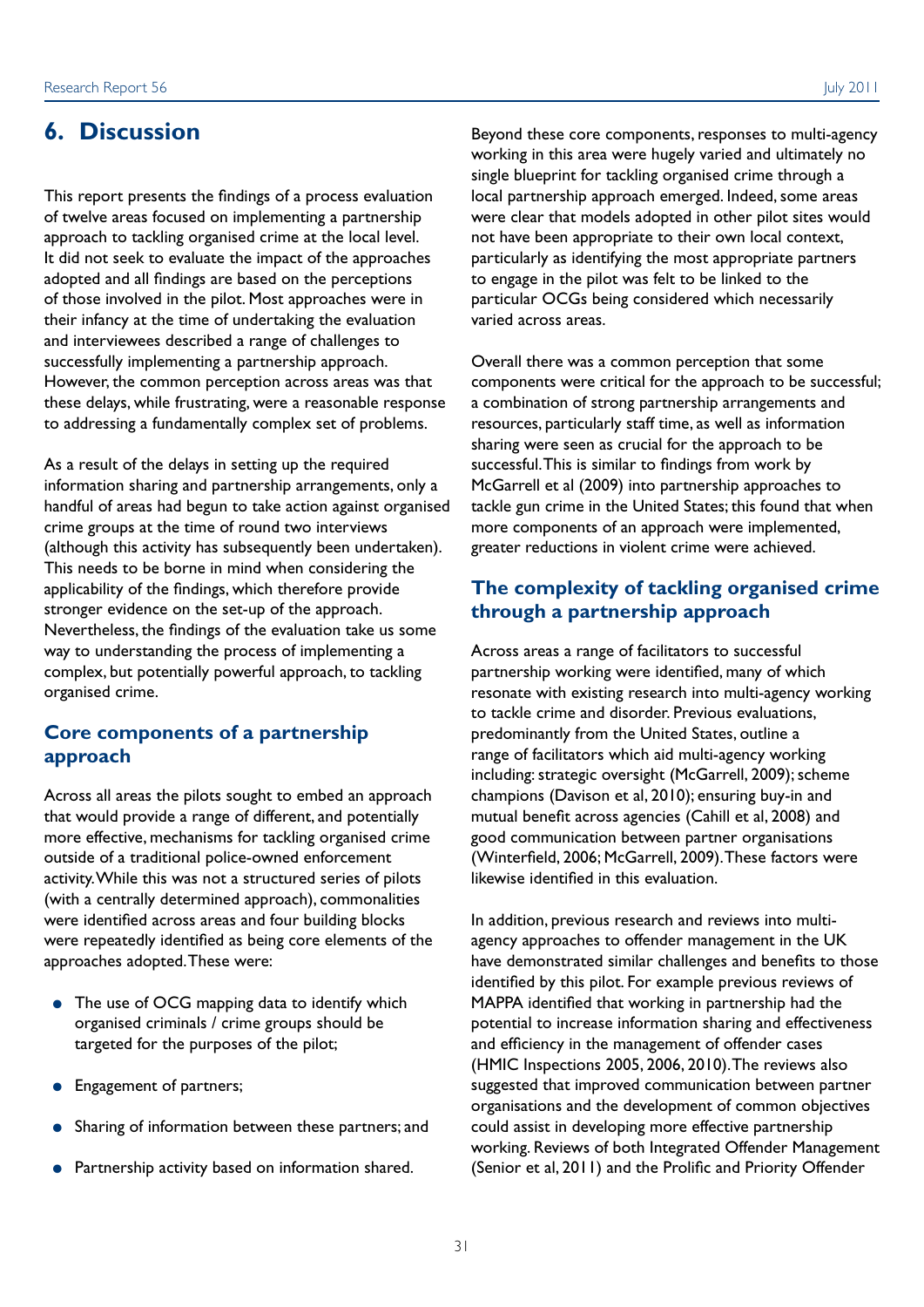## 6. Discussion

This report presents the findings of a process evaluation of twelve areas focused on implementing a partnership approach to tackling organised crime at the local level. It did not seek to evaluate the impact of the approaches adopted and all findings are based on the perceptions of those involved in the pilot. Most approaches were in their infancy at the time of undertaking the evaluation and interviewees described a range of challenges to successfully implementing a partnership approach. However, the common perception across areas was that these delays, while frustrating, were a reasonable response to addressing a fundamentally complex set of problems.

As a result of the delays in setting up the required information sharing and partnership arrangements, only a handful of areas had begun to take action against organised crime groups at the time of round two interviews (although this activity has subsequently been undertaken). This needs to be borne in mind when considering the applicability of the findings, which therefore provide stronger evidence on the set-up of the approach. Nevertheless, the findings of the evaluation take us some way to understanding the process of implementing a complex, but potentially powerful approach, to tackling organised crime.

### Core components of a partnership approach

Across all areas the pilots sought to embed an approach that would provide a range of different, and potentially more effective, mechanisms for tackling organised crime outside of a traditional police-owned enforcement activity. While this was not a structured series of pilots (with a centrally determined approach), commonalities were identified across areas and four building blocks were repeatedly identified as being core elements of the approaches adopted. These were:

- The use of OCG mapping data to identify which organised criminals / crime groups should be targeted for the purposes of the pilot;
- Engagement of partners;
- Sharing of information between these partners; and
- Partnership activity based on information shared.

Beyond these core components, responses to multi-agency working in this area were hugely varied and ultimately no single blueprint for tackling organised crime through a local partnership approach emerged. Indeed, some areas were clear that models adopted in other pilot sites would not have been appropriate to their own local context, particularly as identifying the most appropriate partners to engage in the pilot was felt to be linked to the particular OCGs being considered which necessarily varied across areas.

Overall there was a common perception that some components were critical for the approach to be successful; a combination of strong partnership arrangements and resources, particularly staff time, as well as information sharing were seen as crucial for the approach to be successful. This is similar to findings from work by McGarrell et al (2009) into partnership approaches to tackle gun crime in the United States; this found that when more components of an approach were implemented, greater reductions in violent crime were achieved.

### The complexity of tackling organised crime through a partnership approach

Across areas a range of facilitators to successful partnership working were identified, many of which resonate with existing research into multi-agency working to tackle crime and disorder. Previous evaluations, predominantly from the United States, outline a range of facilitators which aid multi-agency working including: strategic oversight (McGarrell, 2009); scheme champions (Davison et al, 2010); ensuring buy-in and mutual benefit across agencies (Cahill et al, 2008) and good communication between partner organisations (Winterfield, 2006; McGarrell, 2009). These factors were likewise identified in this evaluation.

In addition, previous research and reviews into multi-agency approaches to offender management in the UK have demonstrated similar challenges and benefits to those identified by this pilot. For example previous reviews of MAPPA identified that working in partnership had the potential to increase information sharing and effectiveness and efficiency in the management of offender cases (HMIC Inspections 2005, 2006, 2010). The reviews also suggested that improved communication between partner organisations and the development of common objectives could assist in developing more effective partnership working. Reviews of both Integrated Offender Management (Senior et al, 2011) and the Prolific and Priority Offender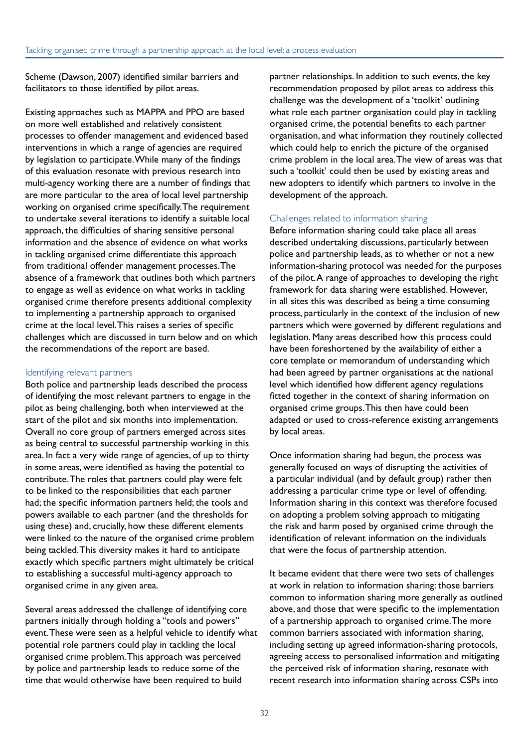Scheme (Dawson, 2007) identified similar barriers and facilitators to those identified by pilot areas.

Existing approaches such as MAPPA and PPO are based on more well established and relatively consistent processes to offender management and evidenced based interventions in which a range of agencies are required by legislation to participate. While many of the findings of this evaluation resonate with previous research into multi-agency working there are a number of findings that are more particular to the area of local level partnership working on organised crime specifically. The requirement to undertake several iterations to identify a suitable local approach, the difficulties of sharing sensitive personal information and the absence of evidence on what works in tackling organised crime differentiate this approach from traditional offender management processes. The absence of a framework that outlines both which partners to engage as well as evidence on what works in tackling organised crime therefore presents additional complexity to implementing a partnership approach to organised crime at the local level. This raises a series of specific challenges which are discussed in turn below and on which the recommendations of the report are based.

### Identifying relevant partners

Both police and partnership leads described the process of identifying the most relevant partners to engage in the pilot as being challenging, both when interviewed at the start of the pilot and six months into implementation. Overall no core group of partners emerged across sites as being central to successful partnership working in this area. In fact a very wide range of agencies, of up to thirty in some areas, were identified as having the potential to contribute. The roles that partners could play were felt to be linked to the responsibilities that each partner had; the specific information partners held; the tools and powers available to each partner (and the thresholds for using these) and, crucially, how these different elements were linked to the nature of the organised crime problem being tackled. This diversity makes it hard to anticipate exactly which specific partners might ultimately be critical to establishing a successful multi-agency approach to organised crime in any given area.

Several areas addressed the challenge of identifying core partners initially through holding a "tools and powers" event. These were seen as a helpful vehicle to identify what potential role partners could play in tackling the local organised crime problem. This approach was perceived by police and partnership leads to reduce some of the time that would otherwise have been required to build partner relationships. In addition to such events, the key recommendation proposed by pilot areas to address this challenge was the development of a 'toolkit' outlining what role each partner organisation could play in tackling organised crime, the potential benefits to each partner organisation, and what information they routinely collected which could help to enrich the picture of the organised crime problem in the local area. The view of areas was that such a 'toolkit' could then be used by existing areas and new adopters to identify which partners to involve in the development of the approach.

### Challenges related to information sharing

Before information sharing could take place all areas described undertaking discussions, particularly between police and partnership leads, as to whether or not a new information-sharing protocol was needed for the purposes of the pilot. A range of approaches to developing the right framework for data sharing were established. However, in all sites this was described as being a time consuming process, particularly in the context of the inclusion of new partners which were governed by different regulations and legislation. Many areas described how this process could have been foreshortened by the availability of either a core template or memorandum of understanding which had been agreed by partner organisations at the national level which identified how different agency regulations fitted together in the context of sharing information on organised crime groups. This then have could been adapted or used to cross-reference existing arrangements by local areas.

Once information sharing had begun, the process was generally focused on ways of disrupting the activities of a particular individual (and by default group) rather then addressing a particular crime type or level of offending. Information sharing in this context was therefore focused on adopting a problem solving approach to mitigating the risk and harm posed by organised crime through the identification of relevant information on the individuals that were the focus of partnership attention.

It became evident that there were two sets of challenges at work in relation to information sharing: those barriers common to information sharing more generally as outlined above, and those that were specific to the implementation of a partnership approach to organised crime. The more common barriers associated with information sharing, including setting up agreed information-sharing protocols, agreeing access to personalised information and mitigating the perceived risk of information sharing, resonate with recent research into information sharing across CSPs into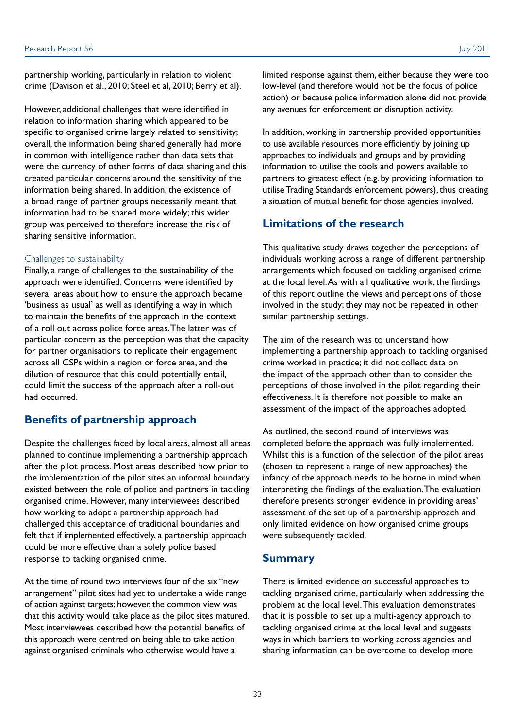partnership working, particularly in relation to violent crime (Davison et al., 2010; Steel et al, 2010; Berry et al).

However, additional challenges that were identified in relation to information sharing which appeared to be specific to organised crime largely related to sensitivity; overall, the information being shared generally had more in common with intelligence rather than data sets that were the currency of other forms of data sharing and this created particular concerns around the sensitivity of the information being shared. In addition, the existence of a broad range of partner groups necessarily meant that information had to be shared more widely; this wider group was perceived to therefore increase the risk of sharing sensitive information.

#### Challenges to sustainability

Finally, a range of challenges to the sustainability of the approach were identified. Concerns were identified by several areas about how to ensure the approach became 'business as usual' as well as identifying a way in which to maintain the benefits of the approach in the context of a roll out across police force areas. The latter was of particular concern as the perception was that the capacity for partner organisations to replicate their engagement across all CSPs within a region or force area, and the dilution of resource that this could potentially entail, could limit the success of the approach after a roll-out had occurred.

## Benefits of partnership approach

Despite the challenges faced by local areas, almost all areas planned to continue implementing a partnership approach after the pilot process. Most areas described how prior to the implementation of the pilot sites an informal boundary existed between the role of police and partners in tackling organised crime. However, many interviewees described how working to adopt a partnership approach had challenged this acceptance of traditional boundaries and felt that if implemented effectively, a partnership approach could be more effective than a solely police based response to tacking organised crime.

At the time of round two interviews four of the six "new arrangement" pilot sites had yet to undertake a wide range of action against targets; however, the common view was that this activity would take place as the pilot sites matured. Most interviewees described how the potential benefits of this approach were centred on being able to take action against organised criminals who otherwise would have a limited response against them, either because they were too low-level (and therefore would not be the focus of police action) or because police information alone did not provide any avenues for enforcement or disruption activity.

In addition, working in partnership provided opportunities to use available resources more efficiently by joining up approaches to individuals and groups and by providing information to utilise the tools and powers available to partners to greatest effect (e.g. by providing information to utilise Trading Standards enforcement powers), thus creating a situation of mutual benefit for those agencies involved.

## Limitations of the research

This qualitative study draws together the perceptions of individuals working across a range of different partnership arrangements which focused on tackling organised crime at the local level. As with all qualitative work, the findings of this report outline the views and perceptions of those involved in the study; they may not be repeated in other similar partnership settings.

The aim of the research was to understand how implementing a partnership approach to tackling organised crime worked in practice; it did not collect data on the impact of the approach other than to consider the perceptions of those involved in the pilot regarding their effectiveness. It is therefore not possible to make an assessment of the impact of the approaches adopted.

As outlined, the second round of interviews was completed before the approach was fully implemented. Whilst this is a function of the selection of the pilot areas (chosen to represent a range of new approaches) the infancy of the approach needs to be borne in mind when interpreting the findings of the evaluation. The evaluation therefore presents stronger evidence in providing areas' assessment of the set up of a partnership approach and only limited evidence on how organised crime groups were subsequently tackled.

## Summary

There is limited evidence on successful approaches to tackling organised crime, particularly when addressing the problem at the local level. This evaluation demonstrates that it is possible to set up a multi-agency approach to tackling organised crime at the local level and suggests ways in which barriers to working across agencies and sharing information can be overcome to develop more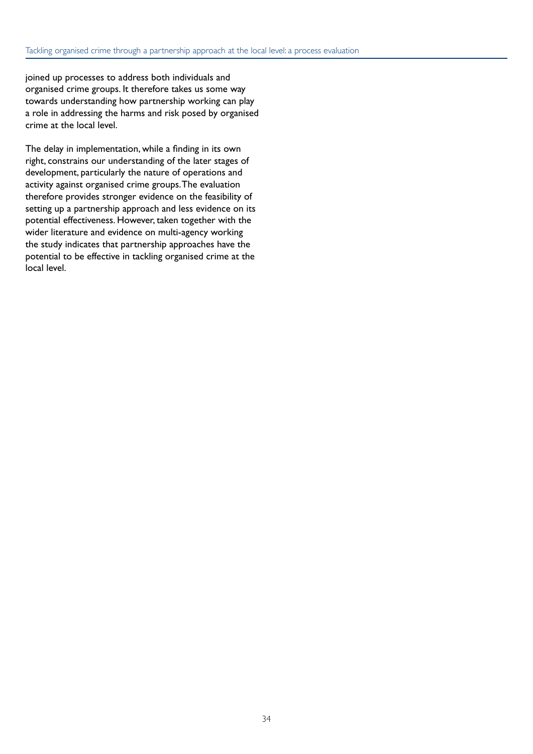joined up processes to address both individuals and organised crime groups. It therefore takes us some way towards understanding how partnership working can play a role in addressing the harms and risk posed by organised crime at the local level.

The delay in implementation, while a finding in its own right, constrains our understanding of the later stages of development, particularly the nature of operations and activity against organised crime groups. The evaluation therefore provides stronger evidence on the feasibility of setting up a partnership approach and less evidence on its potential effectiveness. However, taken together with the wider literature and evidence on multi-agency working the study indicates that partnership approaches have the potential to be effective in tackling organised crime at the local level.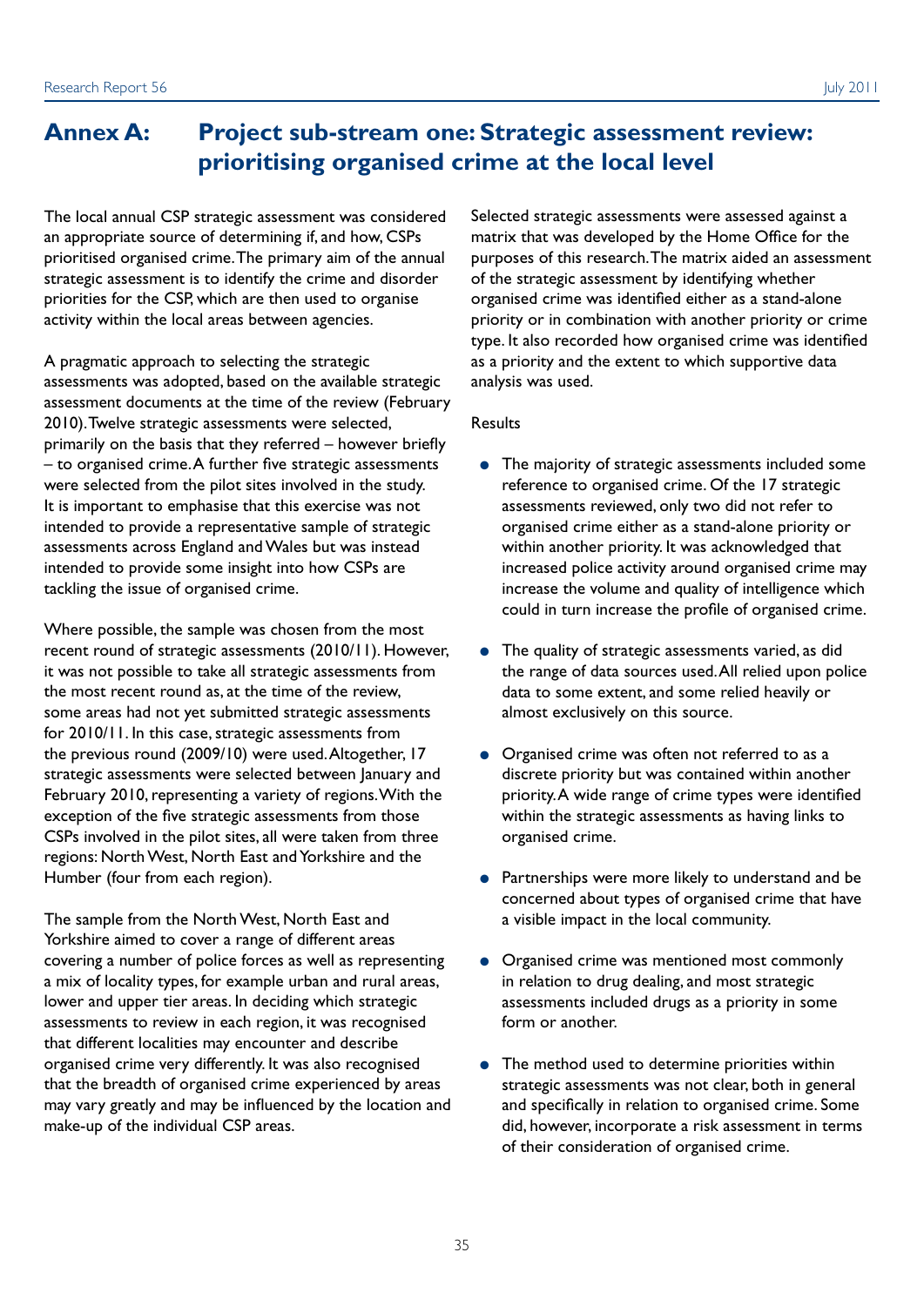# Annex A: Project sub-stream one: Strategic assessment review: prioritising organised crime at the local level

The local annual CSP strategic assessment was considered an appropriate source of determining if, and how, CSPs prioritised organised crime. The primary aim of the annual strategic assessment is to identify the crime and disorder priorities for the CSP, which are then used to organise activity within the local areas between agencies.

A pragmatic approach to selecting the strategic assessments was adopted, based on the available strategic assessment documents at the time of the review (February 2010). Twelve strategic assessments were selected, primarily on the basis that they referred – however briefly – to organised crime. A further five strategic assessments were selected from the pilot sites involved in the study. It is important to emphasise that this exercise was not intended to provide a representative sample of strategic assessments across England and Wales but was instead intended to provide some insight into how CSPs are tackling the issue of organised crime.

Where possible, the sample was chosen from the most recent round of strategic assessments (2010/11). However, it was not possible to take all strategic assessments from the most recent round as, at the time of the review, some areas had not yet submitted strategic assessments for 2010/11. In this case, strategic assessments from the previous round (2009/10) were used. Altogether, 17 strategic assessments were selected between January and February 2010, representing a variety of regions. With the exception of the five strategic assessments from those CSPs involved in the pilot sites, all were taken from three regions: North West, North East and Yorkshire and the Humber (four from each region).

The sample from the North West, North East and Yorkshire aimed to cover a range of different areas covering a number of police forces as well as representing a mix of locality types, for example urban and rural areas, lower and upper tier areas. In deciding which strategic assessments to review in each region, it was recognised that different localities may encounter and describe organised crime very differently. It was also recognised that the breadth of organised crime experienced by areas may vary greatly and may be influenced by the location and make-up of the individual CSP areas.

Selected strategic assessments were assessed against a matrix that was developed by the Home Office for the purposes of this research. The matrix aided an assessment of the strategic assessment by identifying whether organised crime was identified either as a stand-alone priority or in combination with another priority or crime type. It also recorded how organised crime was identified as a priority and the extent to which supportive data analysis was used.

Results

- The majority of strategic assessments included some reference to organised crime. Of the 17 strategic assessments reviewed, only two did not refer to organised crime either as a stand-alone priority or within another priority. It was acknowledged that increased police activity around organised crime may increase the volume and quality of intelligence which could in turn increase the profile of organised crime.

- The quality of strategic assessments varied, as did the range of data sources used. All relied upon police data to some extent, and some relied heavily or almost exclusively on this source.

- Organised crime was often not referred to as a discrete priority but was contained within another priority. A wide range of crime types were identified within the strategic assessments as having links to organised crime.

- Partnerships were more likely to understand and be concerned about types of organised crime that have a visible impact in the local community.

- Organised crime was mentioned most commonly in relation to drug dealing, and most strategic assessments included drugs as a priority in some form or another.

- The method used to determine priorities within strategic assessments was not clear, both in general and specifically in relation to organised crime. Some did, however, incorporate a risk assessment in terms of their consideration of organised crime.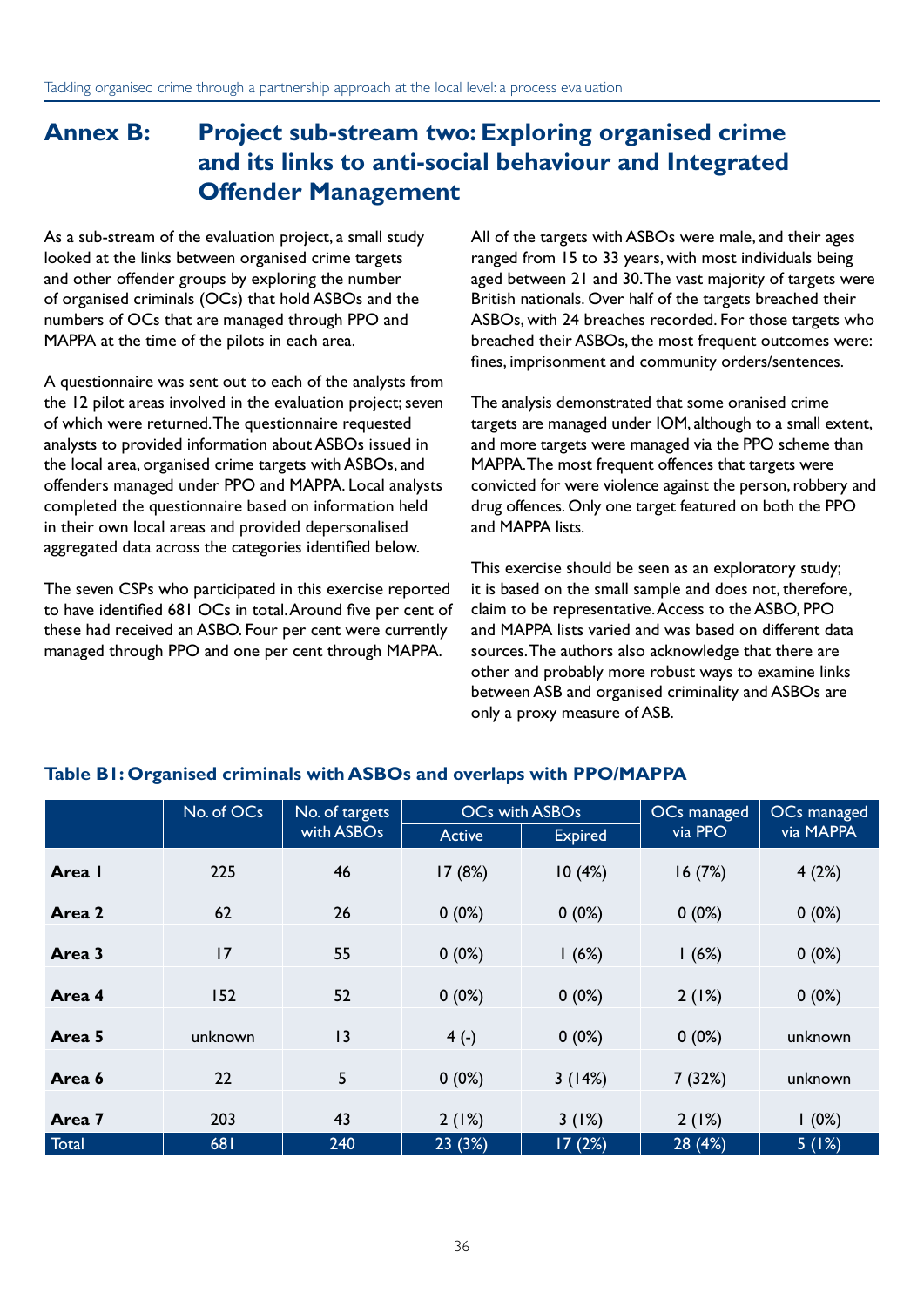# Annex B: Project sub-stream two: Exploring organised crime and its links to anti-social behaviour and Integrated Offender Management

As a sub-stream of the evaluation project, a small study looked at the links between organised crime targets and other offender groups by exploring the number of organised criminals (OCs) that hold ASBOs and the numbers of OCs that are managed through PPO and MAPPA at the time of the pilots in each area.

A questionnaire was sent out to each of the analysts from the 12 pilot areas involved in the evaluation project; seven of which were returned. The questionnaire requested analysts to provided information about ASBOs issued in the local area, organised crime targets with ASBOs, and offenders managed under PPO and MAPPA. Local analysts completed the questionnaire based on information held in their own local areas and provided depersonalised aggregated data across the categories identified below.

The seven CSPs who participated in this exercise reported to have identified 681 OCs in total. Around five per cent of these had received an ASBO. Four per cent were currently managed through PPO and one per cent through MAPPA.

All of the targets with ASBOs were male, and their ages ranged from 15 to 33 years, with most individuals being aged between 21 and 30. The vast majority of targets were British nationals. Over half of the targets breached their ASBOs, with 24 breaches recorded. For those targets who breached their ASBOs, the most frequent outcomes were: fines, imprisonment and community orders/sentences.

The analysis demonstrated that some oranised crime targets are managed under IOM, although to a small extent, and more targets were managed via the PPO scheme than MAPPA. The most frequent offences that targets were convicted for were violence against the person, robbery and drug offences. Only one target featured on both the PPO and MAPPA lists.

This exercise should be seen as an exploratory study; it is based on the small sample and does not, therefore, claim to be representative. Access to the ASBO, PPO and MAPPA lists varied and was based on different data sources. The authors also acknowledge that there are other and probably more robust ways to examine links between ASB and organised criminality and ASBOs are only a proxy measure of ASB.

**Table B1: Organised criminals with ASBOs and overlaps with PPO/MAPPA**

| | No. of OCs | No. of targets with ASBOs | OCs with ASBOs | | OCs managed via PPO | OCs managed via MAPPA |
|---|---|---|---|---|---|---|
| | | | Active | Expired | | |
| **Area 1** | 225 | 46 | 17 (8%) | 10 (4%) | 16 (7%) | 4 (2%) |
| **Area 2** | 62 | 26 | 0 (0%) | 0 (0%) | 0 (0%) | 0 (0%) |
| **Area 3** | 17 | 55 | 0 (0%) | 1 (6%) | 1 (6%) | 0 (0%) |
| **Area 4** | 152 | 52 | 0 (0%) | 0 (0%) | 2 (1%) | 0 (0%) |
| **Area 5** | unknown | 13 | 4 (-) | 0 (0%) | 0 (0%) | unknown |
| **Area 6** | 22 | 5 | 0 (0%) | 3 (14%) | 7 (32%) | unknown |
| **Area 7** | 203 | 43 | 2 (1%) | 3 (1%) | 2 (1%) | 1 (0%) |
| Total | 681 | 240 | 23 (3%) | 17 (2%) | 28 (4%) | 5 (1%) |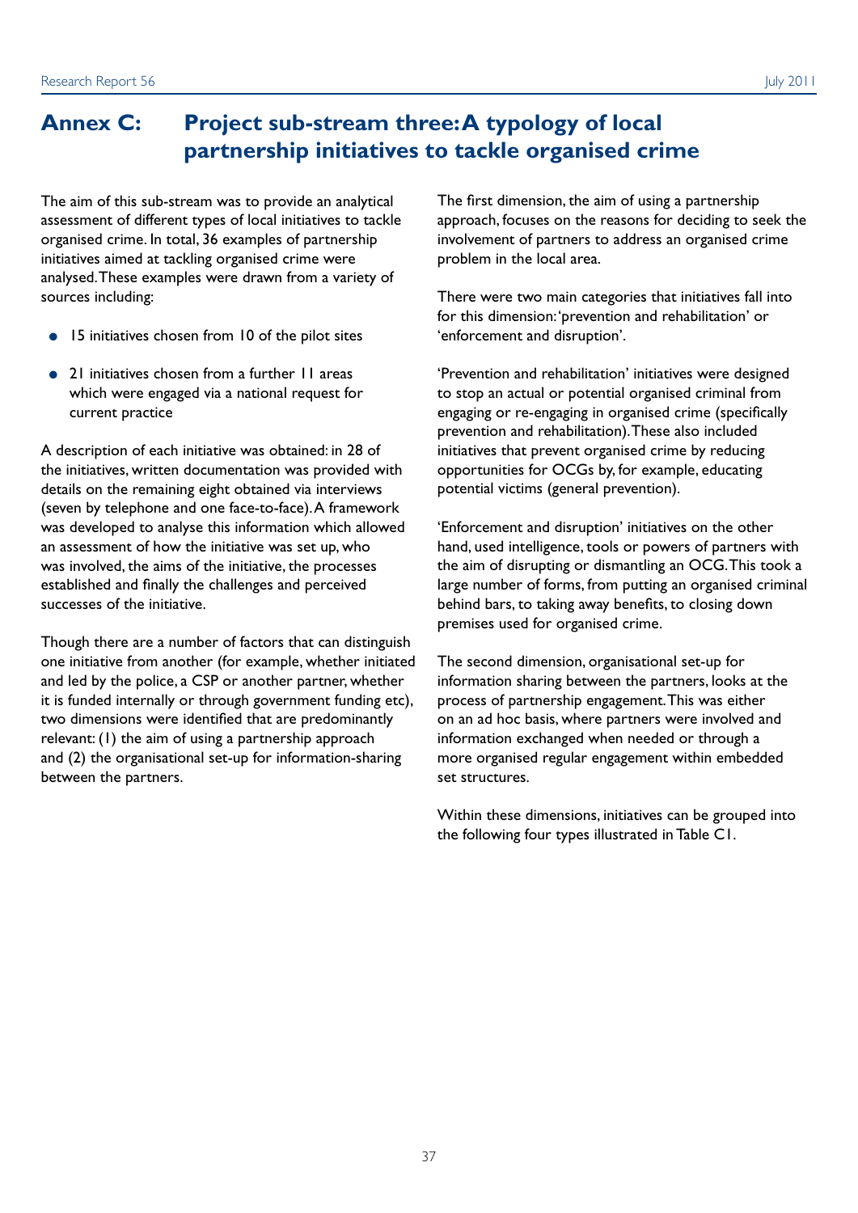# Annex C: Project sub-stream three: A typology of local partnership initiatives to tackle organised crime

The aim of this sub-stream was to provide an analytical assessment of different types of local initiatives to tackle organised crime. In total, 36 examples of partnership initiatives aimed at tackling organised crime were analysed. These examples were drawn from a variety of sources including:

- 15 initiatives chosen from 10 of the pilot sites
- 21 initiatives chosen from a further 11 areas which were engaged via a national request for current practice

A description of each initiative was obtained: in 28 of the initiatives, written documentation was provided with details on the remaining eight obtained via interviews (seven by telephone and one face-to-face). A framework was developed to analyse this information which allowed an assessment of how the initiative was set up, who was involved, the aims of the initiative, the processes established and finally the challenges and perceived successes of the initiative.

Though there are a number of factors that can distinguish one initiative from another (for example, whether initiated and led by the police, a CSP or another partner, whether it is funded internally or through government funding etc), two dimensions were identified that are predominantly relevant: (1) the aim of using a partnership approach and (2) the organisational set-up for information-sharing between the partners.

The first dimension, the aim of using a partnership approach, focuses on the reasons for deciding to seek the involvement of partners to address an organised crime problem in the local area.

There were two main categories that initiatives fall into for this dimension: 'prevention and rehabilitation' or 'enforcement and disruption'.

'Prevention and rehabilitation' initiatives were designed to stop an actual or potential organised criminal from engaging or re-engaging in organised crime (specifically prevention and rehabilitation). These also included initiatives that prevent organised crime by reducing opportunities for OCGs by, for example, educating potential victims (general prevention).

'Enforcement and disruption' initiatives on the other hand, used intelligence, tools or powers of partners with the aim of disrupting or dismantling an OCG. This took a large number of forms, from putting an organised criminal behind bars, to taking away benefits, to closing down premises used for organised crime.

The second dimension, organisational set-up for information sharing between the partners, looks at the process of partnership engagement. This was either on an ad hoc basis, where partners were involved and information exchanged when needed or through a more organised regular engagement within embedded set structures.

Within these dimensions, initiatives can be grouped into the following four types illustrated in Table C1.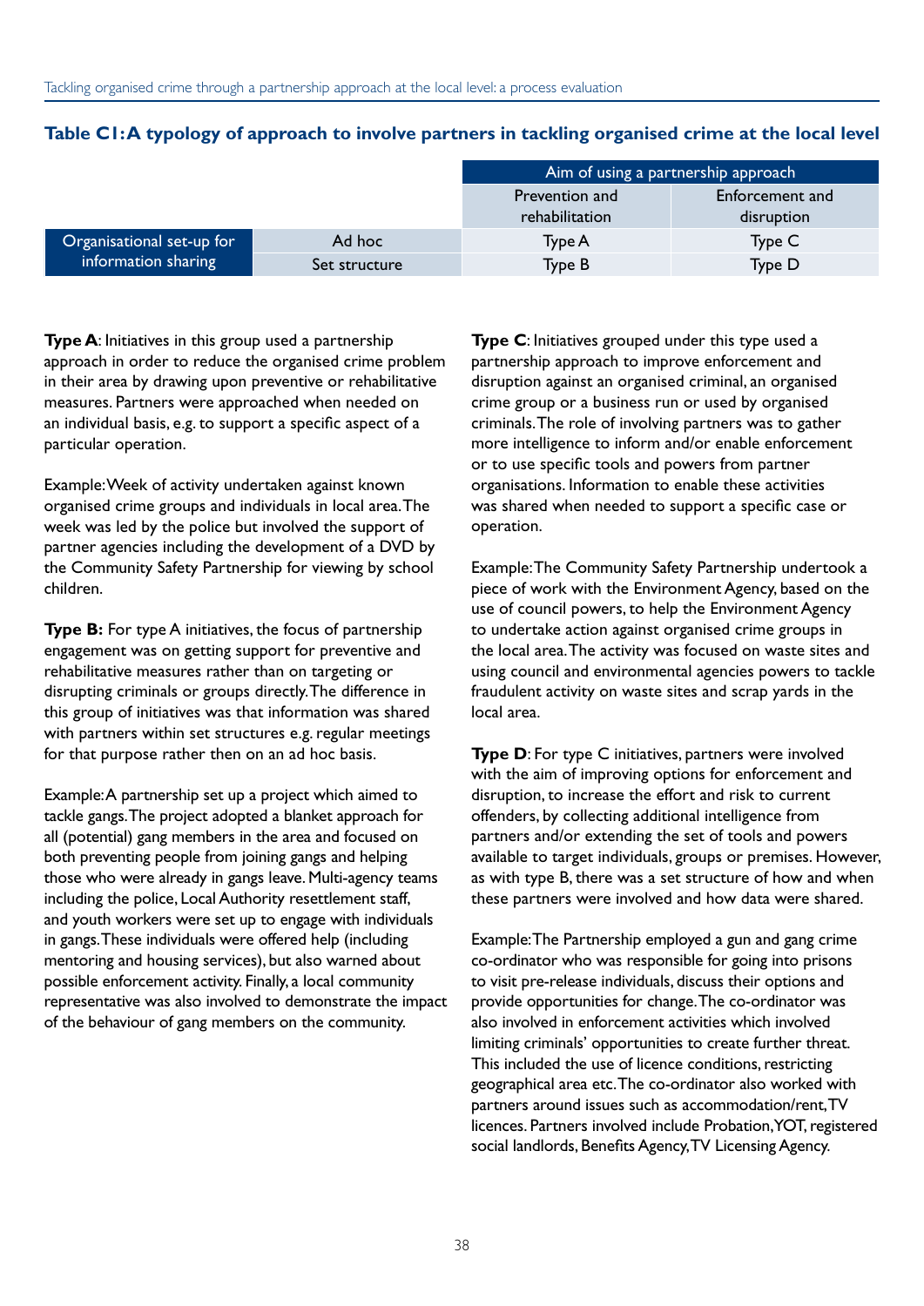**Table C1: A typology of approach to involve partners in tackling organised crime at the local level**

| | | Aim of using a partnership approach | |
|---|---|---|---|
| | | Prevention and rehabilitation | Enforcement and disruption |
| Organisational set-up for information sharing | Ad hoc | Type A | Type C |
| | Set structure | Type B | Type D |

**Type A**: Initiatives in this group used a partnership approach in order to reduce the organised crime problem in their area by drawing upon preventive or rehabilitative measures. Partners were approached when needed on an individual basis, e.g. to support a specific aspect of a particular operation.

Example: Week of activity undertaken against known organised crime groups and individuals in local area. The week was led by the police but involved the support of partner agencies including the development of a DVD by the Community Safety Partnership for viewing by school children.

**Type B:** For type A initiatives, the focus of partnership engagement was on getting support for preventive and rehabilitative measures rather than on targeting or disrupting criminals or groups directly. The difference in this group of initiatives was that information was shared with partners within set structures e.g. regular meetings for that purpose rather then on an ad hoc basis.

Example: A partnership set up a project which aimed to tackle gangs. The project adopted a blanket approach for all (potential) gang members in the area and focused on both preventing people from joining gangs and helping those who were already in gangs leave. Multi-agency teams including the police, Local Authority resettlement staff, and youth workers were set up to engage with individuals in gangs. These individuals were offered help (including mentoring and housing services), but also warned about possible enforcement activity. Finally, a local community representative was also involved to demonstrate the impact of the behaviour of gang members on the community.

**Type C**: Initiatives grouped under this type used a partnership approach to improve enforcement and disruption against an organised criminal, an organised crime group or a business run or used by organised criminals. The role of involving partners was to gather more intelligence to inform and/or enable enforcement or to use specific tools and powers from partner organisations. Information to enable these activities was shared when needed to support a specific case or operation.

Example: The Community Safety Partnership undertook a piece of work with the Environment Agency, based on the use of council powers, to help the Environment Agency to undertake action against organised crime groups in the local area. The activity was focused on waste sites and using council and environmental agencies powers to tackle fraudulent activity on waste sites and scrap yards in the local area.

**Type D**: For type C initiatives, partners were involved with the aim of improving options for enforcement and disruption, to increase the effort and risk to current offenders, by collecting additional intelligence from partners and/or extending the set of tools and powers available to target individuals, groups or premises. However, as with type B, there was a set structure of how and when these partners were involved and how data were shared.

Example: The Partnership employed a gun and gang crime co-ordinator who was responsible for going into prisons to visit pre-release individuals, discuss their options and provide opportunities for change. The co-ordinator was also involved in enforcement activities which involved limiting criminals' opportunities to create further threat. This included the use of licence conditions, restricting geographical area etc. The co-ordinator also worked with partners around issues such as accommodation/rent, TV licences. Partners involved include Probation, YOT, registered social landlords, Benefits Agency, TV Licensing Agency.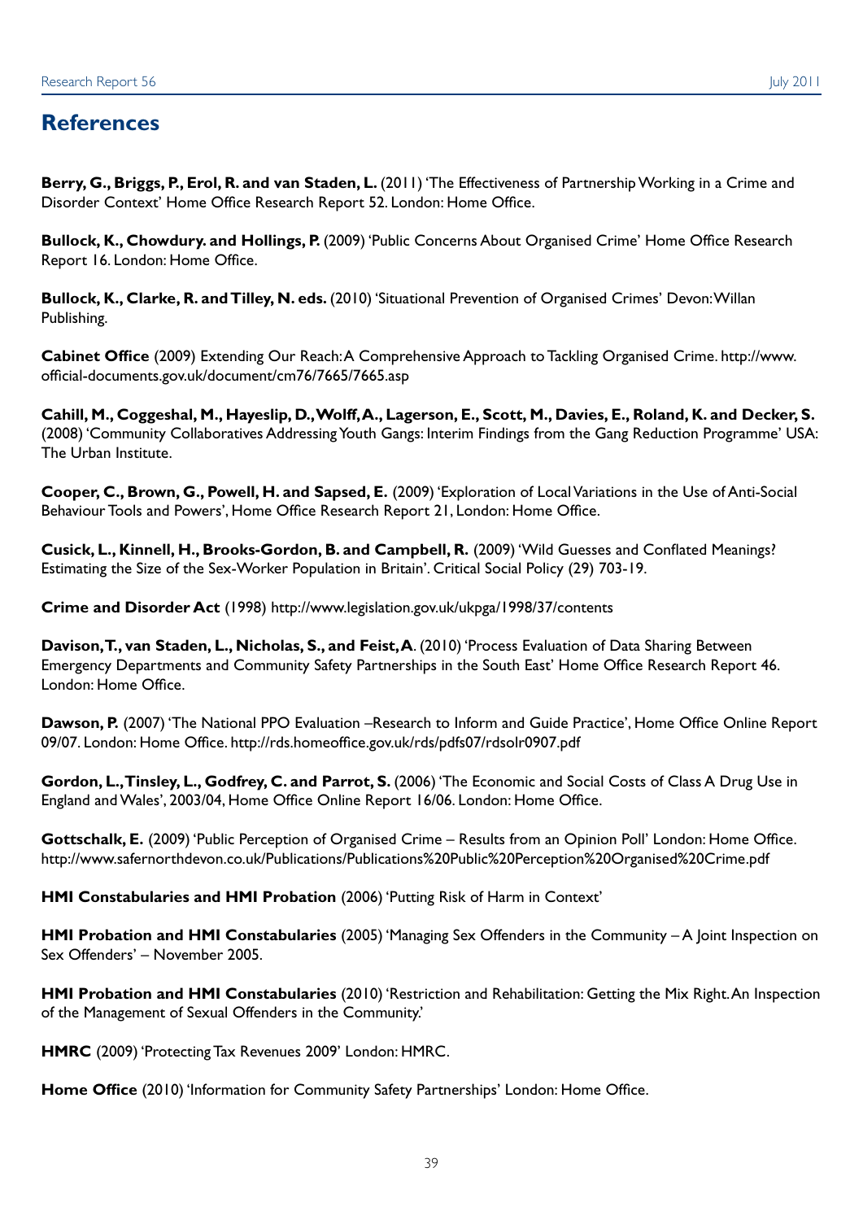# References

**Berry, G., Briggs, P., Erol, R. and van Staden, L.** (2011) 'The Effectiveness of Partnership Working in a Crime and Disorder Context' Home Office Research Report 52. London: Home Office.

**Bullock, K., Chowdury. and Hollings, P.** (2009) 'Public Concerns About Organised Crime' Home Office Research Report 16. London: Home Office.

**Bullock, K., Clarke, R. and Tilley, N. eds.** (2010) 'Situational Prevention of Organised Crimes' Devon: Willan Publishing.

**Cabinet Office** (2009) Extending Our Reach: A Comprehensive Approach to Tackling Organised Crime. http://www.official-documents.gov.uk/document/cm76/7665/7665.asp

**Cahill, M., Coggeshal, M., Hayeslip, D., Wolff, A., Lagerson, E., Scott, M., Davies, E., Roland, K. and Decker, S.** (2008) 'Community Collaboratives Addressing Youth Gangs: Interim Findings from the Gang Reduction Programme' USA: The Urban Institute.

**Cooper, C., Brown, G., Powell, H. and Sapsed, E.** (2009) 'Exploration of Local Variations in the Use of Anti-Social Behaviour Tools and Powers', Home Office Research Report 21, London: Home Office.

**Cusick, L., Kinnell, H., Brooks-Gordon, B. and Campbell, R.** (2009) 'Wild Guesses and Conflated Meanings? Estimating the Size of the Sex-Worker Population in Britain'. Critical Social Policy (29) 703-19.

**Crime and Disorder Act** (1998) http://www.legislation.gov.uk/ukpga/1998/37/contents

**Davison, T., van Staden, L., Nicholas, S., and Feist, A**. (2010) 'Process Evaluation of Data Sharing Between Emergency Departments and Community Safety Partnerships in the South East' Home Office Research Report 46. London: Home Office.

**Dawson, P.** (2007) 'The National PPO Evaluation –Research to Inform and Guide Practice', Home Office Online Report 09/07. London: Home Office. http://rds.homeoffice.gov.uk/rds/pdfs07/rdsolr0907.pdf

**Gordon, L., Tinsley, L., Godfrey, C. and Parrot, S.** (2006) 'The Economic and Social Costs of Class A Drug Use in England and Wales', 2003/04, Home Office Online Report 16/06. London: Home Office.

**Gottschalk, E.** (2009) 'Public Perception of Organised Crime – Results from an Opinion Poll' London: Home Office. http://www.safernorthdevon.co.uk/Publications/Publications%20Public%20Perception%20Organised%20Crime.pdf

**HMI Constabularies and HMI Probation** (2006) 'Putting Risk of Harm in Context'

**HMI Probation and HMI Constabularies** (2005) 'Managing Sex Offenders in the Community – A Joint Inspection on Sex Offenders' – November 2005.

**HMI Probation and HMI Constabularies** (2010) 'Restriction and Rehabilitation: Getting the Mix Right. An Inspection of the Management of Sexual Offenders in the Community.'

**HMRC** (2009) 'Protecting Tax Revenues 2009' London: HMRC.

**Home Office** (2010) 'Information for Community Safety Partnerships' London: Home Office.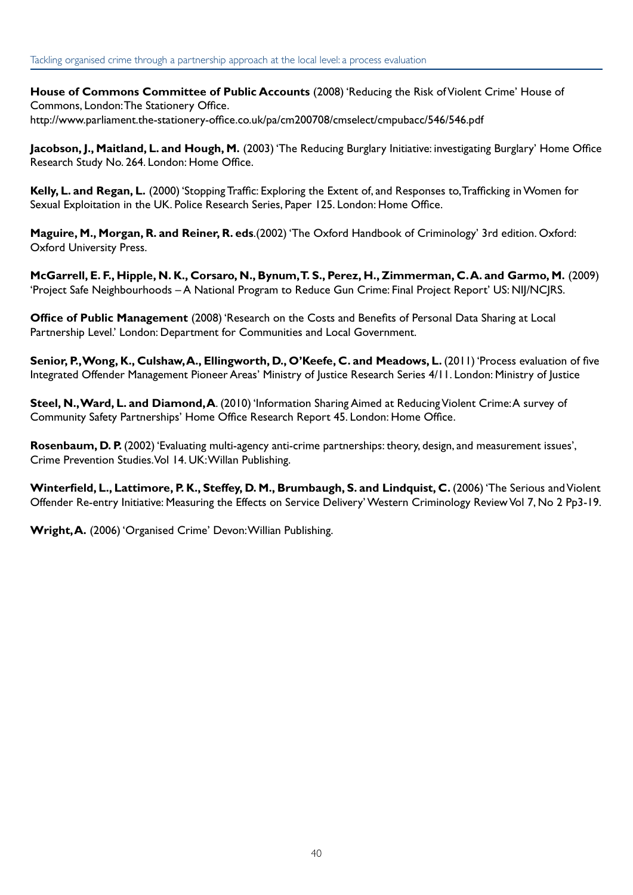**House of Commons Committee of Public Accounts** (2008) 'Reducing the Risk of Violent Crime' House of Commons, London: The Stationery Office.
http://www.parliament.the-stationery-office.co.uk/pa/cm200708/cmselect/cmpubacc/546/546.pdf

**Jacobson, J., Maitland, L. and Hough, M.** (2003) 'The Reducing Burglary Initiative: investigating Burglary' Home Office Research Study No. 264. London: Home Office.

**Kelly, L. and Regan, L.** (2000) 'Stopping Traffic: Exploring the Extent of, and Responses to, Trafficking in Women for Sexual Exploitation in the UK. Police Research Series, Paper 125. London: Home Office.

**Maguire, M., Morgan, R. and Reiner, R. eds**.(2002) 'The Oxford Handbook of Criminology' 3rd edition. Oxford: Oxford University Press.

**McGarrell, E. F., Hipple, N. K., Corsaro, N., Bynum, T. S., Perez, H., Zimmerman, C. A. and Garmo, M.** (2009) 'Project Safe Neighbourhoods – A National Program to Reduce Gun Crime: Final Project Report' US: NIJ/NCJRS.

**Office of Public Management** (2008) 'Research on the Costs and Benefits of Personal Data Sharing at Local Partnership Level.' London: Department for Communities and Local Government.

**Senior, P., Wong, K., Culshaw, A., Ellingworth, D., O'Keefe, C. and Meadows, L.** (2011) 'Process evaluation of five Integrated Offender Management Pioneer Areas' Ministry of Justice Research Series 4/11. London: Ministry of Justice

**Steel, N., Ward, L. and Diamond, A**. (2010) 'Information Sharing Aimed at Reducing Violent Crime: A survey of Community Safety Partnerships' Home Office Research Report 45. London: Home Office.

**Rosenbaum, D. P.** (2002) 'Evaluating multi-agency anti-crime partnerships: theory, design, and measurement issues', Crime Prevention Studies. Vol 14. UK: Willan Publishing.

**Winterfield, L., Lattimore, P. K., Steffey, D. M., Brumbaugh, S. and Lindquist, C.** (2006) 'The Serious and Violent Offender Re-entry Initiative: Measuring the Effects on Service Delivery' Western Criminology Review Vol 7, No 2 Pp3-19.

**Wright, A.** (2006) 'Organised Crime' Devon: Willian Publishing.